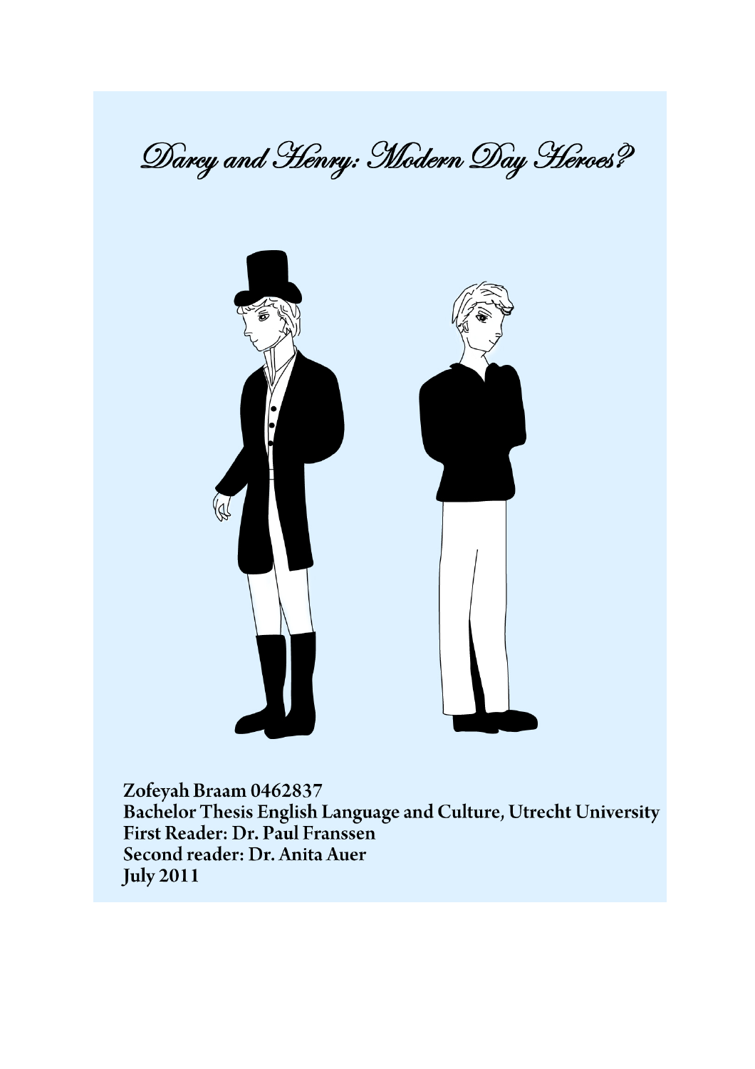# Darcy and Henry: Modern Day Heroes?

**Zofeyah Braam 0462837**
**Bachelor Thesis English Language and Culture, Utrecht University**
**First Reader: Dr. Paul Franssen**
**Second reader: Dr. Anita Auer**
**July 2011**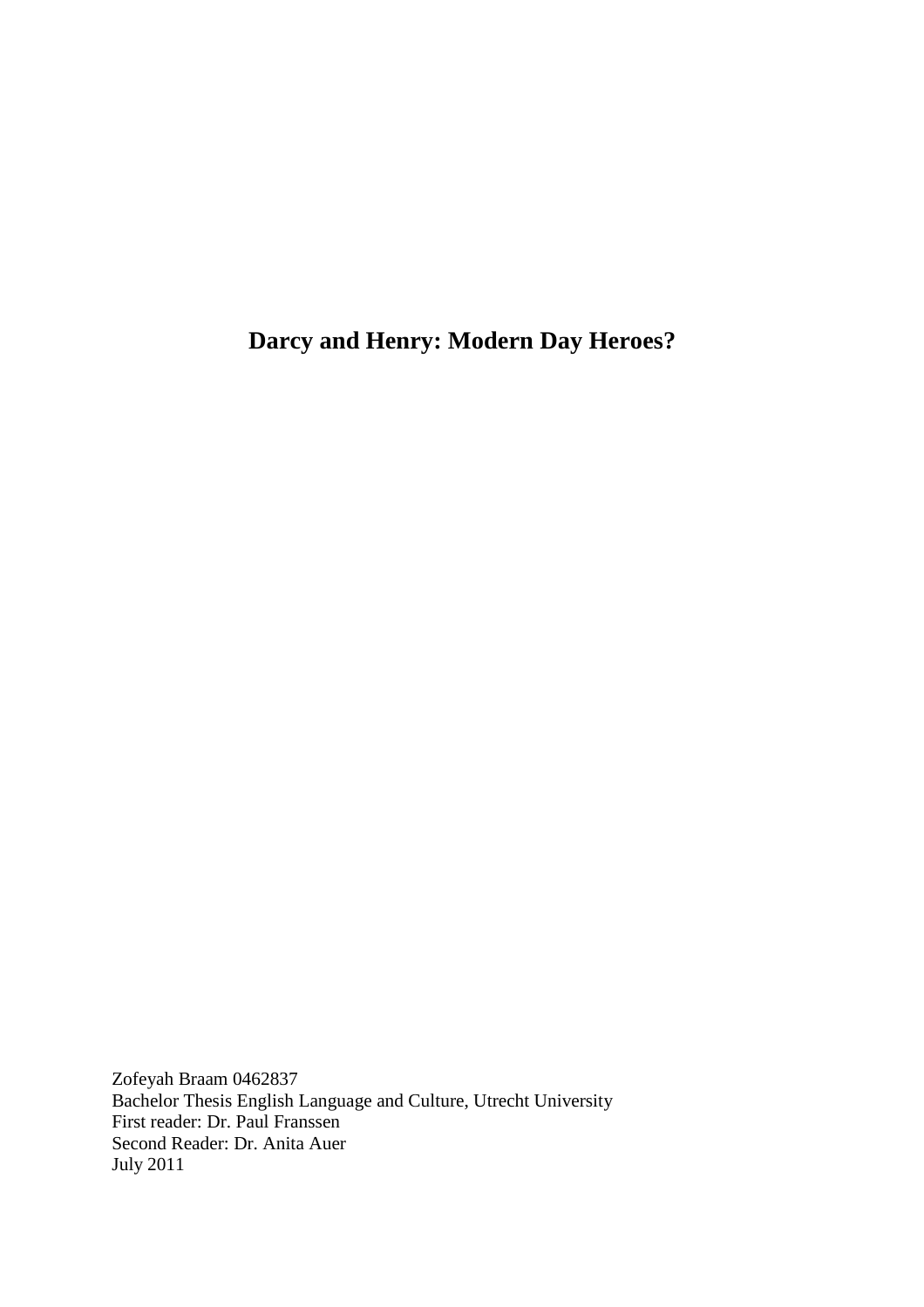# Darcy and Henry: Modern Day Heroes?

Zofeyah Braam 0462837
Bachelor Thesis English Language and Culture, Utrecht University
First reader: Dr. Paul Franssen
Second Reader: Dr. Anita Auer
July 2011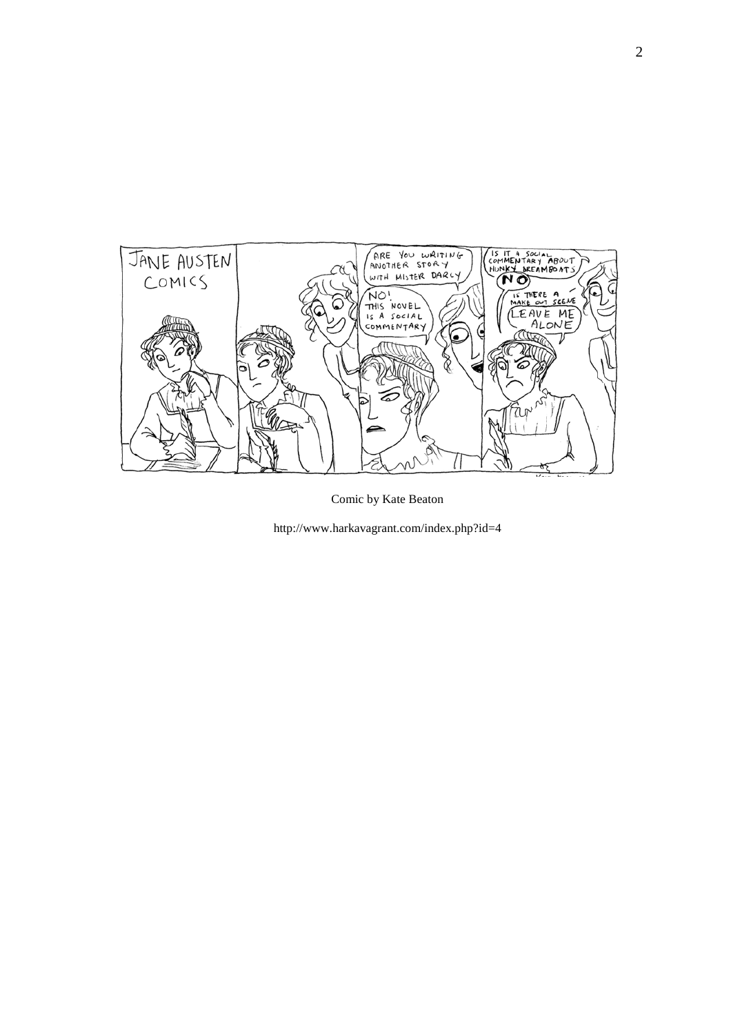Comic by Kate Beaton

http://www.harkavagrant.com/index.php?id=4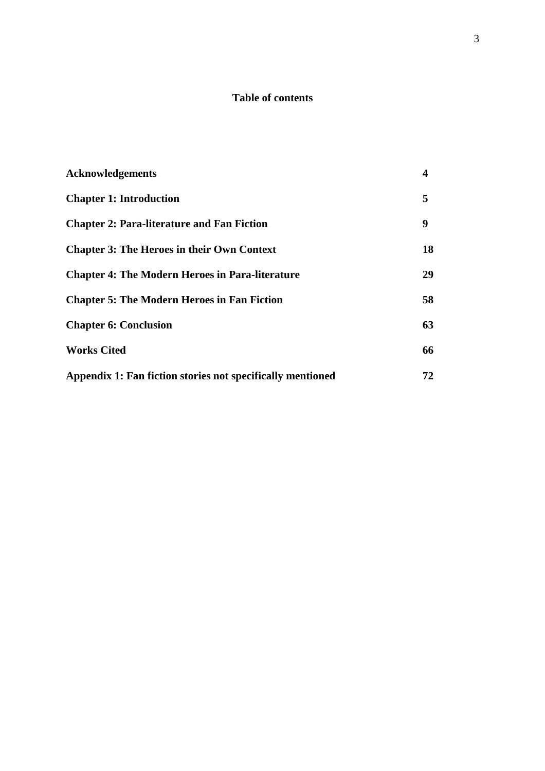# Table of contents

| | |
|---|---|
| **Acknowledgements** | **4** |
| **Chapter 1: Introduction** | **5** |
| **Chapter 2: Para-literature and Fan Fiction** | **9** |
| **Chapter 3: The Heroes in their Own Context** | **18** |
| **Chapter 4: The Modern Heroes in Para-literature** | **29** |
| **Chapter 5: The Modern Heroes in Fan Fiction** | **58** |
| **Chapter 6: Conclusion** | **63** |
| **Works Cited** | **66** |
| **Appendix 1: Fan fiction stories not specifically mentioned** | **72** |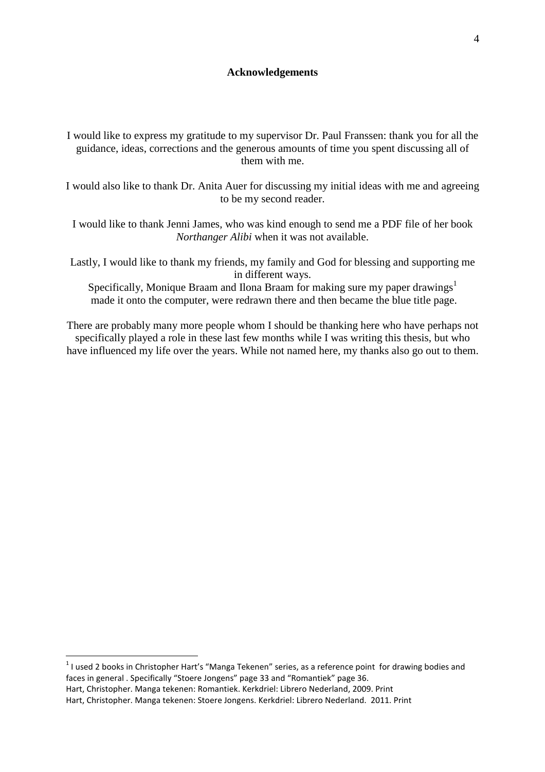## Acknowledgements

I would like to express my gratitude to my supervisor Dr. Paul Franssen: thank you for all the guidance, ideas, corrections and the generous amounts of time you spent discussing all of them with me.

I would also like to thank Dr. Anita Auer for discussing my initial ideas with me and agreeing to be my second reader.

I would like to thank Jenni James, who was kind enough to send me a PDF file of her book *Northanger Alibi* when it was not available.

Lastly, I would like to thank my friends, my family and God for blessing and supporting me in different ways.
Specifically, Monique Braam and Ilona Braam for making sure my paper drawings[1] made it onto the computer, were redrawn there and then became the blue title page.

There are probably many more people whom I should be thanking here who have perhaps not specifically played a role in these last few months while I was writing this thesis, but who have influenced my life over the years. While not named here, my thanks also go out to them.

---

[1] I used 2 books in Christopher Hart's "Manga Tekenen" series, as a reference point for drawing bodies and faces in general . Specifically "Stoere Jongens" page 33 and "Romantiek" page 36.
Hart, Christopher. Manga tekenen: Romantiek. Kerkdriel: Librero Nederland, 2009. Print
Hart, Christopher. Manga tekenen: Stoere Jongens. Kerkdriel: Librero Nederland. 2011. Print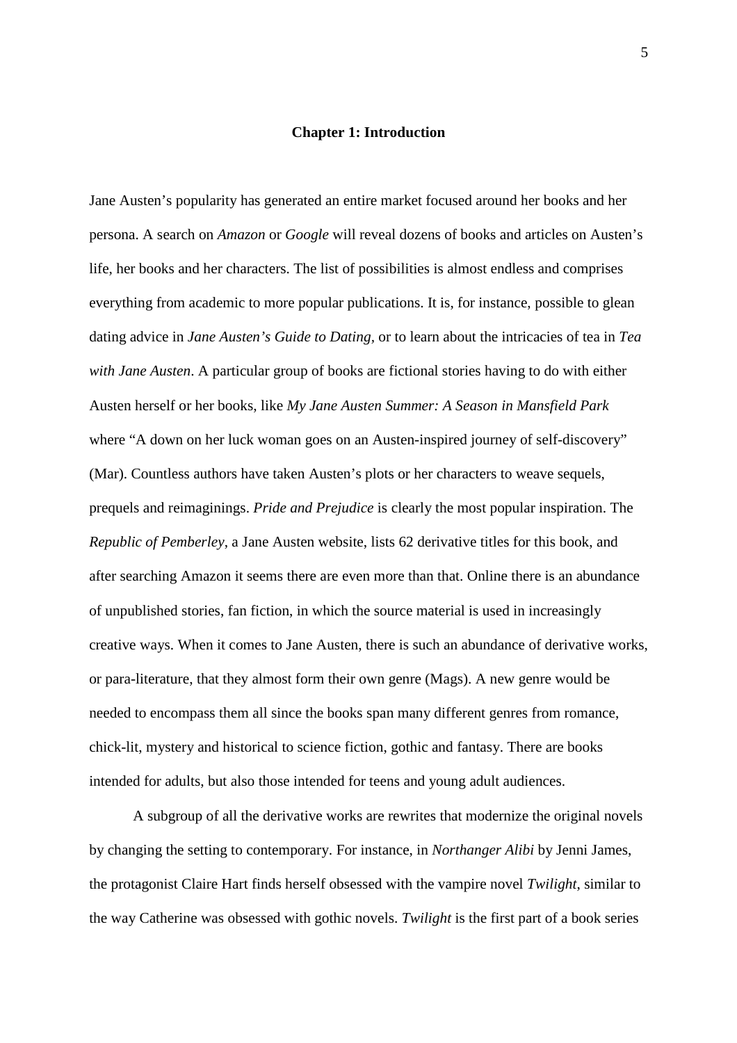# Chapter 1: Introduction

Jane Austen's popularity has generated an entire market focused around her books and her persona. A search on *Amazon* or *Google* will reveal dozens of books and articles on Austen's life, her books and her characters. The list of possibilities is almost endless and comprises everything from academic to more popular publications. It is, for instance, possible to glean dating advice in *Jane Austen's Guide to Dating,* or to learn about the intricacies of tea in *Tea with Jane Austen*. A particular group of books are fictional stories having to do with either Austen herself or her books, like *My Jane Austen Summer: A Season in Mansfield Park* where "A down on her luck woman goes on an Austen-inspired journey of self-discovery" (Mar). Countless authors have taken Austen's plots or her characters to weave sequels, prequels and reimaginings. *Pride and Prejudice* is clearly the most popular inspiration. The *Republic of Pemberley*, a Jane Austen website, lists 62 derivative titles for this book, and after searching Amazon it seems there are even more than that. Online there is an abundance of unpublished stories, fan fiction, in which the source material is used in increasingly creative ways. When it comes to Jane Austen, there is such an abundance of derivative works, or para-literature, that they almost form their own genre (Mags). A new genre would be needed to encompass them all since the books span many different genres from romance, chick-lit, mystery and historical to science fiction, gothic and fantasy. There are books intended for adults, but also those intended for teens and young adult audiences.

A subgroup of all the derivative works are rewrites that modernize the original novels by changing the setting to contemporary. For instance, in *Northanger Alibi* by Jenni James, the protagonist Claire Hart finds herself obsessed with the vampire novel *Twilight*, similar to the way Catherine was obsessed with gothic novels. *Twilight* is the first part of a book series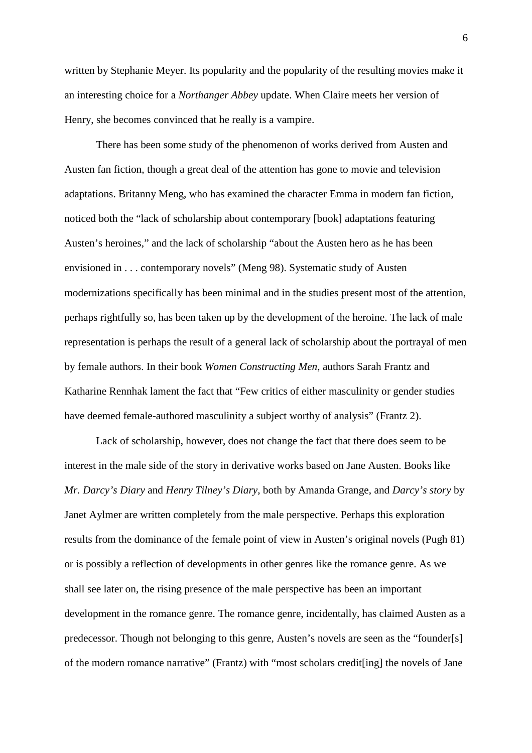written by Stephanie Meyer. Its popularity and the popularity of the resulting movies make it an interesting choice for a *Northanger Abbey* update. When Claire meets her version of Henry, she becomes convinced that he really is a vampire.

There has been some study of the phenomenon of works derived from Austen and Austen fan fiction, though a great deal of the attention has gone to movie and television adaptations. Britanny Meng, who has examined the character Emma in modern fan fiction, noticed both the "lack of scholarship about contemporary [book] adaptations featuring Austen's heroines," and the lack of scholarship "about the Austen hero as he has been envisioned in . . . contemporary novels" (Meng 98). Systematic study of Austen modernizations specifically has been minimal and in the studies present most of the attention, perhaps rightfully so, has been taken up by the development of the heroine. The lack of male representation is perhaps the result of a general lack of scholarship about the portrayal of men by female authors. In their book *Women Constructing Men*, authors Sarah Frantz and Katharine Rennhak lament the fact that "Few critics of either masculinity or gender studies have deemed female-authored masculinity a subject worthy of analysis" (Frantz 2).

Lack of scholarship, however, does not change the fact that there does seem to be interest in the male side of the story in derivative works based on Jane Austen. Books like *Mr. Darcy's Diary* and *Henry Tilney's Diary*, both by Amanda Grange, and *Darcy's story* by Janet Aylmer are written completely from the male perspective. Perhaps this exploration results from the dominance of the female point of view in Austen's original novels (Pugh 81) or is possibly a reflection of developments in other genres like the romance genre. As we shall see later on, the rising presence of the male perspective has been an important development in the romance genre. The romance genre, incidentally, has claimed Austen as a predecessor. Though not belonging to this genre, Austen's novels are seen as the "founder[s] of the modern romance narrative" (Frantz) with "most scholars credit[ing] the novels of Jane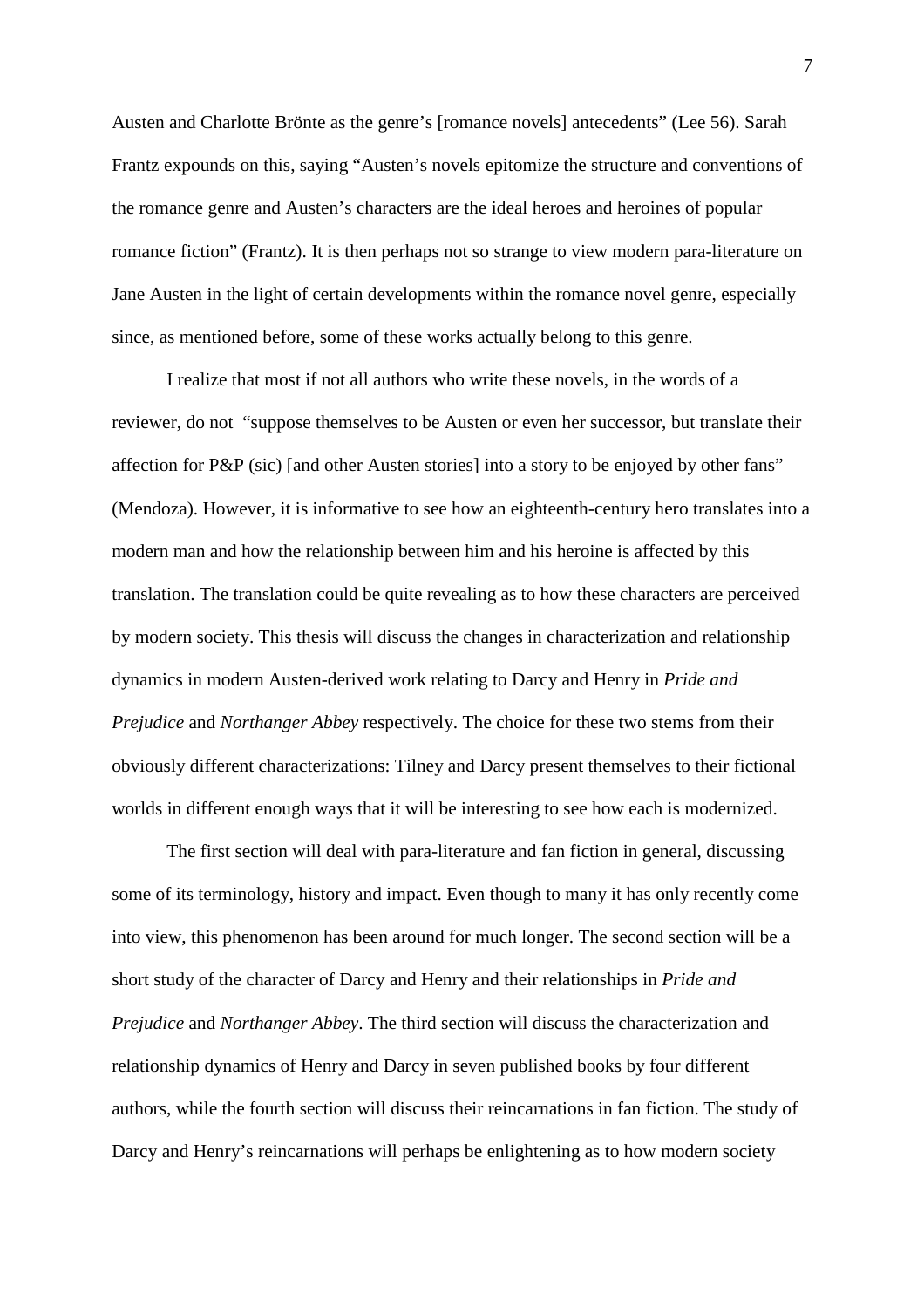Austen and Charlotte Brönte as the genre's [romance novels] antecedents" (Lee 56). Sarah Frantz expounds on this, saying "Austen's novels epitomize the structure and conventions of the romance genre and Austen's characters are the ideal heroes and heroines of popular romance fiction" (Frantz). It is then perhaps not so strange to view modern para-literature on Jane Austen in the light of certain developments within the romance novel genre, especially since, as mentioned before, some of these works actually belong to this genre.

I realize that most if not all authors who write these novels, in the words of a reviewer, do not "suppose themselves to be Austen or even her successor, but translate their affection for P&P (sic) [and other Austen stories] into a story to be enjoyed by other fans" (Mendoza). However, it is informative to see how an eighteenth-century hero translates into a modern man and how the relationship between him and his heroine is affected by this translation. The translation could be quite revealing as to how these characters are perceived by modern society. This thesis will discuss the changes in characterization and relationship dynamics in modern Austen-derived work relating to Darcy and Henry in *Pride and Prejudice* and *Northanger Abbey* respectively. The choice for these two stems from their obviously different characterizations: Tilney and Darcy present themselves to their fictional worlds in different enough ways that it will be interesting to see how each is modernized.

The first section will deal with para-literature and fan fiction in general, discussing some of its terminology, history and impact. Even though to many it has only recently come into view, this phenomenon has been around for much longer. The second section will be a short study of the character of Darcy and Henry and their relationships in *Pride and Prejudice* and *Northanger Abbey*. The third section will discuss the characterization and relationship dynamics of Henry and Darcy in seven published books by four different authors, while the fourth section will discuss their reincarnations in fan fiction. The study of Darcy and Henry's reincarnations will perhaps be enlightening as to how modern society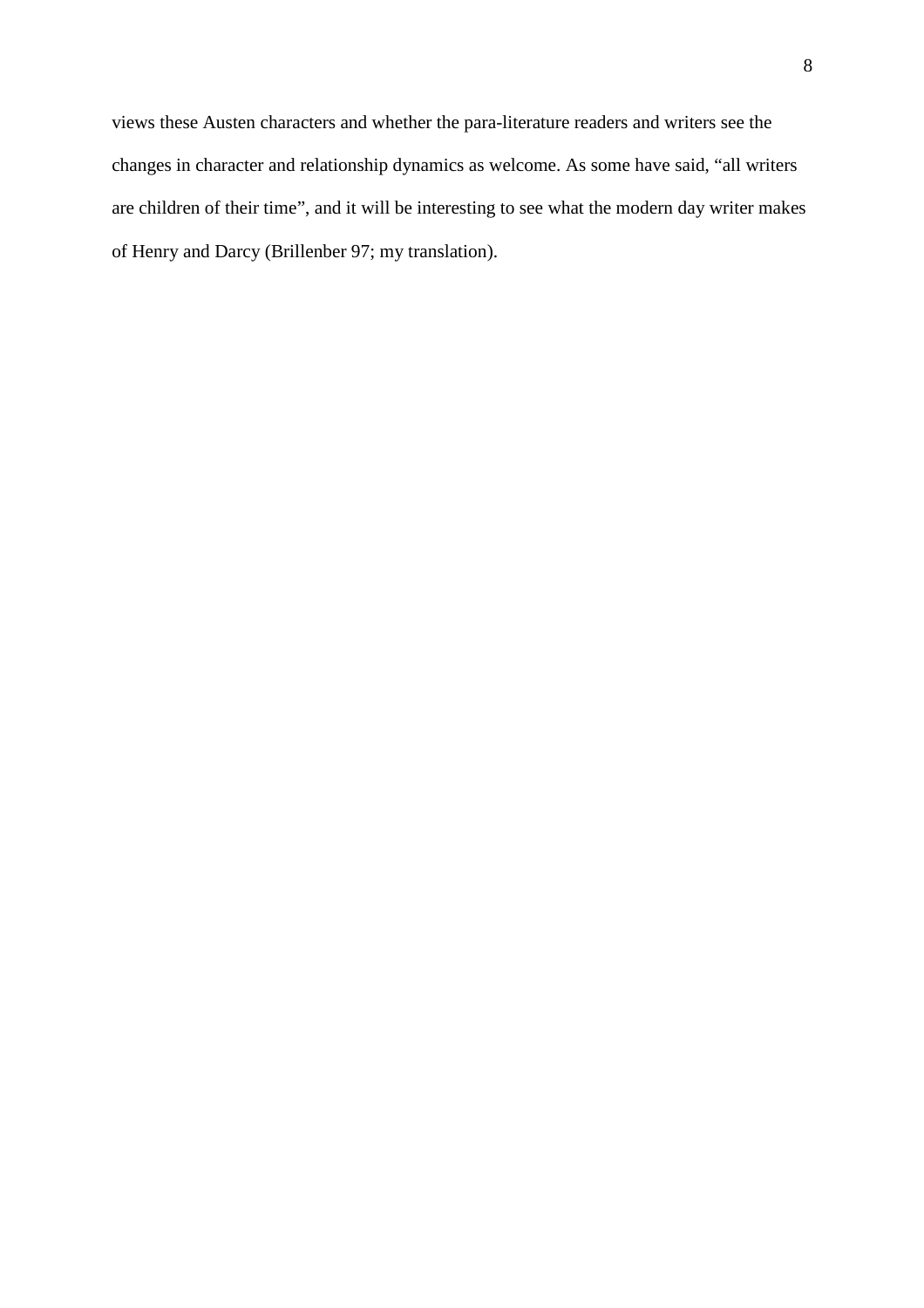views these Austen characters and whether the para-literature readers and writers see the changes in character and relationship dynamics as welcome. As some have said, “all writers are children of their time”, and it will be interesting to see what the modern day writer makes of Henry and Darcy (Brillenber 97; my translation).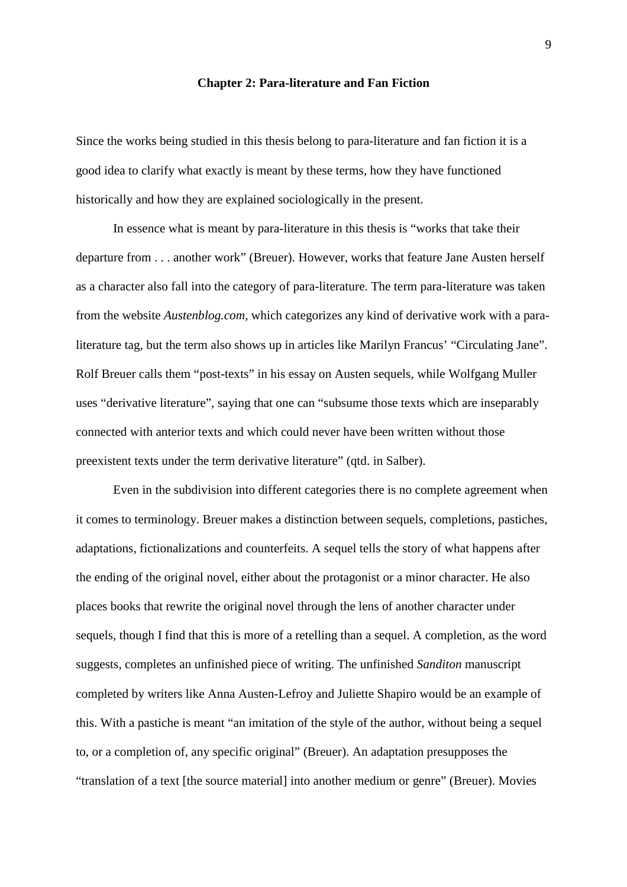## Chapter 2: Para-literature and Fan Fiction

Since the works being studied in this thesis belong to para-literature and fan fiction it is a good idea to clarify what exactly is meant by these terms, how they have functioned historically and how they are explained sociologically in the present.

In essence what is meant by para-literature in this thesis is "works that take their departure from . . . another work" (Breuer). However, works that feature Jane Austen herself as a character also fall into the category of para-literature. The term para-literature was taken from the website *Austenblog.com*, which categorizes any kind of derivative work with a para-literature tag, but the term also shows up in articles like Marilyn Francus' "Circulating Jane". Rolf Breuer calls them "post-texts" in his essay on Austen sequels, while Wolfgang Muller uses "derivative literature", saying that one can "subsume those texts which are inseparably connected with anterior texts and which could never have been written without those preexistent texts under the term derivative literature" (qtd. in Salber).

Even in the subdivision into different categories there is no complete agreement when it comes to terminology. Breuer makes a distinction between sequels, completions, pastiches, adaptations, fictionalizations and counterfeits. A sequel tells the story of what happens after the ending of the original novel, either about the protagonist or a minor character. He also places books that rewrite the original novel through the lens of another character under sequels, though I find that this is more of a retelling than a sequel. A completion, as the word suggests, completes an unfinished piece of writing. The unfinished *Sanditon* manuscript completed by writers like Anna Austen-Lefroy and Juliette Shapiro would be an example of this. With a pastiche is meant "an imitation of the style of the author, without being a sequel to, or a completion of, any specific original" (Breuer). An adaptation presupposes the "translation of a text [the source material] into another medium or genre" (Breuer). Movies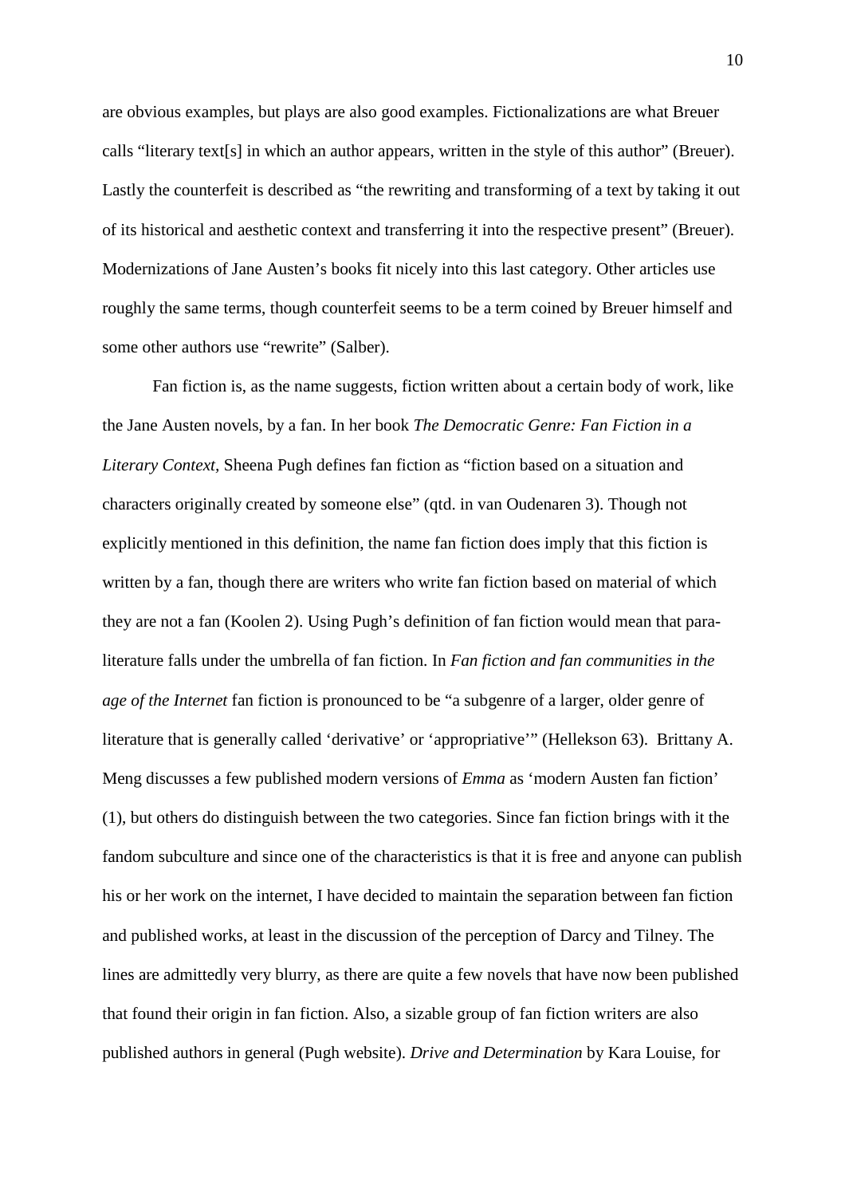are obvious examples, but plays are also good examples. Fictionalizations are what Breuer calls "literary text[s] in which an author appears, written in the style of this author" (Breuer). Lastly the counterfeit is described as "the rewriting and transforming of a text by taking it out of its historical and aesthetic context and transferring it into the respective present" (Breuer). Modernizations of Jane Austen's books fit nicely into this last category. Other articles use roughly the same terms, though counterfeit seems to be a term coined by Breuer himself and some other authors use "rewrite" (Salber).

Fan fiction is, as the name suggests, fiction written about a certain body of work, like the Jane Austen novels, by a fan. In her book *The Democratic Genre: Fan Fiction in a Literary Context,* Sheena Pugh defines fan fiction as "fiction based on a situation and characters originally created by someone else" (qtd. in van Oudenaren 3). Though not explicitly mentioned in this definition, the name fan fiction does imply that this fiction is written by a fan, though there are writers who write fan fiction based on material of which they are not a fan (Koolen 2). Using Pugh's definition of fan fiction would mean that para-literature falls under the umbrella of fan fiction. In *Fan fiction and fan communities in the age of the Internet* fan fiction is pronounced to be "a subgenre of a larger, older genre of literature that is generally called 'derivative' or 'appropriative'" (Hellekson 63). Brittany A. Meng discusses a few published modern versions of *Emma* as 'modern Austen fan fiction' (1), but others do distinguish between the two categories. Since fan fiction brings with it the fandom subculture and since one of the characteristics is that it is free and anyone can publish his or her work on the internet, I have decided to maintain the separation between fan fiction and published works, at least in the discussion of the perception of Darcy and Tilney. The lines are admittedly very blurry, as there are quite a few novels that have now been published that found their origin in fan fiction. Also, a sizable group of fan fiction writers are also published authors in general (Pugh website). *Drive and Determination* by Kara Louise, for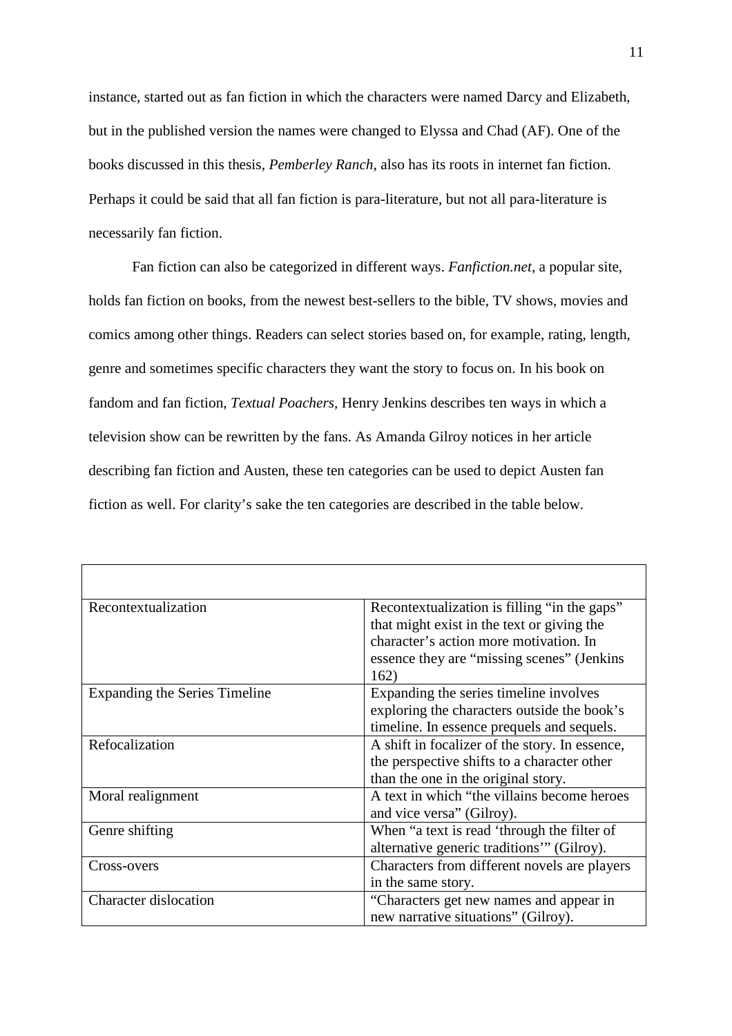instance, started out as fan fiction in which the characters were named Darcy and Elizabeth, but in the published version the names were changed to Elyssa and Chad (AF). One of the books discussed in this thesis, *Pemberley Ranch*, also has its roots in internet fan fiction. Perhaps it could be said that all fan fiction is para-literature, but not all para-literature is necessarily fan fiction.

Fan fiction can also be categorized in different ways. *Fanfiction.net*, a popular site, holds fan fiction on books, from the newest best-sellers to the bible, TV shows, movies and comics among other things. Readers can select stories based on, for example, rating, length, genre and sometimes specific characters they want the story to focus on. In his book on fandom and fan fiction, *Textual Poachers*, Henry Jenkins describes ten ways in which a television show can be rewritten by the fans. As Amanda Gilroy notices in her article describing fan fiction and Austen, these ten categories can be used to depict Austen fan fiction as well. For clarity's sake the ten categories are described in the table below.

| | |
|---|---|
| Recontextualization | Recontextualization is filling "in the gaps" that might exist in the text or giving the character's action more motivation. In essence they are "missing scenes" (Jenkins 162) |
| Expanding the Series Timeline | Expanding the series timeline involves exploring the characters outside the book's timeline. In essence prequels and sequels. |
| Refocalization | A shift in focalizer of the story. In essence, the perspective shifts to a character other than the one in the original story. |
| Moral realignment | A text in which "the villains become heroes and vice versa" (Gilroy). |
| Genre shifting | When "a text is read 'through the filter of alternative generic traditions'" (Gilroy). |
| Cross-overs | Characters from different novels are players in the same story. |
| Character dislocation | "Characters get new names and appear in new narrative situations" (Gilroy). |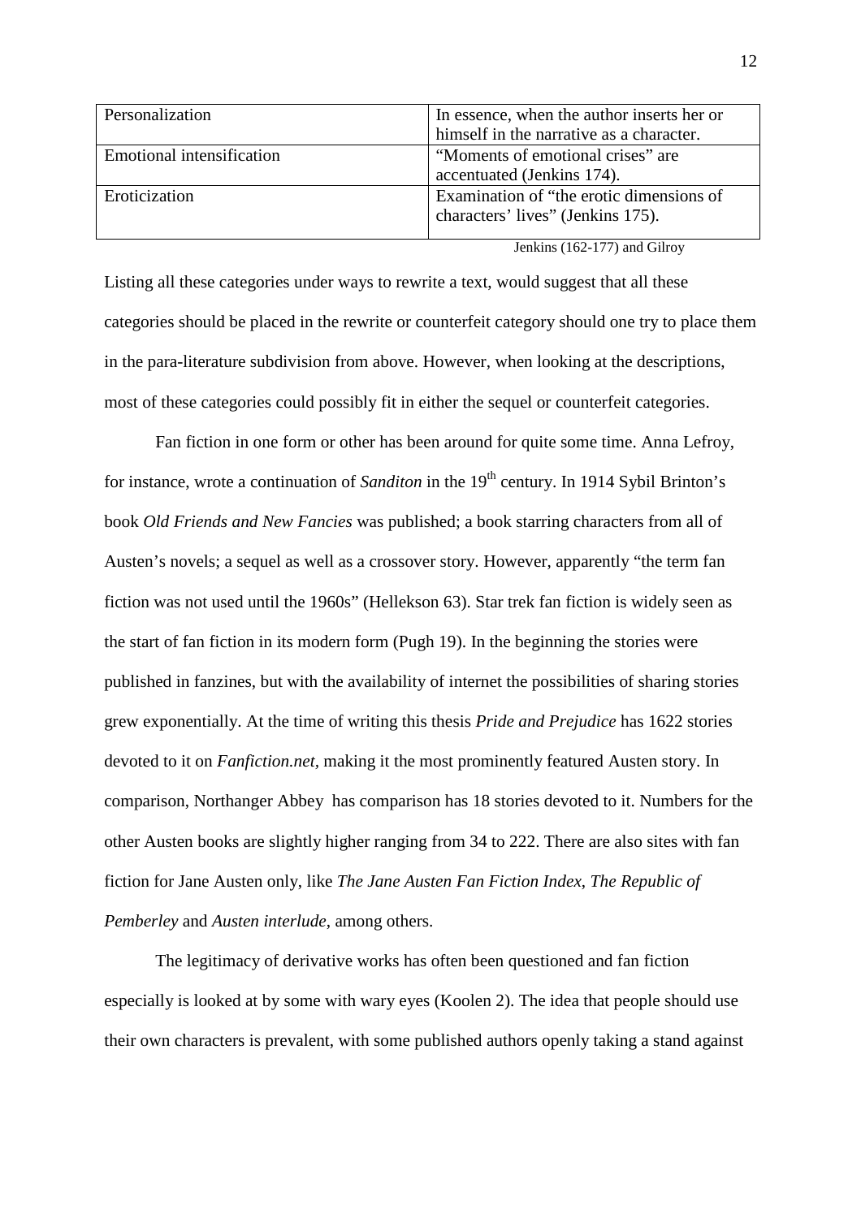| Personalization | In essence, when the author inserts her or himself in the narrative as a character. |
|---|---|
| Emotional intensification | "Moments of emotional crises" are accentuated (Jenkins 174). |
| Eroticization | Examination of "the erotic dimensions of characters' lives" (Jenkins 175). |

Jenkins (162-177) and Gilroy

Listing all these categories under ways to rewrite a text, would suggest that all these categories should be placed in the rewrite or counterfeit category should one try to place them in the para-literature subdivision from above. However, when looking at the descriptions, most of these categories could possibly fit in either the sequel or counterfeit categories.

Fan fiction in one form or other has been around for quite some time. Anna Lefroy, for instance, wrote a continuation of *Sanditon* in the 19th century. In 1914 Sybil Brinton's book *Old Friends and New Fancies* was published; a book starring characters from all of Austen's novels; a sequel as well as a crossover story. However, apparently "the term fan fiction was not used until the 1960s" (Hellekson 63). Star trek fan fiction is widely seen as the start of fan fiction in its modern form (Pugh 19). In the beginning the stories were published in fanzines, but with the availability of internet the possibilities of sharing stories grew exponentially. At the time of writing this thesis *Pride and Prejudice* has 1622 stories devoted to it on *Fanfiction.net*, making it the most prominently featured Austen story. In comparison, Northanger Abbey has comparison has 18 stories devoted to it. Numbers for the other Austen books are slightly higher ranging from 34 to 222. There are also sites with fan fiction for Jane Austen only, like *The Jane Austen Fan Fiction Index*, *The Republic of Pemberley* and *Austen interlude*, among others.

The legitimacy of derivative works has often been questioned and fan fiction especially is looked at by some with wary eyes (Koolen 2). The idea that people should use their own characters is prevalent, with some published authors openly taking a stand against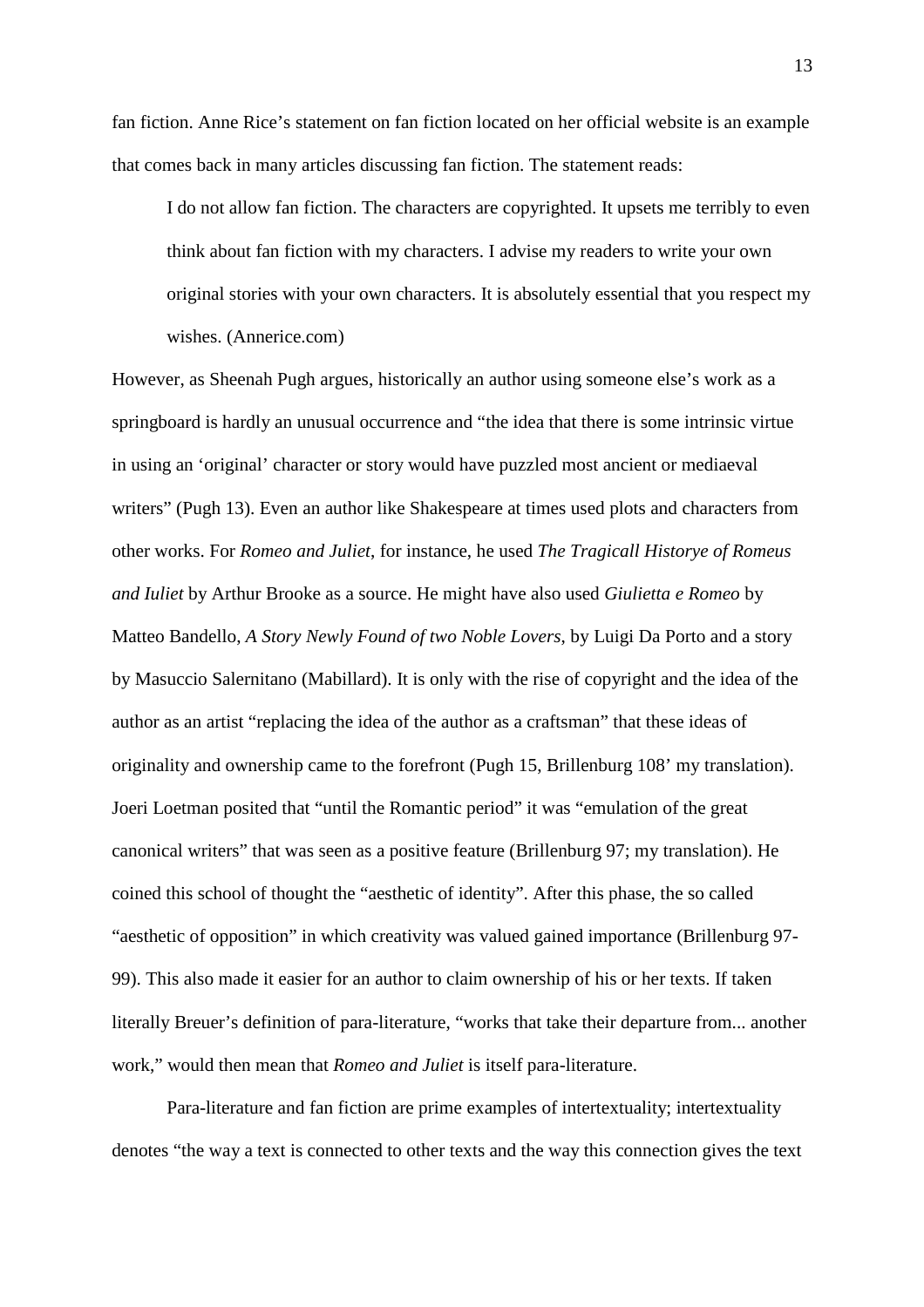fan fiction. Anne Rice's statement on fan fiction located on her official website is an example that comes back in many articles discussing fan fiction. The statement reads:

> I do not allow fan fiction. The characters are copyrighted. It upsets me terribly to even think about fan fiction with my characters. I advise my readers to write your own original stories with your own characters. It is absolutely essential that you respect my wishes. (Annerice.com)

However, as Sheenah Pugh argues, historically an author using someone else's work as a springboard is hardly an unusual occurrence and "the idea that there is some intrinsic virtue in using an 'original' character or story would have puzzled most ancient or mediaeval writers" (Pugh 13). Even an author like Shakespeare at times used plots and characters from other works. For *Romeo and Juliet*, for instance, he used *The Tragicall Historye of Romeus and Iuliet* by Arthur Brooke as a source. He might have also used *Giulietta e Romeo* by Matteo Bandello, *A Story Newly Found of two Noble Lovers*, by Luigi Da Porto and a story by Masuccio Salernitano (Mabillard). It is only with the rise of copyright and the idea of the author as an artist "replacing the idea of the author as a craftsman" that these ideas of originality and ownership came to the forefront (Pugh 15, Brillenburg 108' my translation). Joeri Loetman posited that "until the Romantic period" it was "emulation of the great canonical writers" that was seen as a positive feature (Brillenburg 97; my translation). He coined this school of thought the "aesthetic of identity". After this phase, the so called "aesthetic of opposition" in which creativity was valued gained importance (Brillenburg 97-99). This also made it easier for an author to claim ownership of his or her texts. If taken literally Breuer's definition of para-literature, "works that take their departure from... another work," would then mean that *Romeo and Juliet* is itself para-literature.

Para-literature and fan fiction are prime examples of intertextuality; intertextuality denotes "the way a text is connected to other texts and the way this connection gives the text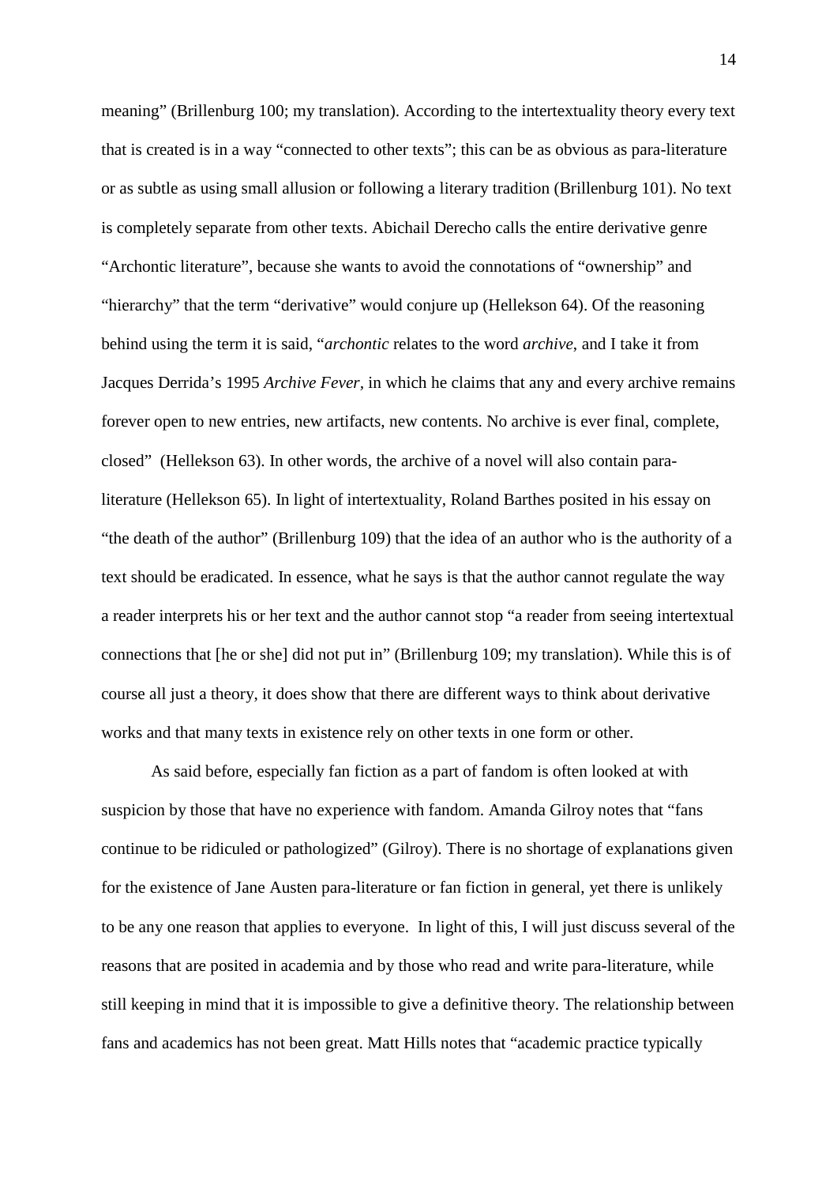meaning" (Brillenburg 100; my translation). According to the intertextuality theory every text that is created is in a way "connected to other texts"; this can be as obvious as para-literature or as subtle as using small allusion or following a literary tradition (Brillenburg 101). No text is completely separate from other texts. Abichail Derecho calls the entire derivative genre "Archontic literature", because she wants to avoid the connotations of "ownership" and "hierarchy" that the term "derivative" would conjure up (Hellekson 64). Of the reasoning behind using the term it is said, "*archontic* relates to the word *archive*, and I take it from Jacques Derrida's 1995 *Archive Fever*, in which he claims that any and every archive remains forever open to new entries, new artifacts, new contents. No archive is ever final, complete, closed" (Hellekson 63). In other words, the archive of a novel will also contain para-literature (Hellekson 65). In light of intertextuality, Roland Barthes posited in his essay on "the death of the author" (Brillenburg 109) that the idea of an author who is the authority of a text should be eradicated. In essence, what he says is that the author cannot regulate the way a reader interprets his or her text and the author cannot stop "a reader from seeing intertextual connections that [he or she] did not put in" (Brillenburg 109; my translation). While this is of course all just a theory, it does show that there are different ways to think about derivative works and that many texts in existence rely on other texts in one form or other.

As said before, especially fan fiction as a part of fandom is often looked at with suspicion by those that have no experience with fandom. Amanda Gilroy notes that "fans continue to be ridiculed or pathologized" (Gilroy). There is no shortage of explanations given for the existence of Jane Austen para-literature or fan fiction in general, yet there is unlikely to be any one reason that applies to everyone. In light of this, I will just discuss several of the reasons that are posited in academia and by those who read and write para-literature, while still keeping in mind that it is impossible to give a definitive theory. The relationship between fans and academics has not been great. Matt Hills notes that "academic practice typically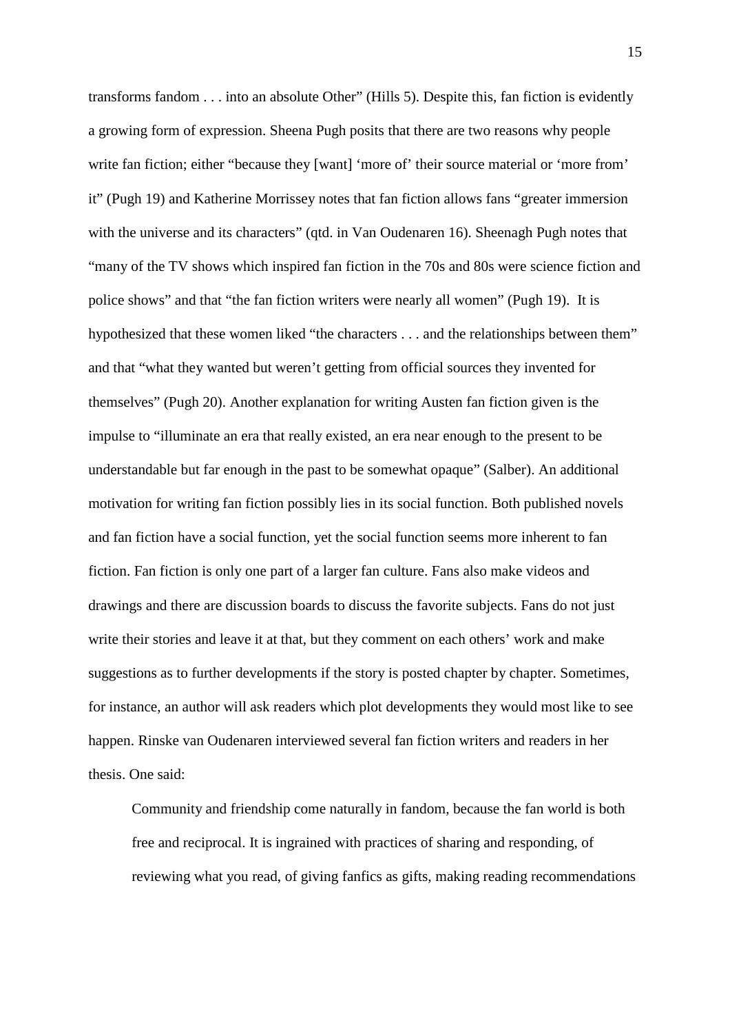transforms fandom . . . into an absolute Other" (Hills 5). Despite this, fan fiction is evidently a growing form of expression. Sheena Pugh posits that there are two reasons why people write fan fiction; either "because they [want] 'more of' their source material or 'more from' it" (Pugh 19) and Katherine Morrissey notes that fan fiction allows fans "greater immersion with the universe and its characters" (qtd. in Van Oudenaren 16). Sheenagh Pugh notes that "many of the TV shows which inspired fan fiction in the 70s and 80s were science fiction and police shows" and that "the fan fiction writers were nearly all women" (Pugh 19). It is hypothesized that these women liked "the characters . . . and the relationships between them" and that "what they wanted but weren't getting from official sources they invented for themselves" (Pugh 20). Another explanation for writing Austen fan fiction given is the impulse to "illuminate an era that really existed, an era near enough to the present to be understandable but far enough in the past to be somewhat opaque" (Salber). An additional motivation for writing fan fiction possibly lies in its social function. Both published novels and fan fiction have a social function, yet the social function seems more inherent to fan fiction. Fan fiction is only one part of a larger fan culture. Fans also make videos and drawings and there are discussion boards to discuss the favorite subjects. Fans do not just write their stories and leave it at that, but they comment on each others' work and make suggestions as to further developments if the story is posted chapter by chapter. Sometimes, for instance, an author will ask readers which plot developments they would most like to see happen. Rinske van Oudenaren interviewed several fan fiction writers and readers in her thesis. One said:

> Community and friendship come naturally in fandom, because the fan world is both free and reciprocal. It is ingrained with practices of sharing and responding, of reviewing what you read, of giving fanfics as gifts, making reading recommendations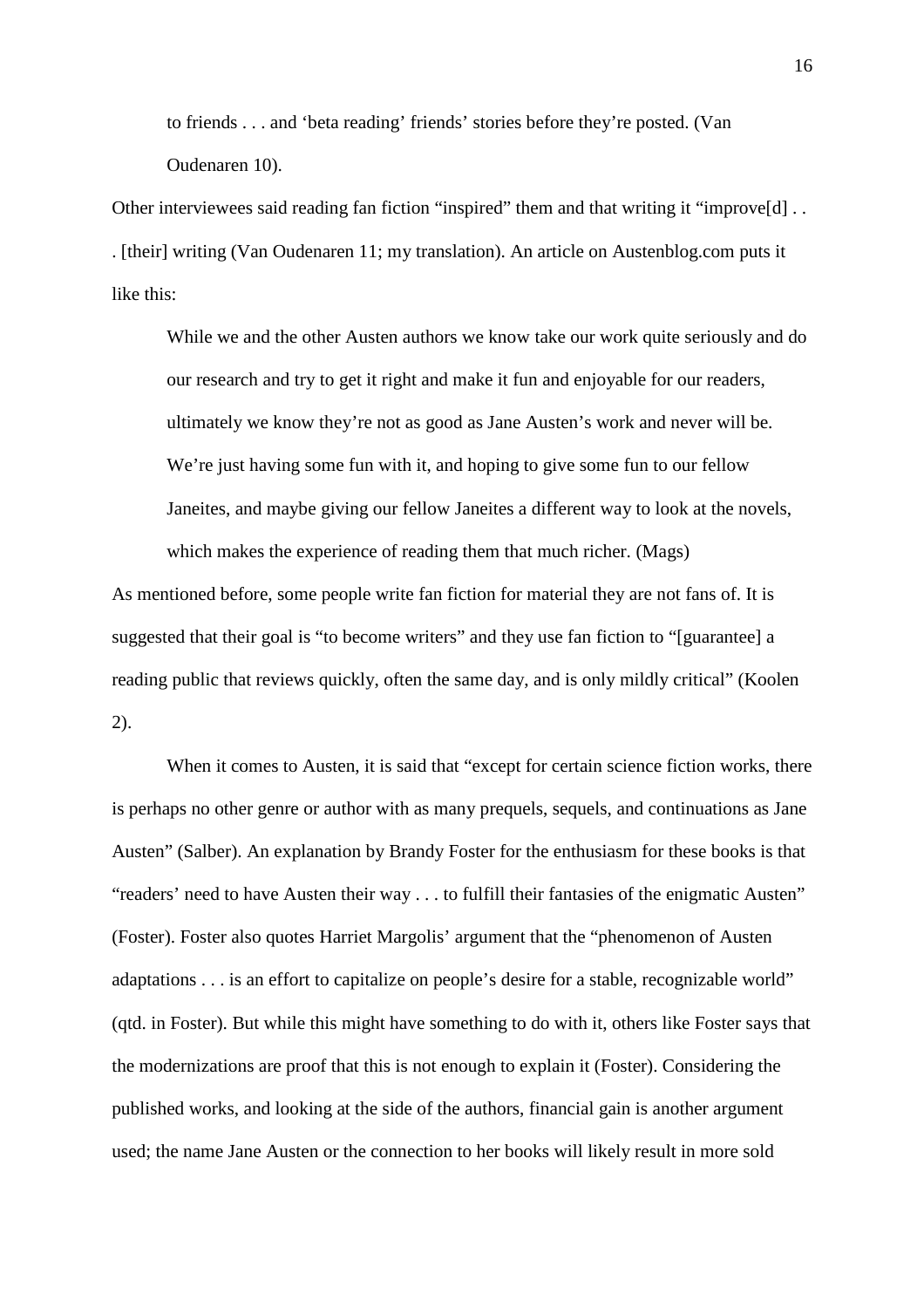> to friends . . . and 'beta reading' friends' stories before they're posted. (Van Oudenaren 10).

Other interviewees said reading fan fiction "inspired" them and that writing it "improve[d] . . . [their] writing (Van Oudenaren 11; my translation). An article on Austenblog.com puts it like this:

> While we and the other Austen authors we know take our work quite seriously and do our research and try to get it right and make it fun and enjoyable for our readers, ultimately we know they're not as good as Jane Austen's work and never will be. We're just having some fun with it, and hoping to give some fun to our fellow Janeites, and maybe giving our fellow Janeites a different way to look at the novels, which makes the experience of reading them that much richer. (Mags)

As mentioned before, some people write fan fiction for material they are not fans of. It is suggested that their goal is "to become writers" and they use fan fiction to "[guarantee] a reading public that reviews quickly, often the same day, and is only mildly critical" (Koolen 2).

When it comes to Austen, it is said that "except for certain science fiction works, there is perhaps no other genre or author with as many prequels, sequels, and continuations as Jane Austen" (Salber). An explanation by Brandy Foster for the enthusiasm for these books is that "readers' need to have Austen their way . . . to fulfill their fantasies of the enigmatic Austen" (Foster). Foster also quotes Harriet Margolis' argument that the "phenomenon of Austen adaptations . . . is an effort to capitalize on people's desire for a stable, recognizable world" (qtd. in Foster). But while this might have something to do with it, others like Foster says that the modernizations are proof that this is not enough to explain it (Foster). Considering the published works, and looking at the side of the authors, financial gain is another argument used; the name Jane Austen or the connection to her books will likely result in more sold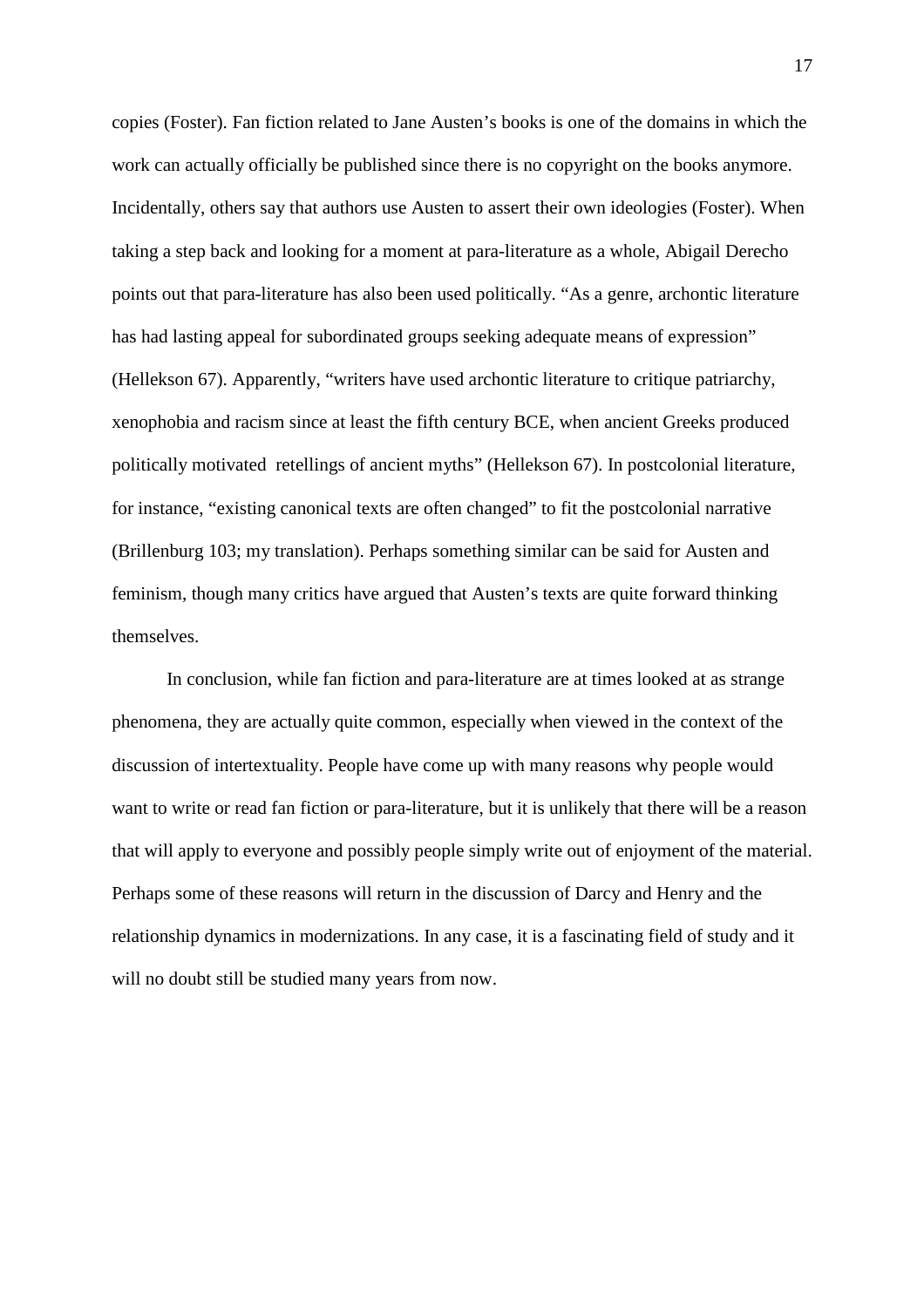copies (Foster). Fan fiction related to Jane Austen's books is one of the domains in which the work can actually officially be published since there is no copyright on the books anymore. Incidentally, others say that authors use Austen to assert their own ideologies (Foster). When taking a step back and looking for a moment at para-literature as a whole, Abigail Derecho points out that para-literature has also been used politically. "As a genre, archontic literature has had lasting appeal for subordinated groups seeking adequate means of expression" (Hellekson 67). Apparently, "writers have used archontic literature to critique patriarchy, xenophobia and racism since at least the fifth century BCE, when ancient Greeks produced politically motivated retellings of ancient myths" (Hellekson 67). In postcolonial literature, for instance, "existing canonical texts are often changed" to fit the postcolonial narrative (Brillenburg 103; my translation). Perhaps something similar can be said for Austen and feminism, though many critics have argued that Austen's texts are quite forward thinking themselves.

In conclusion, while fan fiction and para-literature are at times looked at as strange phenomena, they are actually quite common, especially when viewed in the context of the discussion of intertextuality. People have come up with many reasons why people would want to write or read fan fiction or para-literature, but it is unlikely that there will be a reason that will apply to everyone and possibly people simply write out of enjoyment of the material. Perhaps some of these reasons will return in the discussion of Darcy and Henry and the relationship dynamics in modernizations. In any case, it is a fascinating field of study and it will no doubt still be studied many years from now.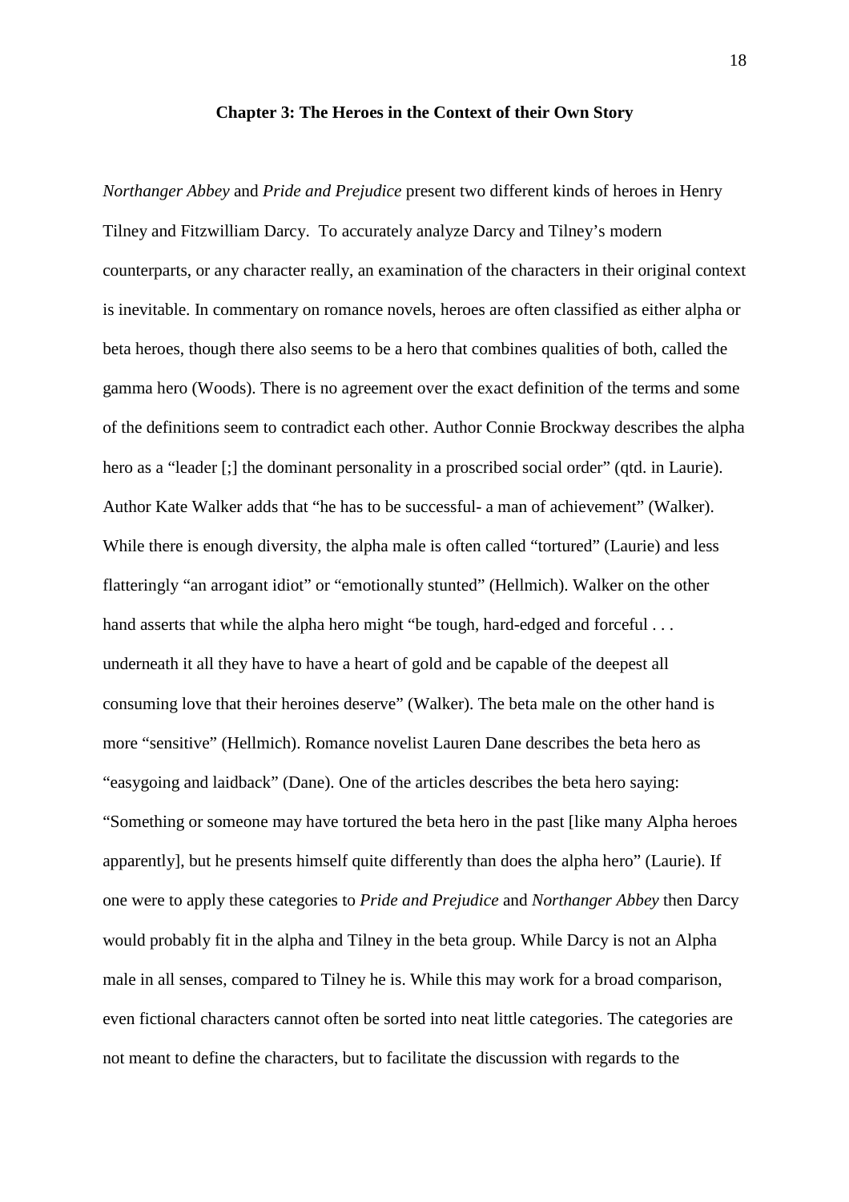## Chapter 3: The Heroes in the Context of their Own Story

*Northanger Abbey* and *Pride and Prejudice* present two different kinds of heroes in Henry Tilney and Fitzwilliam Darcy. To accurately analyze Darcy and Tilney's modern counterparts, or any character really, an examination of the characters in their original context is inevitable. In commentary on romance novels, heroes are often classified as either alpha or beta heroes, though there also seems to be a hero that combines qualities of both, called the gamma hero (Woods). There is no agreement over the exact definition of the terms and some of the definitions seem to contradict each other. Author Connie Brockway describes the alpha hero as a "leader [;] the dominant personality in a proscribed social order" (qtd. in Laurie). Author Kate Walker adds that "he has to be successful- a man of achievement" (Walker). While there is enough diversity, the alpha male is often called "tortured" (Laurie) and less flatteringly "an arrogant idiot" or "emotionally stunted" (Hellmich). Walker on the other hand asserts that while the alpha hero might "be tough, hard-edged and forceful . . . underneath it all they have to have a heart of gold and be capable of the deepest all consuming love that their heroines deserve" (Walker). The beta male on the other hand is more "sensitive" (Hellmich). Romance novelist Lauren Dane describes the beta hero as "easygoing and laidback" (Dane). One of the articles describes the beta hero saying: "Something or someone may have tortured the beta hero in the past [like many Alpha heroes apparently], but he presents himself quite differently than does the alpha hero" (Laurie). If one were to apply these categories to *Pride and Prejudice* and *Northanger Abbey* then Darcy would probably fit in the alpha and Tilney in the beta group. While Darcy is not an Alpha male in all senses, compared to Tilney he is. While this may work for a broad comparison, even fictional characters cannot often be sorted into neat little categories. The categories are not meant to define the characters, but to facilitate the discussion with regards to the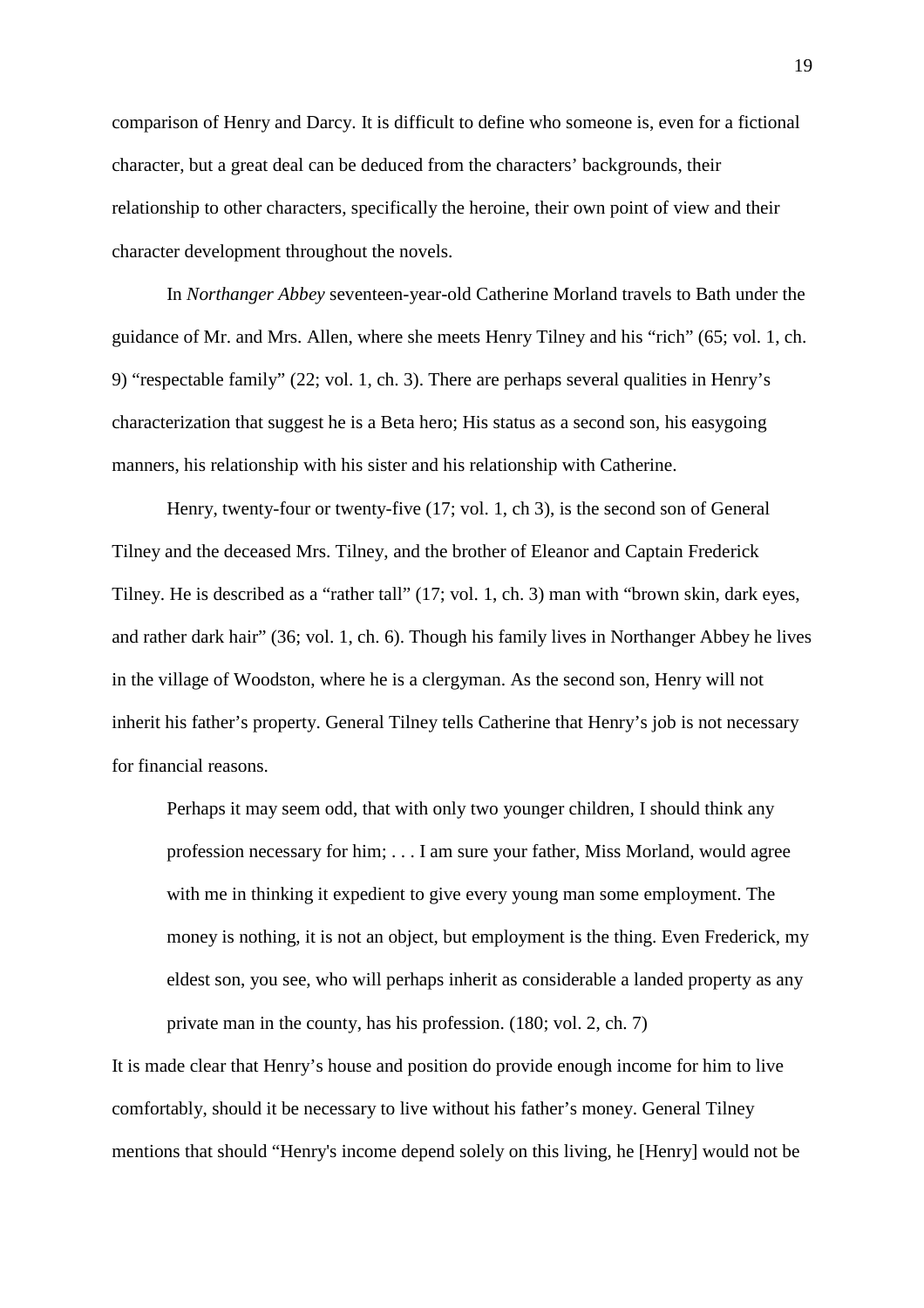comparison of Henry and Darcy. It is difficult to define who someone is, even for a fictional character, but a great deal can be deduced from the characters' backgrounds, their relationship to other characters, specifically the heroine, their own point of view and their character development throughout the novels.

In *Northanger Abbey* seventeen-year-old Catherine Morland travels to Bath under the guidance of Mr. and Mrs. Allen, where she meets Henry Tilney and his "rich" (65; vol. 1, ch. 9) "respectable family" (22; vol. 1, ch. 3). There are perhaps several qualities in Henry's characterization that suggest he is a Beta hero; His status as a second son, his easygoing manners, his relationship with his sister and his relationship with Catherine.

Henry, twenty-four or twenty-five (17; vol. 1, ch 3), is the second son of General Tilney and the deceased Mrs. Tilney, and the brother of Eleanor and Captain Frederick Tilney. He is described as a "rather tall" (17; vol. 1, ch. 3) man with "brown skin, dark eyes, and rather dark hair" (36; vol. 1, ch. 6). Though his family lives in Northanger Abbey he lives in the village of Woodston, where he is a clergyman. As the second son, Henry will not inherit his father's property. General Tilney tells Catherine that Henry's job is not necessary for financial reasons.

> Perhaps it may seem odd, that with only two younger children, I should think any profession necessary for him; . . . I am sure your father, Miss Morland, would agree with me in thinking it expedient to give every young man some employment. The money is nothing, it is not an object, but employment is the thing. Even Frederick, my eldest son, you see, who will perhaps inherit as considerable a landed property as any private man in the county, has his profession. (180; vol. 2, ch. 7)

It is made clear that Henry's house and position do provide enough income for him to live comfortably, should it be necessary to live without his father's money. General Tilney mentions that should "Henry's income depend solely on this living, he [Henry] would not be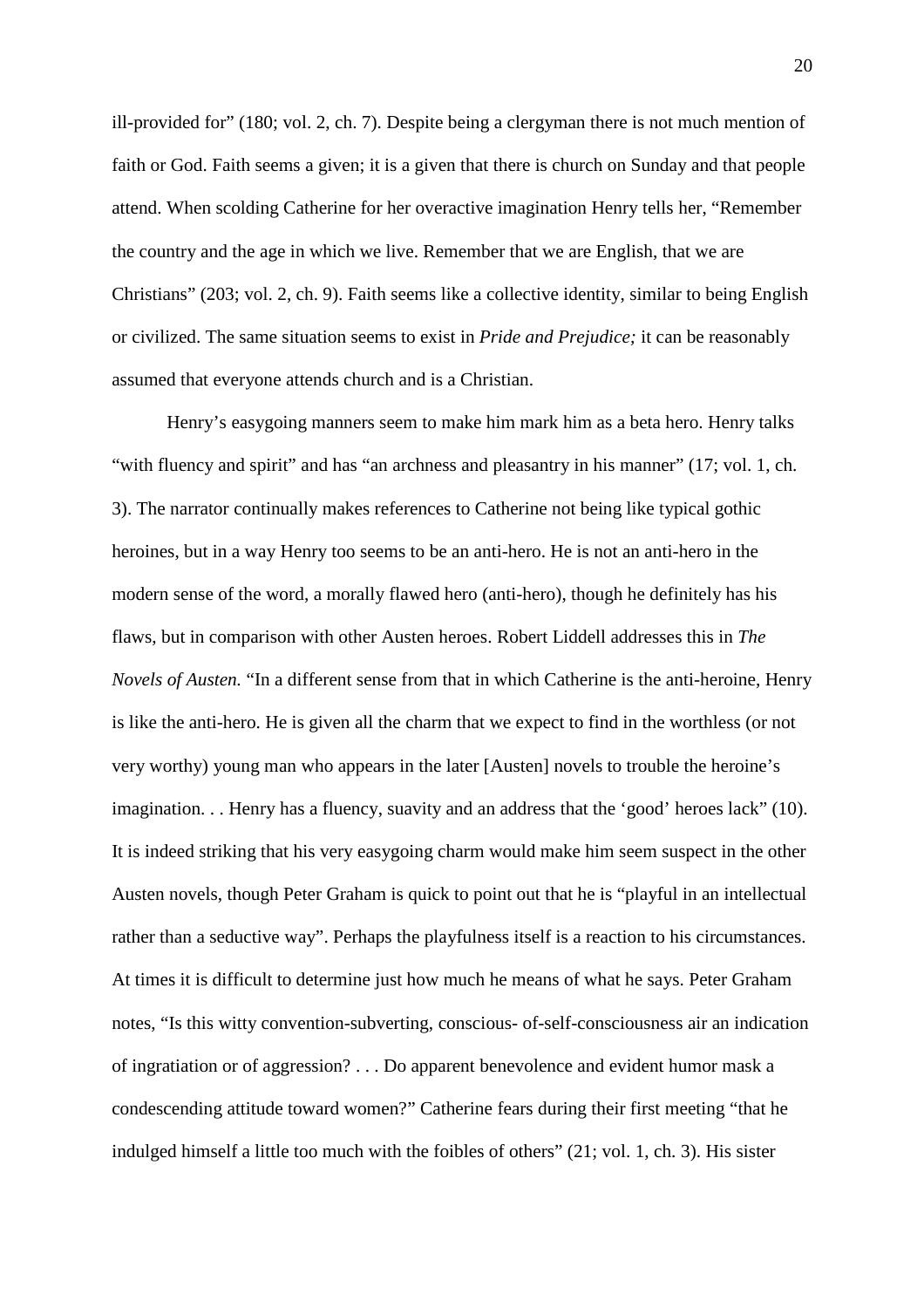ill-provided for" (180; vol. 2, ch. 7). Despite being a clergyman there is not much mention of faith or God. Faith seems a given; it is a given that there is church on Sunday and that people attend. When scolding Catherine for her overactive imagination Henry tells her, "Remember the country and the age in which we live. Remember that we are English, that we are Christians" (203; vol. 2, ch. 9). Faith seems like a collective identity, similar to being English or civilized. The same situation seems to exist in *Pride and Prejudice;* it can be reasonably assumed that everyone attends church and is a Christian.

Henry's easygoing manners seem to make him mark him as a beta hero. Henry talks "with fluency and spirit" and has "an archness and pleasantry in his manner" (17; vol. 1, ch. 3). The narrator continually makes references to Catherine not being like typical gothic heroines, but in a way Henry too seems to be an anti-hero. He is not an anti-hero in the modern sense of the word, a morally flawed hero (anti-hero), though he definitely has his flaws, but in comparison with other Austen heroes. Robert Liddell addresses this in *The Novels of Austen.* "In a different sense from that in which Catherine is the anti-heroine, Henry is like the anti-hero. He is given all the charm that we expect to find in the worthless (or not very worthy) young man who appears in the later [Austen] novels to trouble the heroine's imagination. . . Henry has a fluency, suavity and an address that the 'good' heroes lack" (10). It is indeed striking that his very easygoing charm would make him seem suspect in the other Austen novels, though Peter Graham is quick to point out that he is "playful in an intellectual rather than a seductive way". Perhaps the playfulness itself is a reaction to his circumstances. At times it is difficult to determine just how much he means of what he says. Peter Graham notes, "Is this witty convention-subverting, conscious- of-self-consciousness air an indication of ingratiation or of aggression? . . . Do apparent benevolence and evident humor mask a condescending attitude toward women?" Catherine fears during their first meeting "that he indulged himself a little too much with the foibles of others" (21; vol. 1, ch. 3). His sister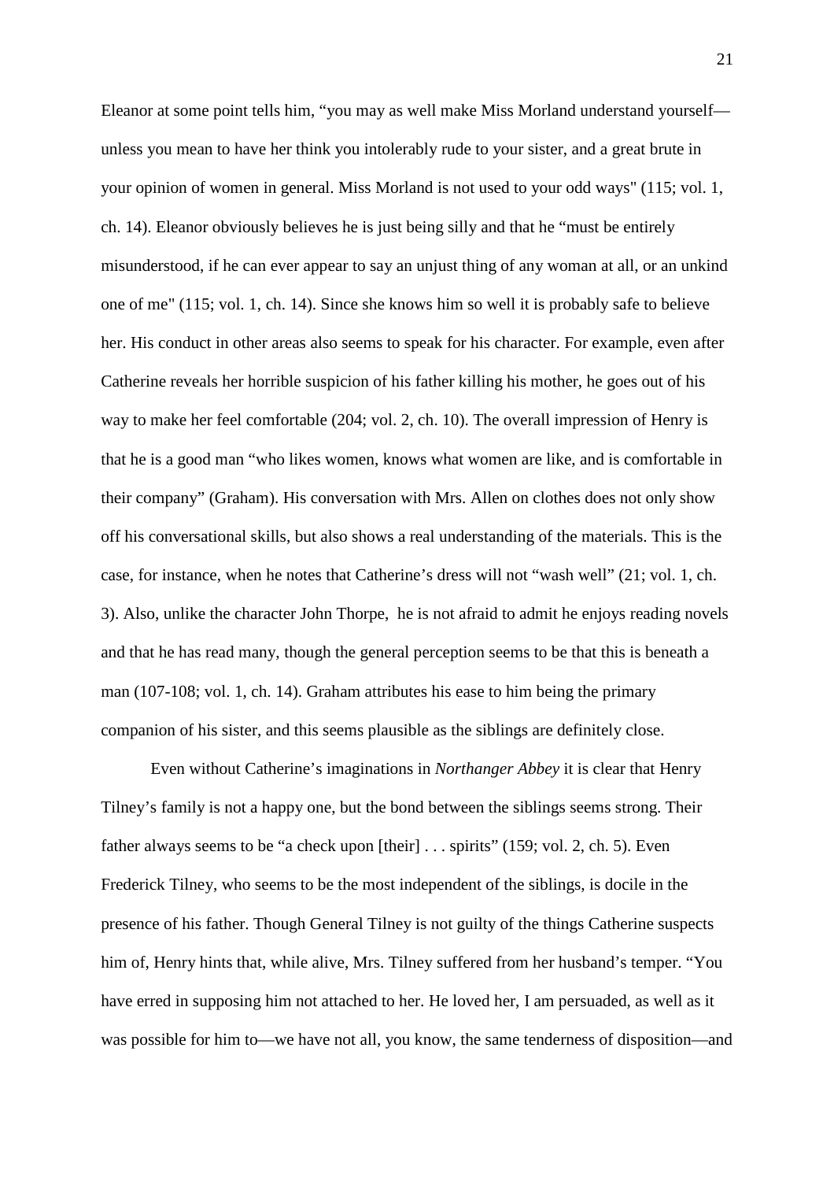Eleanor at some point tells him, "you may as well make Miss Morland understand yourself—unless you mean to have her think you intolerably rude to your sister, and a great brute in your opinion of women in general. Miss Morland is not used to your odd ways" (115; vol. 1, ch. 14). Eleanor obviously believes he is just being silly and that he "must be entirely misunderstood, if he can ever appear to say an unjust thing of any woman at all, or an unkind one of me" (115; vol. 1, ch. 14). Since she knows him so well it is probably safe to believe her. His conduct in other areas also seems to speak for his character. For example, even after Catherine reveals her horrible suspicion of his father killing his mother, he goes out of his way to make her feel comfortable (204; vol. 2, ch. 10). The overall impression of Henry is that he is a good man "who likes women, knows what women are like, and is comfortable in their company" (Graham). His conversation with Mrs. Allen on clothes does not only show off his conversational skills, but also shows a real understanding of the materials. This is the case, for instance, when he notes that Catherine's dress will not "wash well" (21; vol. 1, ch. 3). Also, unlike the character John Thorpe, he is not afraid to admit he enjoys reading novels and that he has read many, though the general perception seems to be that this is beneath a man (107-108; vol. 1, ch. 14). Graham attributes his ease to him being the primary companion of his sister, and this seems plausible as the siblings are definitely close.

Even without Catherine's imaginations in *Northanger Abbey* it is clear that Henry Tilney's family is not a happy one, but the bond between the siblings seems strong. Their father always seems to be "a check upon [their] . . . spirits" (159; vol. 2, ch. 5). Even Frederick Tilney, who seems to be the most independent of the siblings, is docile in the presence of his father. Though General Tilney is not guilty of the things Catherine suspects him of, Henry hints that, while alive, Mrs. Tilney suffered from her husband's temper. "You have erred in supposing him not attached to her. He loved her, I am persuaded, as well as it was possible for him to—we have not all, you know, the same tenderness of disposition—and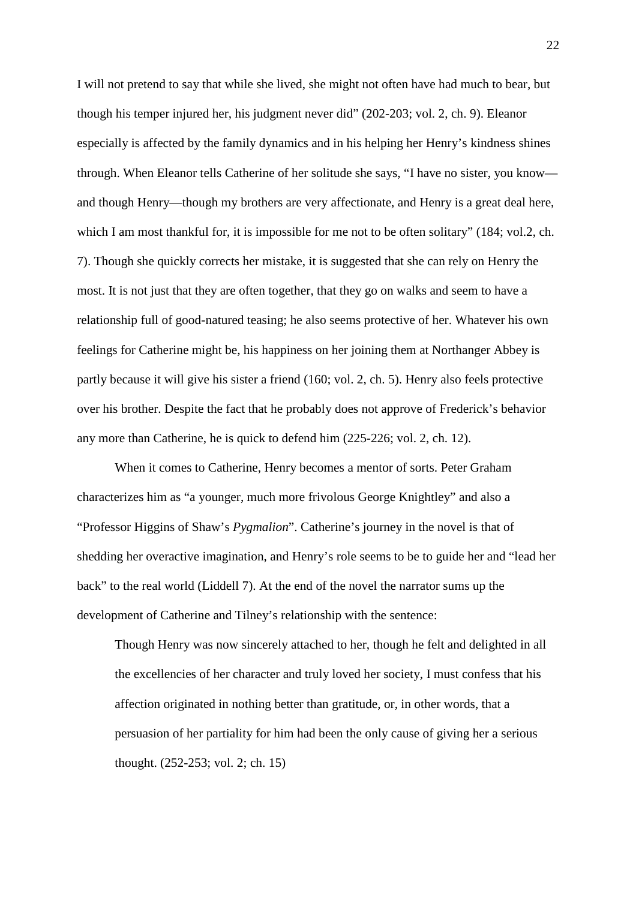I will not pretend to say that while she lived, she might not often have had much to bear, but though his temper injured her, his judgment never did" (202-203; vol. 2, ch. 9). Eleanor especially is affected by the family dynamics and in his helping her Henry's kindness shines through. When Eleanor tells Catherine of her solitude she says, "I have no sister, you know—and though Henry—though my brothers are very affectionate, and Henry is a great deal here, which I am most thankful for, it is impossible for me not to be often solitary" (184; vol.2, ch. 7). Though she quickly corrects her mistake, it is suggested that she can rely on Henry the most. It is not just that they are often together, that they go on walks and seem to have a relationship full of good-natured teasing; he also seems protective of her. Whatever his own feelings for Catherine might be, his happiness on her joining them at Northanger Abbey is partly because it will give his sister a friend (160; vol. 2, ch. 5). Henry also feels protective over his brother. Despite the fact that he probably does not approve of Frederick's behavior any more than Catherine, he is quick to defend him (225-226; vol. 2, ch. 12).

When it comes to Catherine, Henry becomes a mentor of sorts. Peter Graham characterizes him as "a younger, much more frivolous George Knightley" and also a "Professor Higgins of Shaw's *Pygmalion*". Catherine's journey in the novel is that of shedding her overactive imagination, and Henry's role seems to be to guide her and "lead her back" to the real world (Liddell 7). At the end of the novel the narrator sums up the development of Catherine and Tilney's relationship with the sentence:

> Though Henry was now sincerely attached to her, though he felt and delighted in all the excellencies of her character and truly loved her society, I must confess that his affection originated in nothing better than gratitude, or, in other words, that a persuasion of her partiality for him had been the only cause of giving her a serious thought. (252-253; vol. 2; ch. 15)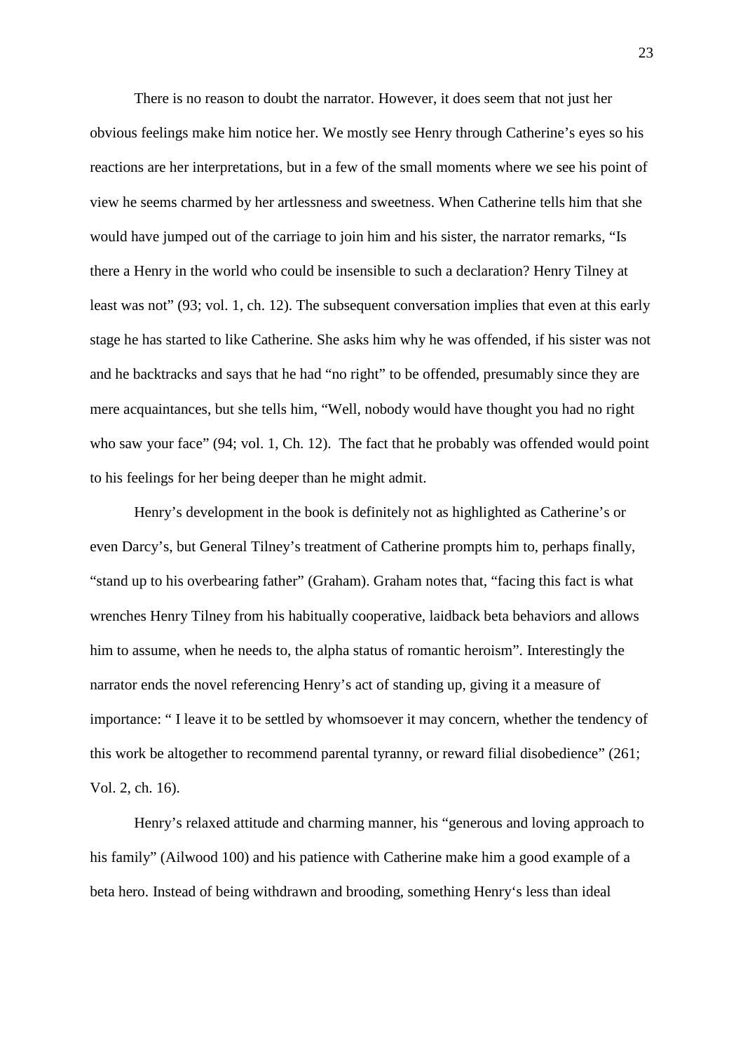There is no reason to doubt the narrator. However, it does seem that not just her obvious feelings make him notice her. We mostly see Henry through Catherine's eyes so his reactions are her interpretations, but in a few of the small moments where we see his point of view he seems charmed by her artlessness and sweetness. When Catherine tells him that she would have jumped out of the carriage to join him and his sister, the narrator remarks, "Is there a Henry in the world who could be insensible to such a declaration? Henry Tilney at least was not" (93; vol. 1, ch. 12). The subsequent conversation implies that even at this early stage he has started to like Catherine. She asks him why he was offended, if his sister was not and he backtracks and says that he had "no right" to be offended, presumably since they are mere acquaintances, but she tells him, "Well, nobody would have thought you had no right who saw your face" (94; vol. 1, Ch. 12). The fact that he probably was offended would point to his feelings for her being deeper than he might admit.

Henry's development in the book is definitely not as highlighted as Catherine's or even Darcy's, but General Tilney's treatment of Catherine prompts him to, perhaps finally, "stand up to his overbearing father" (Graham). Graham notes that, "facing this fact is what wrenches Henry Tilney from his habitually cooperative, laidback beta behaviors and allows him to assume, when he needs to, the alpha status of romantic heroism". Interestingly the narrator ends the novel referencing Henry's act of standing up, giving it a measure of importance: " I leave it to be settled by whomsoever it may concern, whether the tendency of this work be altogether to recommend parental tyranny, or reward filial disobedience" (261; Vol. 2, ch. 16).

Henry's relaxed attitude and charming manner, his "generous and loving approach to his family" (Ailwood 100) and his patience with Catherine make him a good example of a beta hero. Instead of being withdrawn and brooding, something Henry's less than ideal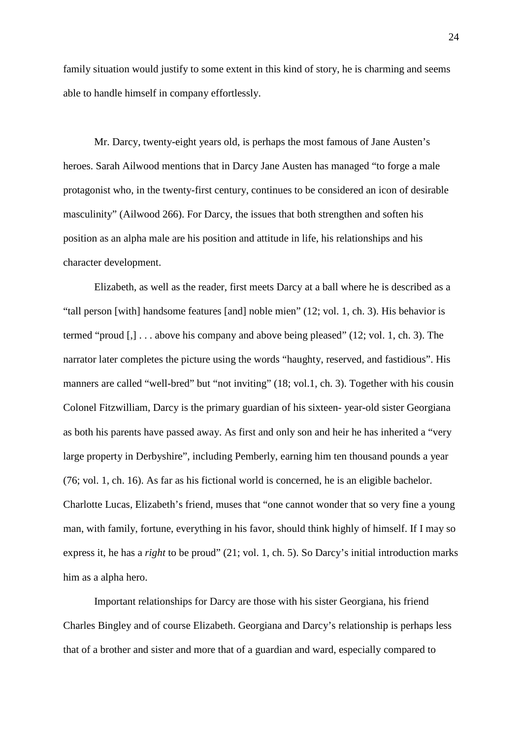family situation would justify to some extent in this kind of story, he is charming and seems able to handle himself in company effortlessly.

Mr. Darcy, twenty-eight years old, is perhaps the most famous of Jane Austen's heroes. Sarah Ailwood mentions that in Darcy Jane Austen has managed "to forge a male protagonist who, in the twenty-first century, continues to be considered an icon of desirable masculinity" (Ailwood 266). For Darcy, the issues that both strengthen and soften his position as an alpha male are his position and attitude in life, his relationships and his character development.

Elizabeth, as well as the reader, first meets Darcy at a ball where he is described as a "tall person [with] handsome features [and] noble mien" (12; vol. 1, ch. 3). His behavior is termed "proud [,] . . . above his company and above being pleased" (12; vol. 1, ch. 3). The narrator later completes the picture using the words "haughty, reserved, and fastidious". His manners are called "well-bred" but "not inviting" (18; vol.1, ch. 3). Together with his cousin Colonel Fitzwilliam, Darcy is the primary guardian of his sixteen- year-old sister Georgiana as both his parents have passed away. As first and only son and heir he has inherited a "very large property in Derbyshire", including Pemberly, earning him ten thousand pounds a year (76; vol. 1, ch. 16). As far as his fictional world is concerned, he is an eligible bachelor. Charlotte Lucas, Elizabeth's friend, muses that "one cannot wonder that so very fine a young man, with family, fortune, everything in his favor, should think highly of himself. If I may so express it, he has a *right* to be proud" (21; vol. 1, ch. 5). So Darcy's initial introduction marks him as a alpha hero.

Important relationships for Darcy are those with his sister Georgiana, his friend Charles Bingley and of course Elizabeth. Georgiana and Darcy's relationship is perhaps less that of a brother and sister and more that of a guardian and ward, especially compared to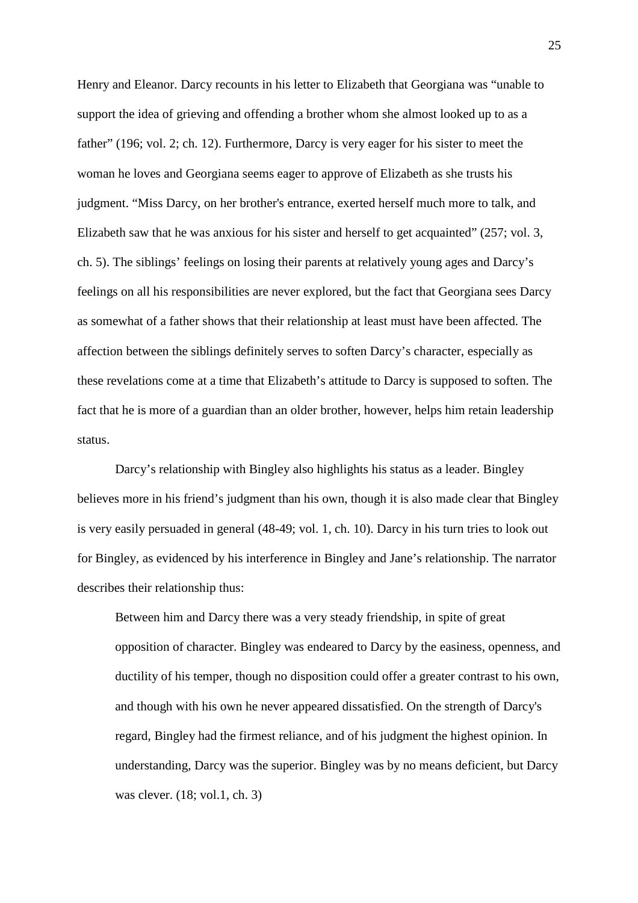Henry and Eleanor. Darcy recounts in his letter to Elizabeth that Georgiana was “unable to support the idea of grieving and offending a brother whom she almost looked up to as a father” (196; vol. 2; ch. 12). Furthermore, Darcy is very eager for his sister to meet the woman he loves and Georgiana seems eager to approve of Elizabeth as she trusts his judgment. “Miss Darcy, on her brother's entrance, exerted herself much more to talk, and Elizabeth saw that he was anxious for his sister and herself to get acquainted” (257; vol. 3, ch. 5). The siblings’ feelings on losing their parents at relatively young ages and Darcy’s feelings on all his responsibilities are never explored, but the fact that Georgiana sees Darcy as somewhat of a father shows that their relationship at least must have been affected. The affection between the siblings definitely serves to soften Darcy’s character, especially as these revelations come at a time that Elizabeth’s attitude to Darcy is supposed to soften. The fact that he is more of a guardian than an older brother, however, helps him retain leadership status.

Darcy’s relationship with Bingley also highlights his status as a leader. Bingley believes more in his friend’s judgment than his own, though it is also made clear that Bingley is very easily persuaded in general (48-49; vol. 1, ch. 10). Darcy in his turn tries to look out for Bingley, as evidenced by his interference in Bingley and Jane’s relationship. The narrator describes their relationship thus:

> Between him and Darcy there was a very steady friendship, in spite of great opposition of character. Bingley was endeared to Darcy by the easiness, openness, and ductility of his temper, though no disposition could offer a greater contrast to his own, and though with his own he never appeared dissatisfied. On the strength of Darcy's regard, Bingley had the firmest reliance, and of his judgment the highest opinion. In understanding, Darcy was the superior. Bingley was by no means deficient, but Darcy was clever. (18; vol.1, ch. 3)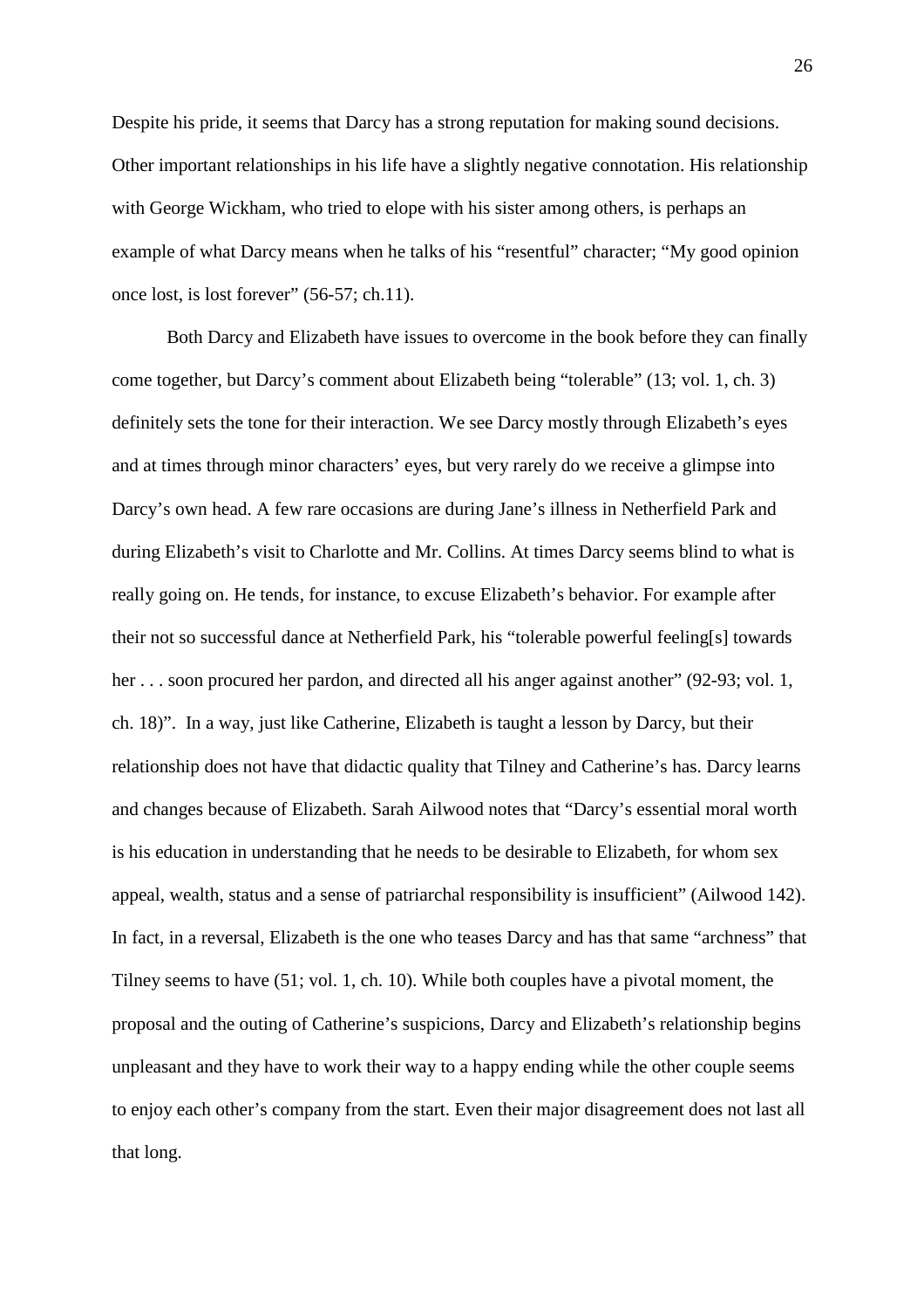Despite his pride, it seems that Darcy has a strong reputation for making sound decisions. Other important relationships in his life have a slightly negative connotation. His relationship with George Wickham, who tried to elope with his sister among others, is perhaps an example of what Darcy means when he talks of his "resentful" character; "My good opinion once lost, is lost forever" (56-57; ch.11).

Both Darcy and Elizabeth have issues to overcome in the book before they can finally come together, but Darcy's comment about Elizabeth being "tolerable" (13; vol. 1, ch. 3) definitely sets the tone for their interaction. We see Darcy mostly through Elizabeth's eyes and at times through minor characters' eyes, but very rarely do we receive a glimpse into Darcy's own head. A few rare occasions are during Jane's illness in Netherfield Park and during Elizabeth's visit to Charlotte and Mr. Collins. At times Darcy seems blind to what is really going on. He tends, for instance, to excuse Elizabeth's behavior. For example after their not so successful dance at Netherfield Park, his "tolerable powerful feeling[s] towards her . . . soon procured her pardon, and directed all his anger against another" (92-93; vol. 1, ch. 18)". In a way, just like Catherine, Elizabeth is taught a lesson by Darcy, but their relationship does not have that didactic quality that Tilney and Catherine's has. Darcy learns and changes because of Elizabeth. Sarah Ailwood notes that "Darcy's essential moral worth is his education in understanding that he needs to be desirable to Elizabeth, for whom sex appeal, wealth, status and a sense of patriarchal responsibility is insufficient" (Ailwood 142). In fact, in a reversal, Elizabeth is the one who teases Darcy and has that same "archness" that Tilney seems to have (51; vol. 1, ch. 10). While both couples have a pivotal moment, the proposal and the outing of Catherine's suspicions, Darcy and Elizabeth's relationship begins unpleasant and they have to work their way to a happy ending while the other couple seems to enjoy each other's company from the start. Even their major disagreement does not last all that long.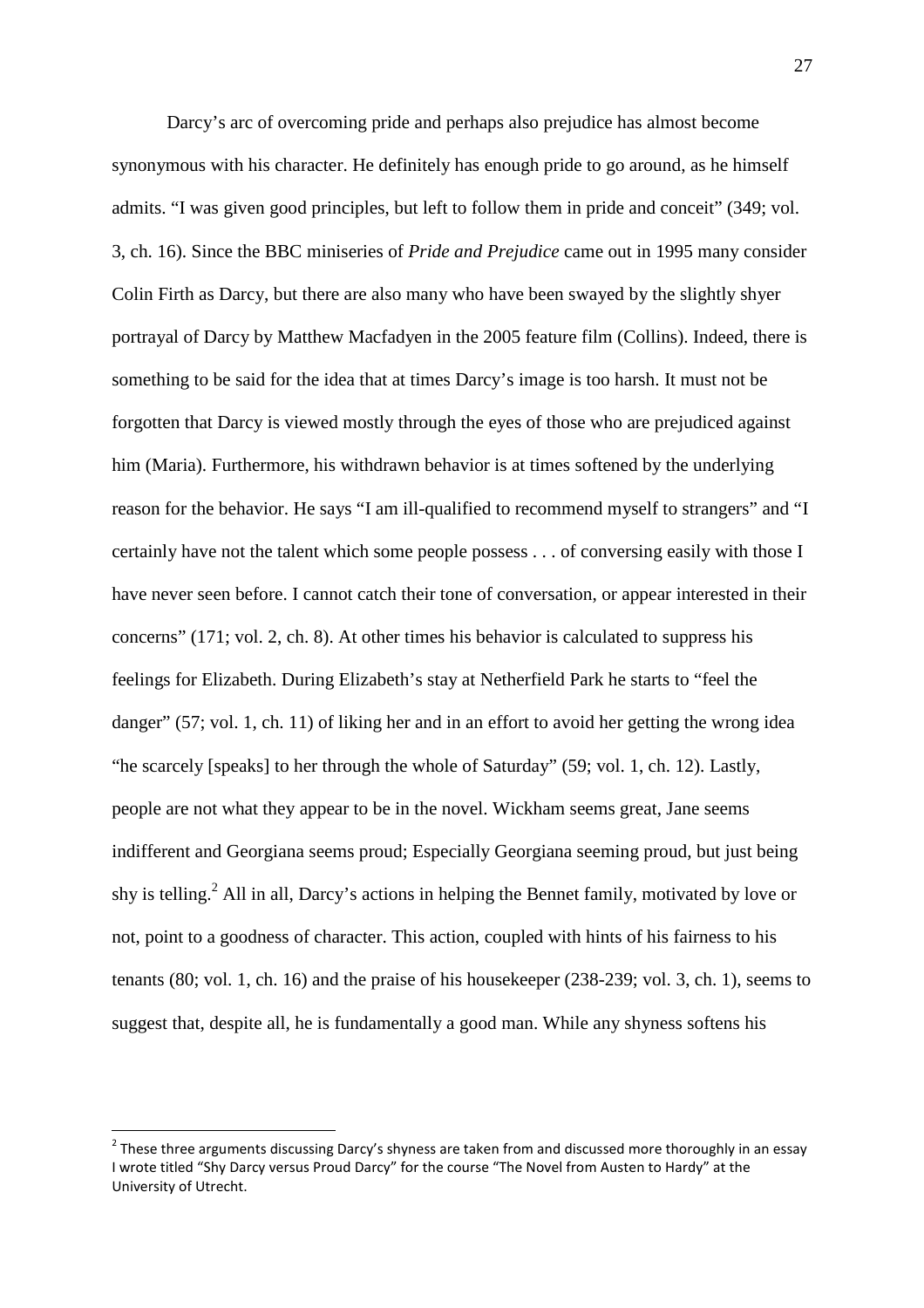Darcy's arc of overcoming pride and perhaps also prejudice has almost become synonymous with his character. He definitely has enough pride to go around, as he himself admits. "I was given good principles, but left to follow them in pride and conceit" (349; vol. 3, ch. 16). Since the BBC miniseries of *Pride and Prejudice* came out in 1995 many consider Colin Firth as Darcy, but there are also many who have been swayed by the slightly shyer portrayal of Darcy by Matthew Macfadyen in the 2005 feature film (Collins). Indeed, there is something to be said for the idea that at times Darcy's image is too harsh. It must not be forgotten that Darcy is viewed mostly through the eyes of those who are prejudiced against him (Maria). Furthermore, his withdrawn behavior is at times softened by the underlying reason for the behavior. He says "I am ill-qualified to recommend myself to strangers" and "I certainly have not the talent which some people possess . . . of conversing easily with those I have never seen before. I cannot catch their tone of conversation, or appear interested in their concerns" (171; vol. 2, ch. 8). At other times his behavior is calculated to suppress his feelings for Elizabeth. During Elizabeth's stay at Netherfield Park he starts to "feel the danger" (57; vol. 1, ch. 11) of liking her and in an effort to avoid her getting the wrong idea "he scarcely [speaks] to her through the whole of Saturday" (59; vol. 1, ch. 12). Lastly, people are not what they appear to be in the novel. Wickham seems great, Jane seems indifferent and Georgiana seems proud; Especially Georgiana seeming proud, but just being shy is telling.[2] All in all, Darcy's actions in helping the Bennet family, motivated by love or not, point to a goodness of character. This action, coupled with hints of his fairness to his tenants (80; vol. 1, ch. 16) and the praise of his housekeeper (238-239; vol. 3, ch. 1), seems to suggest that, despite all, he is fundamentally a good man. While any shyness softens his

---

[2] These three arguments discussing Darcy's shyness are taken from and discussed more thoroughly in an essay I wrote titled "Shy Darcy versus Proud Darcy" for the course "The Novel from Austen to Hardy" at the University of Utrecht.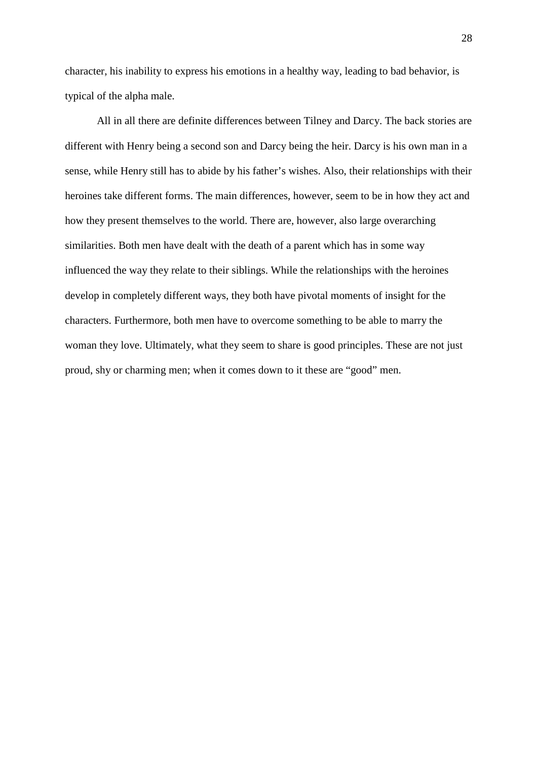character, his inability to express his emotions in a healthy way, leading to bad behavior, is typical of the alpha male.

All in all there are definite differences between Tilney and Darcy. The back stories are different with Henry being a second son and Darcy being the heir. Darcy is his own man in a sense, while Henry still has to abide by his father's wishes. Also, their relationships with their heroines take different forms. The main differences, however, seem to be in how they act and how they present themselves to the world. There are, however, also large overarching similarities. Both men have dealt with the death of a parent which has in some way influenced the way they relate to their siblings. While the relationships with the heroines develop in completely different ways, they both have pivotal moments of insight for the characters. Furthermore, both men have to overcome something to be able to marry the woman they love. Ultimately, what they seem to share is good principles. These are not just proud, shy or charming men; when it comes down to it these are "good" men.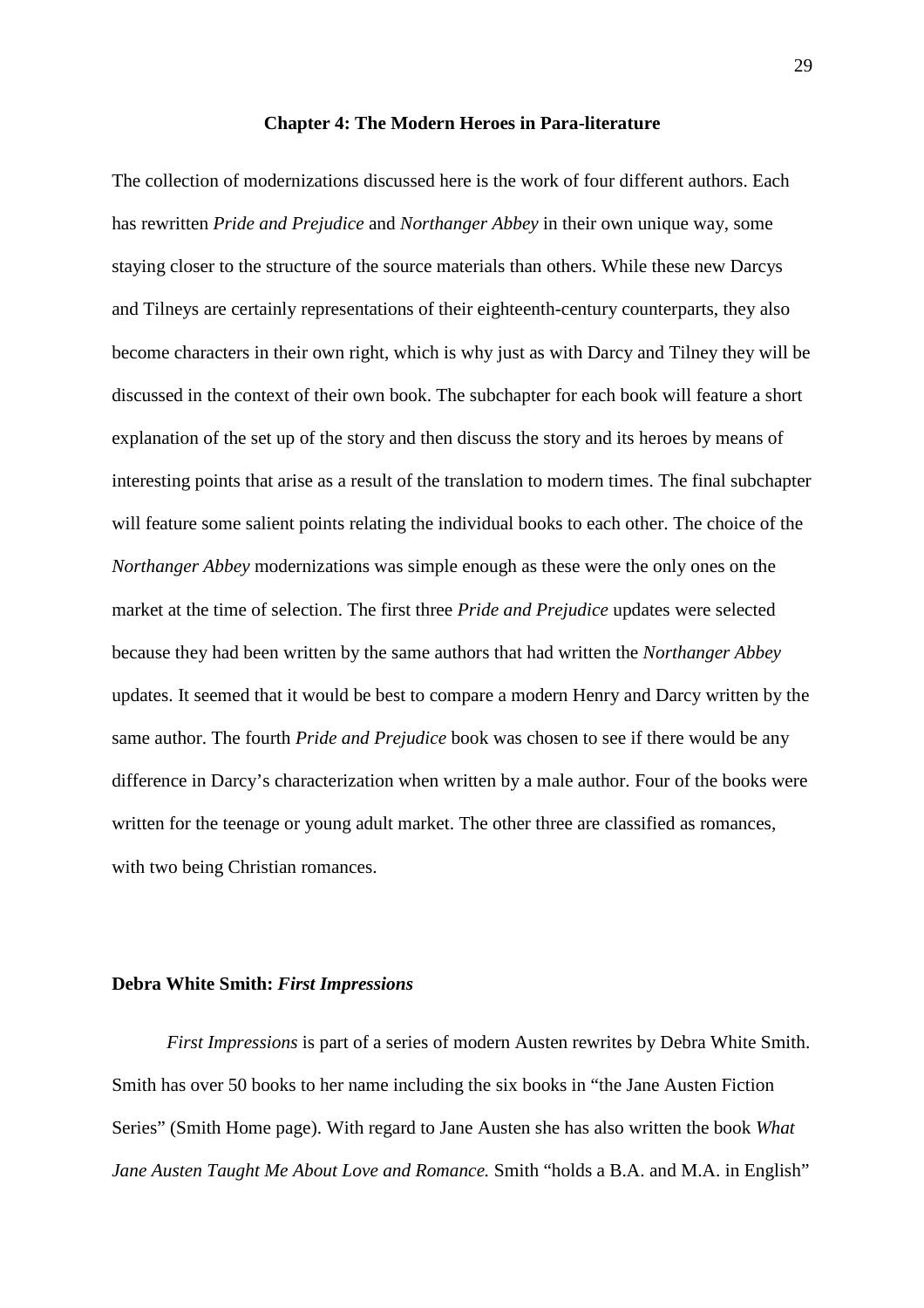## Chapter 4: The Modern Heroes in Para-literature

The collection of modernizations discussed here is the work of four different authors. Each has rewritten *Pride and Prejudice* and *Northanger Abbey* in their own unique way, some staying closer to the structure of the source materials than others. While these new Darcys and Tilneys are certainly representations of their eighteenth-century counterparts, they also become characters in their own right, which is why just as with Darcy and Tilney they will be discussed in the context of their own book. The subchapter for each book will feature a short explanation of the set up of the story and then discuss the story and its heroes by means of interesting points that arise as a result of the translation to modern times. The final subchapter will feature some salient points relating the individual books to each other. The choice of the *Northanger Abbey* modernizations was simple enough as these were the only ones on the market at the time of selection. The first three *Pride and Prejudice* updates were selected because they had been written by the same authors that had written the *Northanger Abbey* updates. It seemed that it would be best to compare a modern Henry and Darcy written by the same author. The fourth *Pride and Prejudice* book was chosen to see if there would be any difference in Darcy's characterization when written by a male author. Four of the books were written for the teenage or young adult market. The other three are classified as romances, with two being Christian romances.

### Debra White Smith: *First Impressions*

*First Impressions* is part of a series of modern Austen rewrites by Debra White Smith. Smith has over 50 books to her name including the six books in "the Jane Austen Fiction Series" (Smith Home page). With regard to Jane Austen she has also written the book *What Jane Austen Taught Me About Love and Romance.* Smith "holds a B.A. and M.A. in English"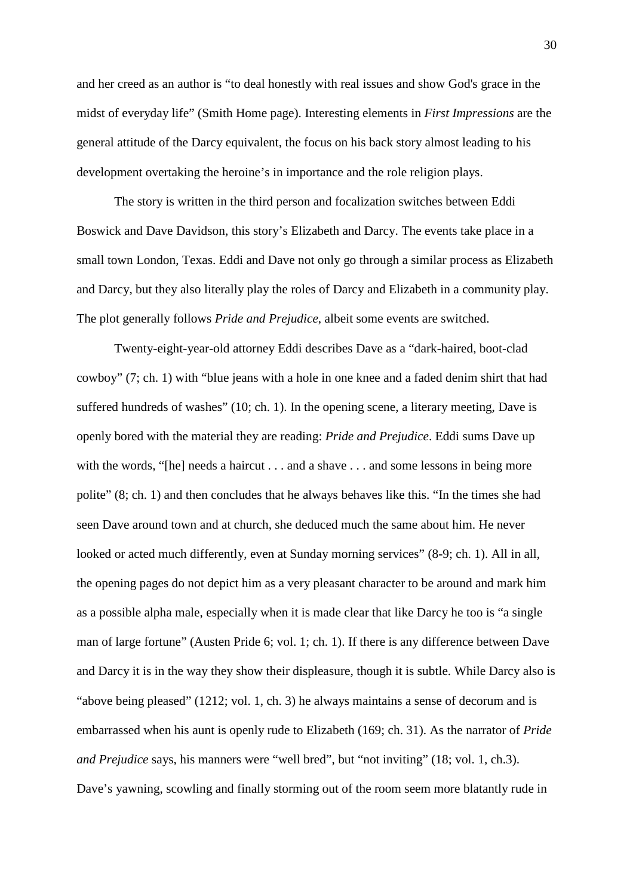and her creed as an author is "to deal honestly with real issues and show God's grace in the midst of everyday life" (Smith Home page). Interesting elements in *First Impressions* are the general attitude of the Darcy equivalent, the focus on his back story almost leading to his development overtaking the heroine's in importance and the role religion plays.

The story is written in the third person and focalization switches between Eddi Boswick and Dave Davidson, this story's Elizabeth and Darcy. The events take place in a small town London, Texas. Eddi and Dave not only go through a similar process as Elizabeth and Darcy, but they also literally play the roles of Darcy and Elizabeth in a community play. The plot generally follows *Pride and Prejudice*, albeit some events are switched.

Twenty-eight-year-old attorney Eddi describes Dave as a "dark-haired, boot-clad cowboy" (7; ch. 1) with "blue jeans with a hole in one knee and a faded denim shirt that had suffered hundreds of washes" (10; ch. 1). In the opening scene, a literary meeting, Dave is openly bored with the material they are reading: *Pride and Prejudice*. Eddi sums Dave up with the words, "[he] needs a haircut . . . and a shave . . . and some lessons in being more polite" (8; ch. 1) and then concludes that he always behaves like this. "In the times she had seen Dave around town and at church, she deduced much the same about him. He never looked or acted much differently, even at Sunday morning services" (8-9; ch. 1). All in all, the opening pages do not depict him as a very pleasant character to be around and mark him as a possible alpha male, especially when it is made clear that like Darcy he too is "a single man of large fortune" (Austen Pride 6; vol. 1; ch. 1). If there is any difference between Dave and Darcy it is in the way they show their displeasure, though it is subtle. While Darcy also is "above being pleased" (1212; vol. 1, ch. 3) he always maintains a sense of decorum and is embarrassed when his aunt is openly rude to Elizabeth (169; ch. 31). As the narrator of *Pride and Prejudice* says, his manners were "well bred", but "not inviting" (18; vol. 1, ch.3). Dave's yawning, scowling and finally storming out of the room seem more blatantly rude in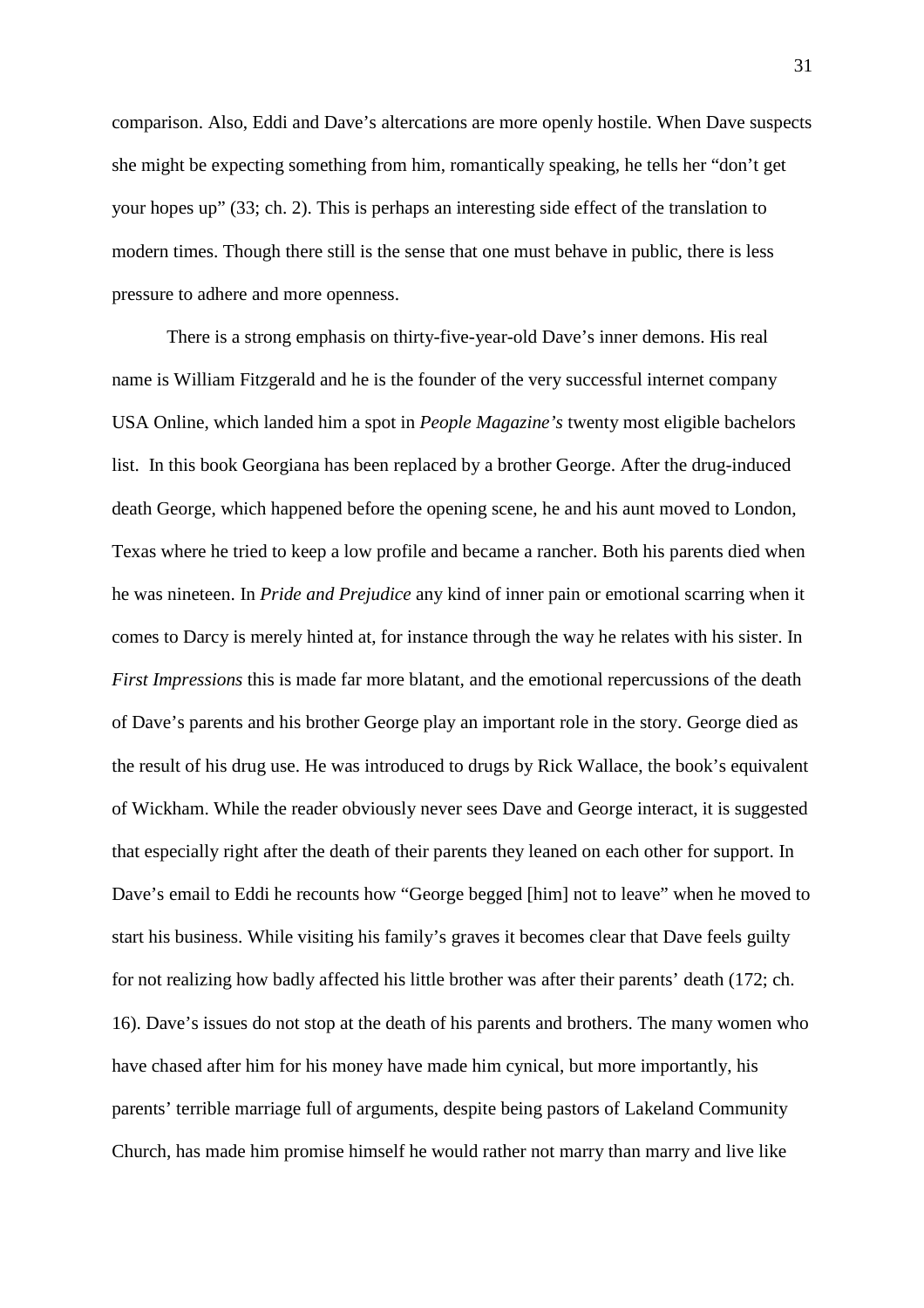comparison. Also, Eddi and Dave's altercations are more openly hostile. When Dave suspects she might be expecting something from him, romantically speaking, he tells her "don't get your hopes up" (33; ch. 2). This is perhaps an interesting side effect of the translation to modern times. Though there still is the sense that one must behave in public, there is less pressure to adhere and more openness.

There is a strong emphasis on thirty-five-year-old Dave's inner demons. His real name is William Fitzgerald and he is the founder of the very successful internet company USA Online, which landed him a spot in *People Magazine's* twenty most eligible bachelors list. In this book Georgiana has been replaced by a brother George. After the drug-induced death George, which happened before the opening scene, he and his aunt moved to London, Texas where he tried to keep a low profile and became a rancher. Both his parents died when he was nineteen. In *Pride and Prejudice* any kind of inner pain or emotional scarring when it comes to Darcy is merely hinted at, for instance through the way he relates with his sister. In *First Impressions* this is made far more blatant, and the emotional repercussions of the death of Dave's parents and his brother George play an important role in the story. George died as the result of his drug use. He was introduced to drugs by Rick Wallace, the book's equivalent of Wickham. While the reader obviously never sees Dave and George interact, it is suggested that especially right after the death of their parents they leaned on each other for support. In Dave's email to Eddi he recounts how "George begged [him] not to leave" when he moved to start his business. While visiting his family's graves it becomes clear that Dave feels guilty for not realizing how badly affected his little brother was after their parents' death (172; ch. 16). Dave's issues do not stop at the death of his parents and brothers. The many women who have chased after him for his money have made him cynical, but more importantly, his parents' terrible marriage full of arguments, despite being pastors of Lakeland Community Church, has made him promise himself he would rather not marry than marry and live like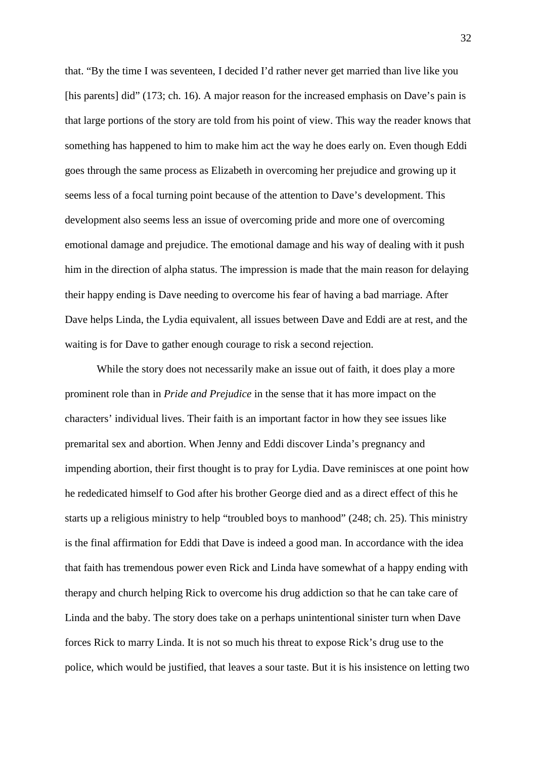that. "By the time I was seventeen, I decided I'd rather never get married than live like you [his parents] did" (173; ch. 16). A major reason for the increased emphasis on Dave's pain is that large portions of the story are told from his point of view. This way the reader knows that something has happened to him to make him act the way he does early on. Even though Eddi goes through the same process as Elizabeth in overcoming her prejudice and growing up it seems less of a focal turning point because of the attention to Dave's development. This development also seems less an issue of overcoming pride and more one of overcoming emotional damage and prejudice. The emotional damage and his way of dealing with it push him in the direction of alpha status. The impression is made that the main reason for delaying their happy ending is Dave needing to overcome his fear of having a bad marriage. After Dave helps Linda, the Lydia equivalent, all issues between Dave and Eddi are at rest, and the waiting is for Dave to gather enough courage to risk a second rejection.

While the story does not necessarily make an issue out of faith, it does play a more prominent role than in *Pride and Prejudice* in the sense that it has more impact on the characters' individual lives. Their faith is an important factor in how they see issues like premarital sex and abortion. When Jenny and Eddi discover Linda's pregnancy and impending abortion, their first thought is to pray for Lydia. Dave reminisces at one point how he rededicated himself to God after his brother George died and as a direct effect of this he starts up a religious ministry to help "troubled boys to manhood" (248; ch. 25). This ministry is the final affirmation for Eddi that Dave is indeed a good man. In accordance with the idea that faith has tremendous power even Rick and Linda have somewhat of a happy ending with therapy and church helping Rick to overcome his drug addiction so that he can take care of Linda and the baby. The story does take on a perhaps unintentional sinister turn when Dave forces Rick to marry Linda. It is not so much his threat to expose Rick's drug use to the police, which would be justified, that leaves a sour taste. But it is his insistence on letting two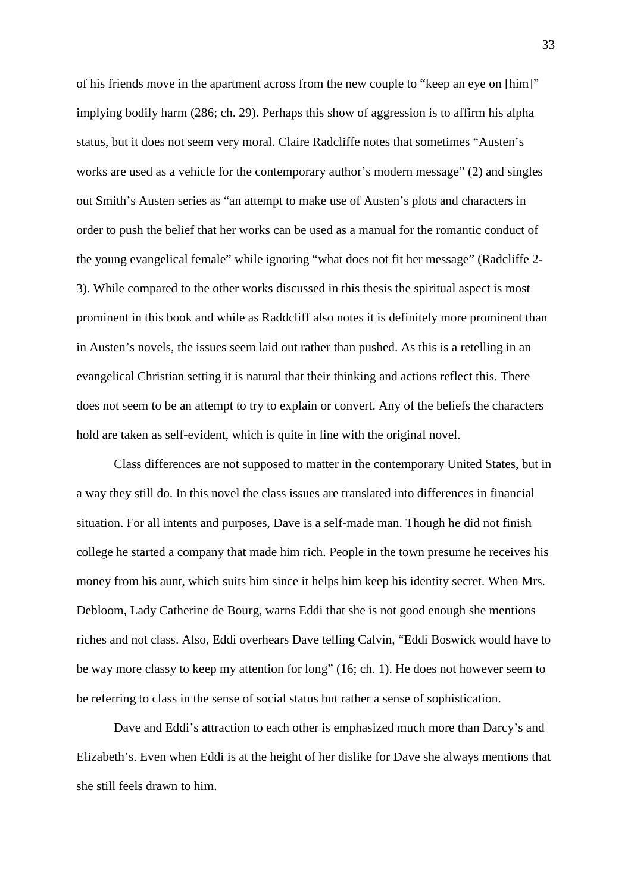of his friends move in the apartment across from the new couple to "keep an eye on [him]" implying bodily harm (286; ch. 29). Perhaps this show of aggression is to affirm his alpha status, but it does not seem very moral. Claire Radcliffe notes that sometimes "Austen's works are used as a vehicle for the contemporary author's modern message" (2) and singles out Smith's Austen series as "an attempt to make use of Austen's plots and characters in order to push the belief that her works can be used as a manual for the romantic conduct of the young evangelical female" while ignoring "what does not fit her message" (Radcliffe 2-3). While compared to the other works discussed in this thesis the spiritual aspect is most prominent in this book and while as Raddcliff also notes it is definitely more prominent than in Austen's novels, the issues seem laid out rather than pushed. As this is a retelling in an evangelical Christian setting it is natural that their thinking and actions reflect this. There does not seem to be an attempt to try to explain or convert. Any of the beliefs the characters hold are taken as self-evident, which is quite in line with the original novel.

Class differences are not supposed to matter in the contemporary United States, but in a way they still do. In this novel the class issues are translated into differences in financial situation. For all intents and purposes, Dave is a self-made man. Though he did not finish college he started a company that made him rich. People in the town presume he receives his money from his aunt, which suits him since it helps him keep his identity secret. When Mrs. Debloom, Lady Catherine de Bourg, warns Eddi that she is not good enough she mentions riches and not class. Also, Eddi overhears Dave telling Calvin, "Eddi Boswick would have to be way more classy to keep my attention for long" (16; ch. 1). He does not however seem to be referring to class in the sense of social status but rather a sense of sophistication.

Dave and Eddi's attraction to each other is emphasized much more than Darcy's and Elizabeth's. Even when Eddi is at the height of her dislike for Dave she always mentions that she still feels drawn to him.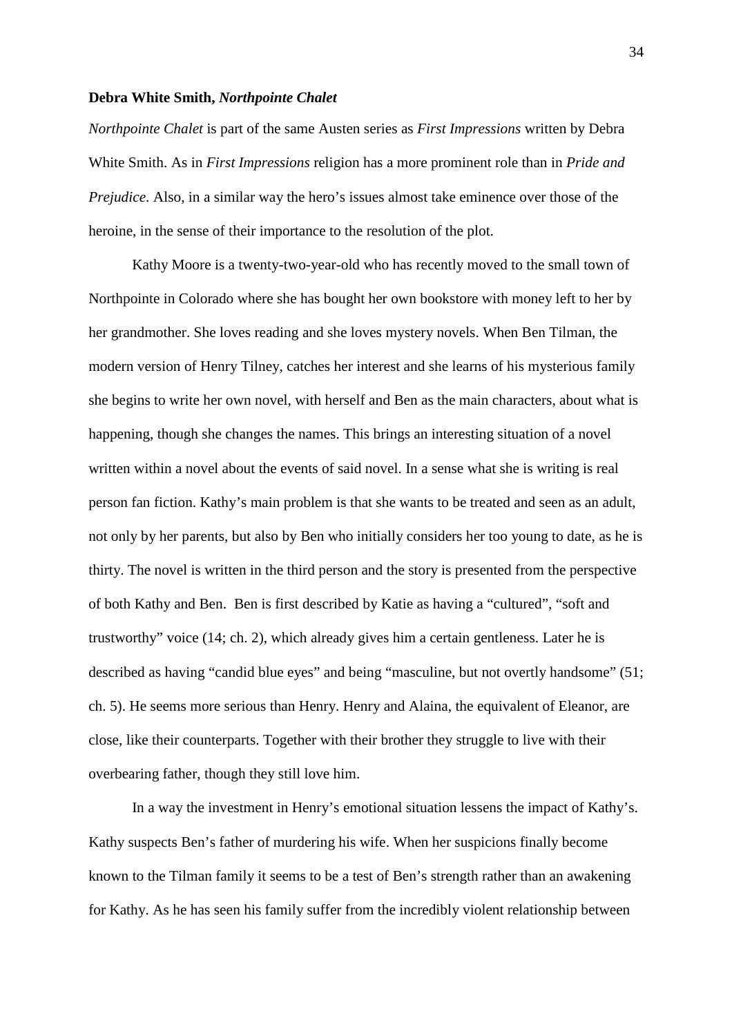**Debra White Smith, *Northpointe Chalet***

*Northpointe Chalet* is part of the same Austen series as *First Impressions* written by Debra White Smith. As in *First Impressions* religion has a more prominent role than in *Pride and Prejudice*. Also, in a similar way the hero's issues almost take eminence over those of the heroine, in the sense of their importance to the resolution of the plot.

Kathy Moore is a twenty-two-year-old who has recently moved to the small town of Northpointe in Colorado where she has bought her own bookstore with money left to her by her grandmother. She loves reading and she loves mystery novels. When Ben Tilman, the modern version of Henry Tilney, catches her interest and she learns of his mysterious family she begins to write her own novel, with herself and Ben as the main characters, about what is happening, though she changes the names. This brings an interesting situation of a novel written within a novel about the events of said novel. In a sense what she is writing is real person fan fiction. Kathy's main problem is that she wants to be treated and seen as an adult, not only by her parents, but also by Ben who initially considers her too young to date, as he is thirty. The novel is written in the third person and the story is presented from the perspective of both Kathy and Ben. Ben is first described by Katie as having a "cultured", "soft and trustworthy" voice (14; ch. 2), which already gives him a certain gentleness. Later he is described as having "candid blue eyes" and being "masculine, but not overtly handsome" (51; ch. 5). He seems more serious than Henry. Henry and Alaina, the equivalent of Eleanor, are close, like their counterparts. Together with their brother they struggle to live with their overbearing father, though they still love him.

In a way the investment in Henry's emotional situation lessens the impact of Kathy's. Kathy suspects Ben's father of murdering his wife. When her suspicions finally become known to the Tilman family it seems to be a test of Ben's strength rather than an awakening for Kathy. As he has seen his family suffer from the incredibly violent relationship between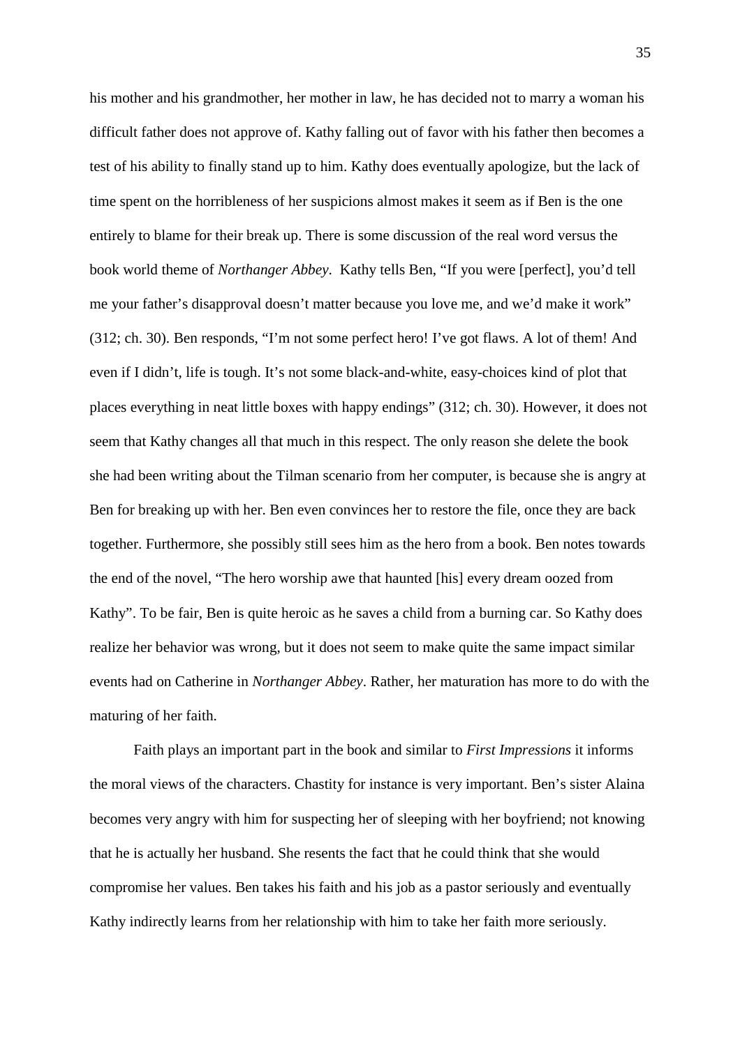his mother and his grandmother, her mother in law, he has decided not to marry a woman his difficult father does not approve of. Kathy falling out of favor with his father then becomes a test of his ability to finally stand up to him. Kathy does eventually apologize, but the lack of time spent on the horribleness of her suspicions almost makes it seem as if Ben is the one entirely to blame for their break up. There is some discussion of the real word versus the book world theme of *Northanger Abbey*. Kathy tells Ben, "If you were [perfect], you'd tell me your father's disapproval doesn't matter because you love me, and we'd make it work" (312; ch. 30). Ben responds, "I'm not some perfect hero! I've got flaws. A lot of them! And even if I didn't, life is tough. It's not some black-and-white, easy-choices kind of plot that places everything in neat little boxes with happy endings" (312; ch. 30). However, it does not seem that Kathy changes all that much in this respect. The only reason she delete the book she had been writing about the Tilman scenario from her computer, is because she is angry at Ben for breaking up with her. Ben even convinces her to restore the file, once they are back together. Furthermore, she possibly still sees him as the hero from a book. Ben notes towards the end of the novel, "The hero worship awe that haunted [his] every dream oozed from Kathy". To be fair, Ben is quite heroic as he saves a child from a burning car. So Kathy does realize her behavior was wrong, but it does not seem to make quite the same impact similar events had on Catherine in *Northanger Abbey*. Rather, her maturation has more to do with the maturing of her faith.

Faith plays an important part in the book and similar to *First Impressions* it informs the moral views of the characters. Chastity for instance is very important. Ben's sister Alaina becomes very angry with him for suspecting her of sleeping with her boyfriend; not knowing that he is actually her husband. She resents the fact that he could think that she would compromise her values. Ben takes his faith and his job as a pastor seriously and eventually Kathy indirectly learns from her relationship with him to take her faith more seriously.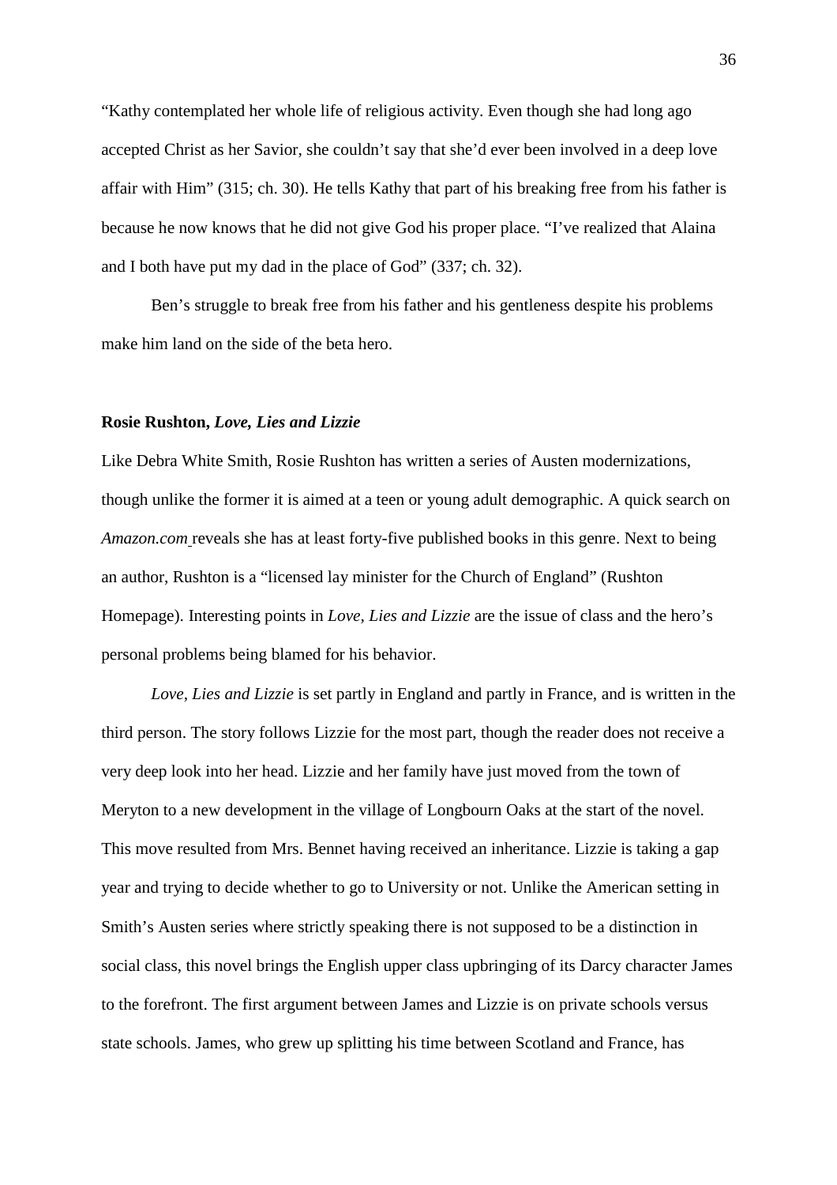"Kathy contemplated her whole life of religious activity. Even though she had long ago accepted Christ as her Savior, she couldn't say that she'd ever been involved in a deep love affair with Him" (315; ch. 30). He tells Kathy that part of his breaking free from his father is because he now knows that he did not give God his proper place. "I've realized that Alaina and I both have put my dad in the place of God" (337; ch. 32).

Ben's struggle to break free from his father and his gentleness despite his problems make him land on the side of the beta hero.

**Rosie Rushton, *Love, Lies and Lizzie***

Like Debra White Smith, Rosie Rushton has written a series of Austen modernizations, though unlike the former it is aimed at a teen or young adult demographic. A quick search on *Amazon.com* reveals she has at least forty-five published books in this genre. Next to being an author, Rushton is a "licensed lay minister for the Church of England" (Rushton Homepage). Interesting points in *Love, Lies and Lizzie* are the issue of class and the hero's personal problems being blamed for his behavior.

*Love, Lies and Lizzie* is set partly in England and partly in France, and is written in the third person. The story follows Lizzie for the most part, though the reader does not receive a very deep look into her head. Lizzie and her family have just moved from the town of Meryton to a new development in the village of Longbourn Oaks at the start of the novel. This move resulted from Mrs. Bennet having received an inheritance. Lizzie is taking a gap year and trying to decide whether to go to University or not. Unlike the American setting in Smith's Austen series where strictly speaking there is not supposed to be a distinction in social class, this novel brings the English upper class upbringing of its Darcy character James to the forefront. The first argument between James and Lizzie is on private schools versus state schools. James, who grew up splitting his time between Scotland and France, has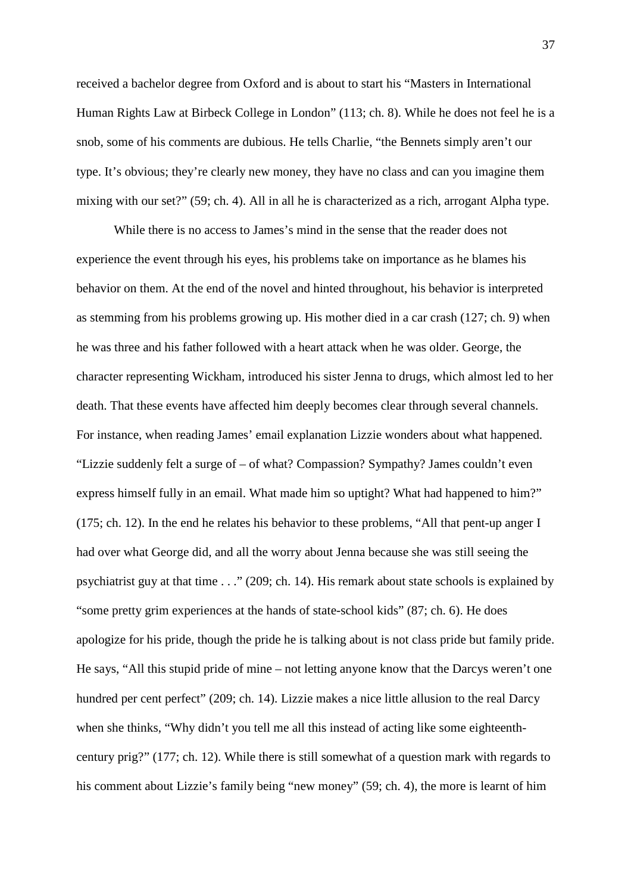received a bachelor degree from Oxford and is about to start his "Masters in International Human Rights Law at Birbeck College in London" (113; ch. 8). While he does not feel he is a snob, some of his comments are dubious. He tells Charlie, "the Bennets simply aren't our type. It's obvious; they're clearly new money, they have no class and can you imagine them mixing with our set?" (59; ch. 4). All in all he is characterized as a rich, arrogant Alpha type.

While there is no access to James's mind in the sense that the reader does not experience the event through his eyes, his problems take on importance as he blames his behavior on them. At the end of the novel and hinted throughout, his behavior is interpreted as stemming from his problems growing up. His mother died in a car crash (127; ch. 9) when he was three and his father followed with a heart attack when he was older. George, the character representing Wickham, introduced his sister Jenna to drugs, which almost led to her death. That these events have affected him deeply becomes clear through several channels. For instance, when reading James' email explanation Lizzie wonders about what happened. "Lizzie suddenly felt a surge of – of what? Compassion? Sympathy? James couldn't even express himself fully in an email. What made him so uptight? What had happened to him?" (175; ch. 12). In the end he relates his behavior to these problems, "All that pent-up anger I had over what George did, and all the worry about Jenna because she was still seeing the psychiatrist guy at that time . . ." (209; ch. 14). His remark about state schools is explained by "some pretty grim experiences at the hands of state-school kids" (87; ch. 6). He does apologize for his pride, though the pride he is talking about is not class pride but family pride. He says, "All this stupid pride of mine – not letting anyone know that the Darcys weren't one hundred per cent perfect" (209; ch. 14). Lizzie makes a nice little allusion to the real Darcy when she thinks, "Why didn't you tell me all this instead of acting like some eighteenth-century prig?" (177; ch. 12). While there is still somewhat of a question mark with regards to his comment about Lizzie's family being "new money" (59; ch. 4), the more is learnt of him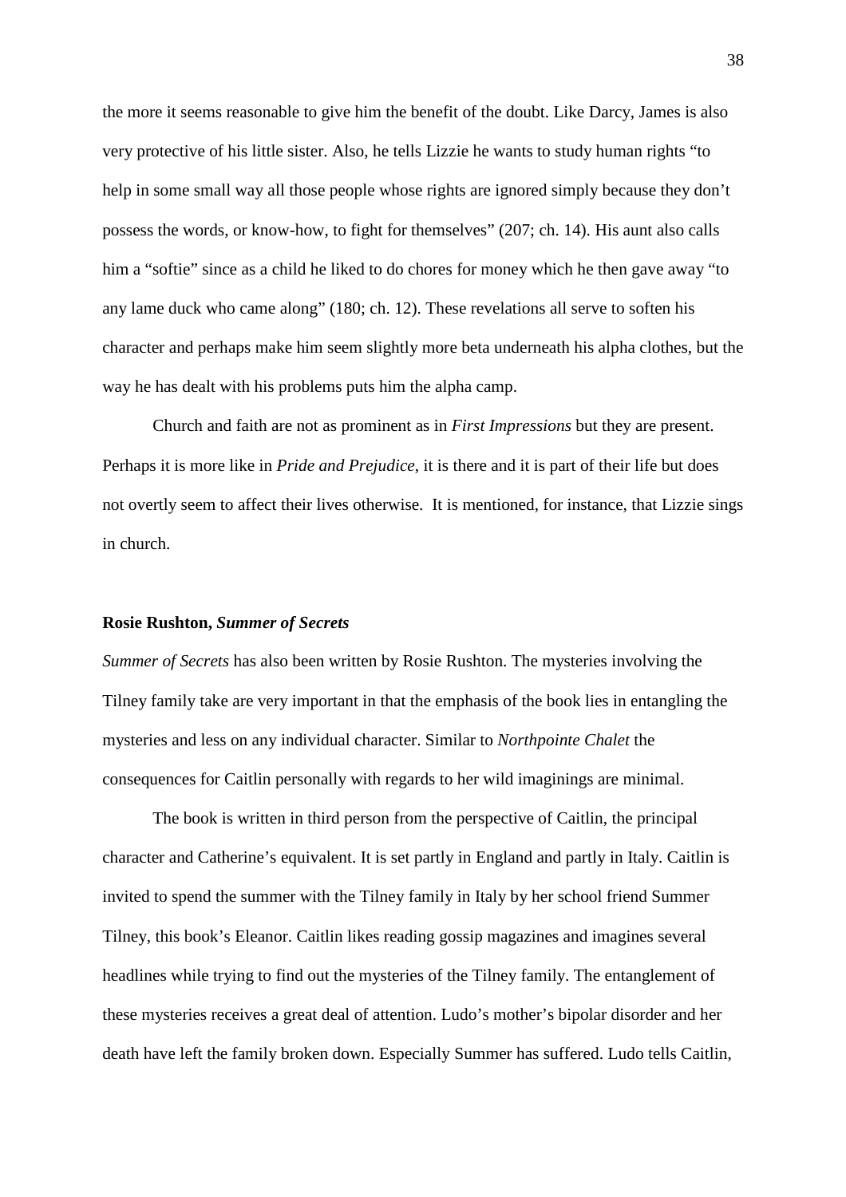the more it seems reasonable to give him the benefit of the doubt. Like Darcy, James is also very protective of his little sister. Also, he tells Lizzie he wants to study human rights "to help in some small way all those people whose rights are ignored simply because they don't possess the words, or know-how, to fight for themselves" (207; ch. 14). His aunt also calls him a "softie" since as a child he liked to do chores for money which he then gave away "to any lame duck who came along" (180; ch. 12). These revelations all serve to soften his character and perhaps make him seem slightly more beta underneath his alpha clothes, but the way he has dealt with his problems puts him the alpha camp.

Church and faith are not as prominent as in *First Impressions* but they are present. Perhaps it is more like in *Pride and Prejudice*, it is there and it is part of their life but does not overtly seem to affect their lives otherwise. It is mentioned, for instance, that Lizzie sings in church.

**Rosie Rushton, *Summer of Secrets***

*Summer of Secrets* has also been written by Rosie Rushton. The mysteries involving the Tilney family take are very important in that the emphasis of the book lies in entangling the mysteries and less on any individual character. Similar to *Northpointe Chalet* the consequences for Caitlin personally with regards to her wild imaginings are minimal.

The book is written in third person from the perspective of Caitlin, the principal character and Catherine's equivalent. It is set partly in England and partly in Italy. Caitlin is invited to spend the summer with the Tilney family in Italy by her school friend Summer Tilney, this book's Eleanor. Caitlin likes reading gossip magazines and imagines several headlines while trying to find out the mysteries of the Tilney family. The entanglement of these mysteries receives a great deal of attention. Ludo's mother's bipolar disorder and her death have left the family broken down. Especially Summer has suffered. Ludo tells Caitlin,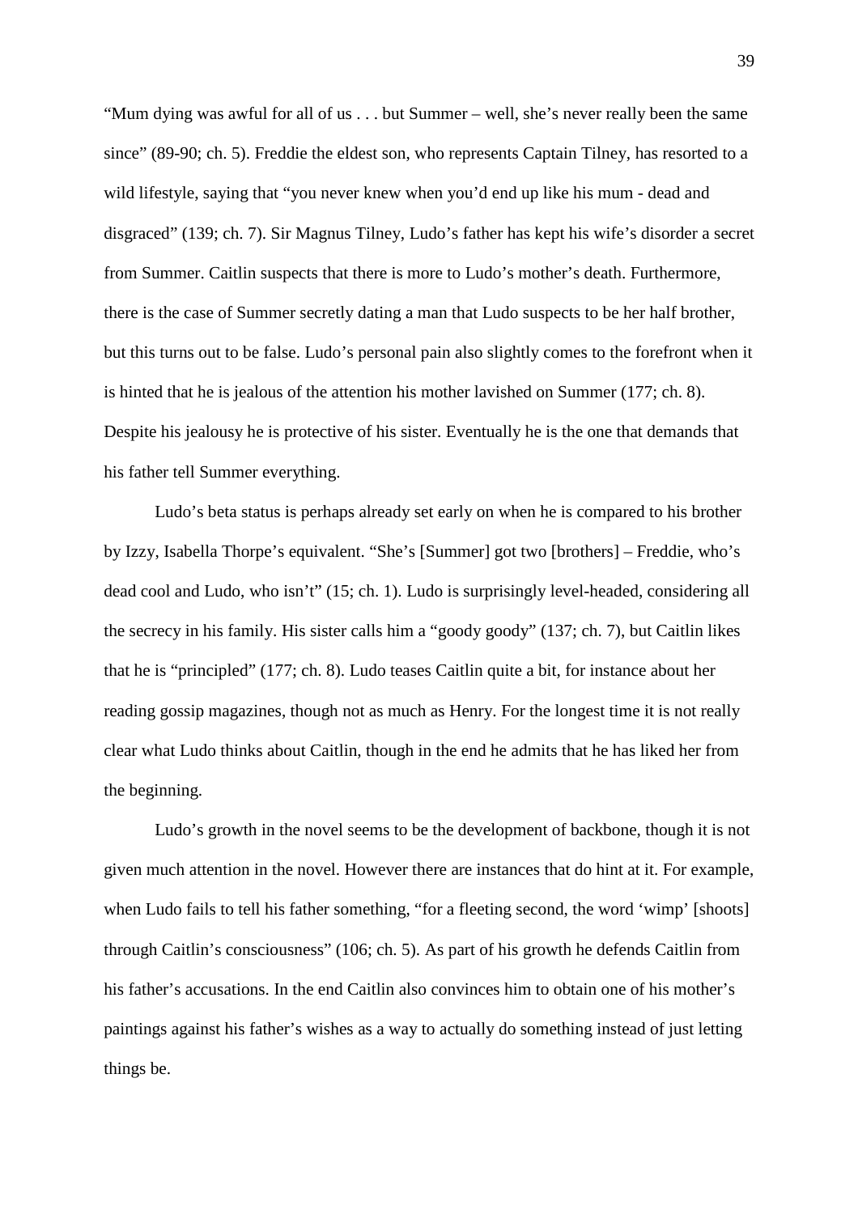"Mum dying was awful for all of us . . . but Summer – well, she's never really been the same since" (89-90; ch. 5). Freddie the eldest son, who represents Captain Tilney, has resorted to a wild lifestyle, saying that "you never knew when you'd end up like his mum - dead and disgraced" (139; ch. 7). Sir Magnus Tilney, Ludo's father has kept his wife's disorder a secret from Summer. Caitlin suspects that there is more to Ludo's mother's death. Furthermore, there is the case of Summer secretly dating a man that Ludo suspects to be her half brother, but this turns out to be false. Ludo's personal pain also slightly comes to the forefront when it is hinted that he is jealous of the attention his mother lavished on Summer (177; ch. 8). Despite his jealousy he is protective of his sister. Eventually he is the one that demands that his father tell Summer everything.

Ludo's beta status is perhaps already set early on when he is compared to his brother by Izzy, Isabella Thorpe's equivalent. "She's [Summer] got two [brothers] – Freddie, who's dead cool and Ludo, who isn't" (15; ch. 1). Ludo is surprisingly level-headed, considering all the secrecy in his family. His sister calls him a "goody goody" (137; ch. 7), but Caitlin likes that he is "principled" (177; ch. 8). Ludo teases Caitlin quite a bit, for instance about her reading gossip magazines, though not as much as Henry. For the longest time it is not really clear what Ludo thinks about Caitlin, though in the end he admits that he has liked her from the beginning.

Ludo's growth in the novel seems to be the development of backbone, though it is not given much attention in the novel. However there are instances that do hint at it. For example, when Ludo fails to tell his father something, "for a fleeting second, the word 'wimp' [shoots] through Caitlin's consciousness" (106; ch. 5). As part of his growth he defends Caitlin from his father's accusations. In the end Caitlin also convinces him to obtain one of his mother's paintings against his father's wishes as a way to actually do something instead of just letting things be.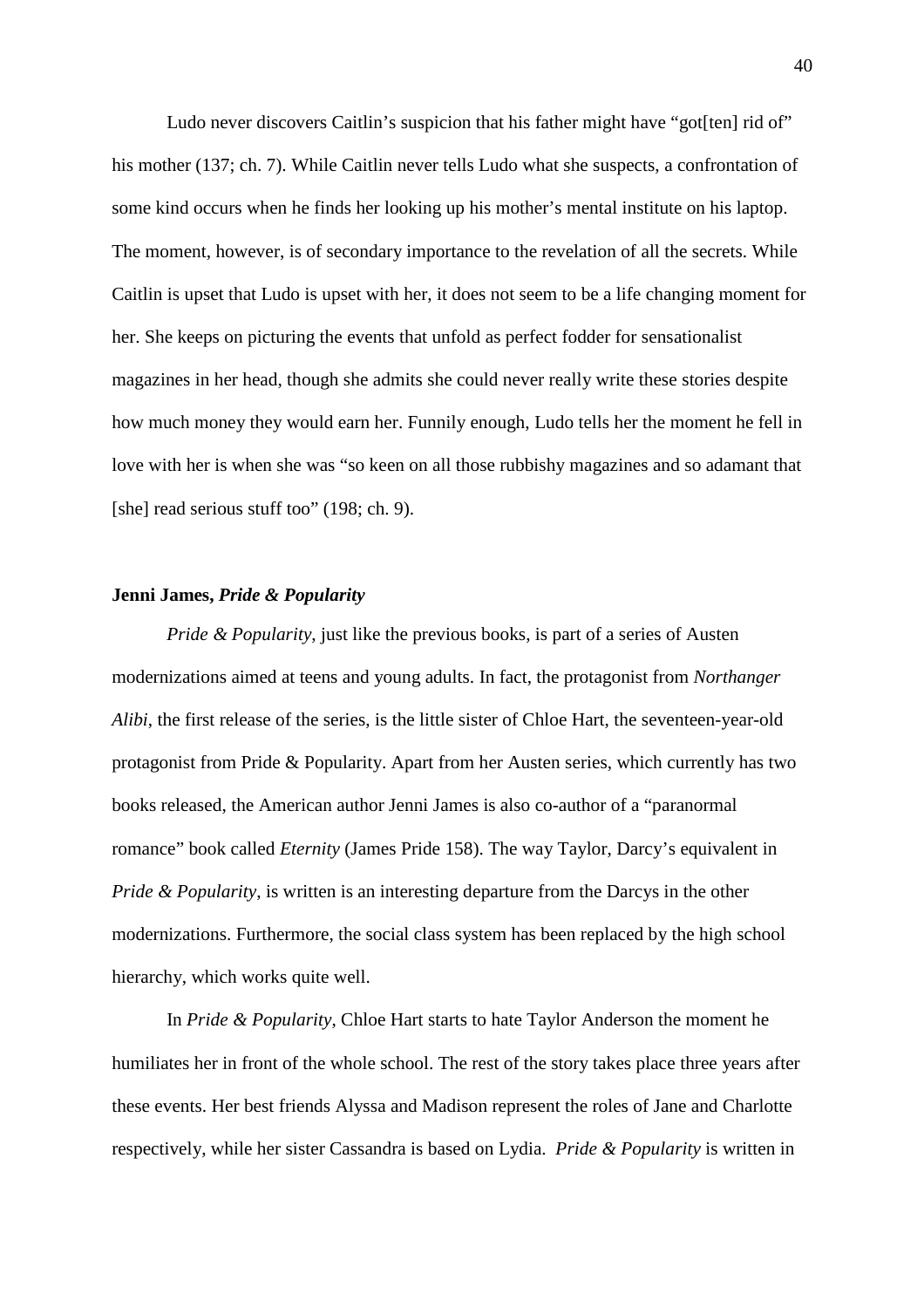Ludo never discovers Caitlin's suspicion that his father might have "got[ten] rid of" his mother (137; ch. 7). While Caitlin never tells Ludo what she suspects, a confrontation of some kind occurs when he finds her looking up his mother's mental institute on his laptop. The moment, however, is of secondary importance to the revelation of all the secrets. While Caitlin is upset that Ludo is upset with her, it does not seem to be a life changing moment for her. She keeps on picturing the events that unfold as perfect fodder for sensationalist magazines in her head, though she admits she could never really write these stories despite how much money they would earn her. Funnily enough, Ludo tells her the moment he fell in love with her is when she was "so keen on all those rubbishy magazines and so adamant that [she] read serious stuff too" (198; ch. 9).

### Jenni James, *Pride & Popularity*

*Pride & Popularity*, just like the previous books, is part of a series of Austen modernizations aimed at teens and young adults. In fact, the protagonist from *Northanger Alibi*, the first release of the series, is the little sister of Chloe Hart, the seventeen-year-old protagonist from Pride & Popularity. Apart from her Austen series, which currently has two books released, the American author Jenni James is also co-author of a "paranormal romance" book called *Eternity* (James Pride 158). The way Taylor, Darcy's equivalent in *Pride & Popularity*, is written is an interesting departure from the Darcys in the other modernizations. Furthermore, the social class system has been replaced by the high school hierarchy, which works quite well.

In *Pride & Popularity*, Chloe Hart starts to hate Taylor Anderson the moment he humiliates her in front of the whole school. The rest of the story takes place three years after these events. Her best friends Alyssa and Madison represent the roles of Jane and Charlotte respectively, while her sister Cassandra is based on Lydia. *Pride & Popularity* is written in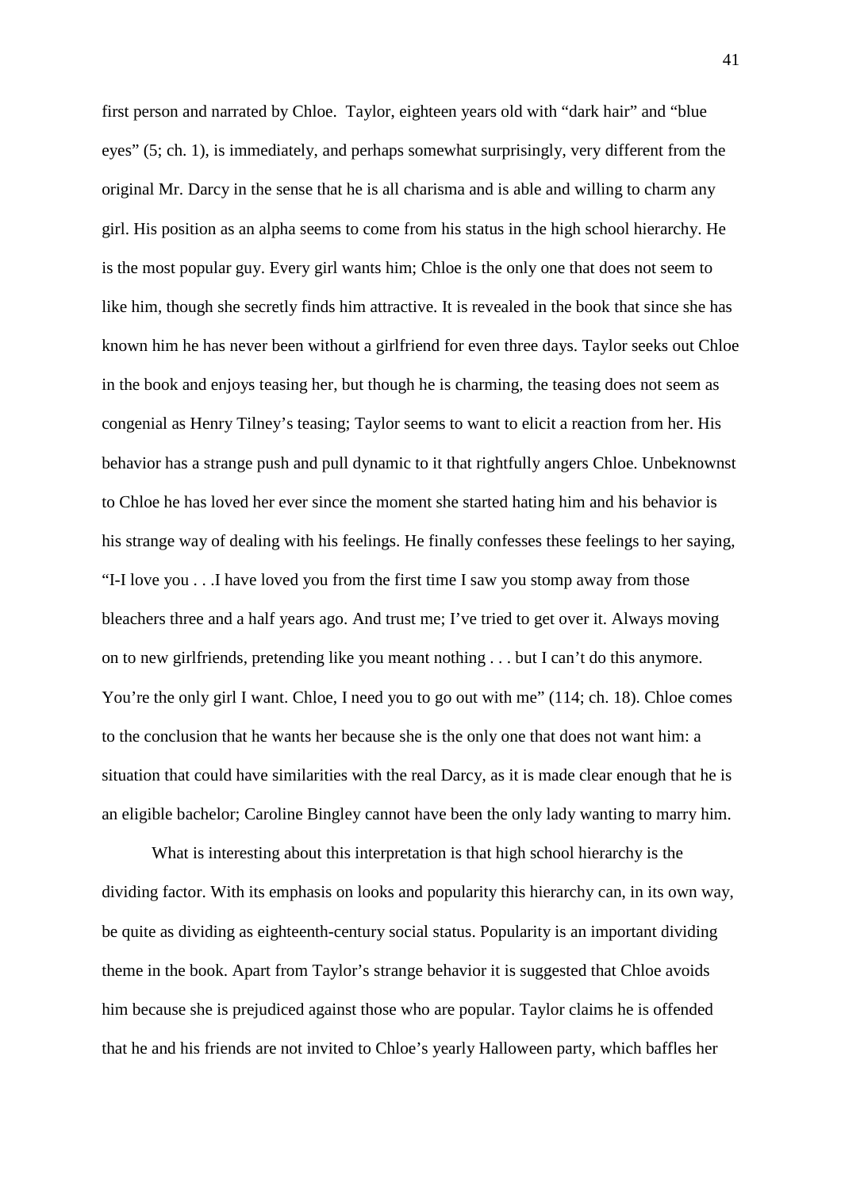first person and narrated by Chloe. Taylor, eighteen years old with "dark hair" and "blue eyes" (5; ch. 1), is immediately, and perhaps somewhat surprisingly, very different from the original Mr. Darcy in the sense that he is all charisma and is able and willing to charm any girl. His position as an alpha seems to come from his status in the high school hierarchy. He is the most popular guy. Every girl wants him; Chloe is the only one that does not seem to like him, though she secretly finds him attractive. It is revealed in the book that since she has known him he has never been without a girlfriend for even three days. Taylor seeks out Chloe in the book and enjoys teasing her, but though he is charming, the teasing does not seem as congenial as Henry Tilney's teasing; Taylor seems to want to elicit a reaction from her. His behavior has a strange push and pull dynamic to it that rightfully angers Chloe. Unbeknownst to Chloe he has loved her ever since the moment she started hating him and his behavior is his strange way of dealing with his feelings. He finally confesses these feelings to her saying, "I-I love you . . .I have loved you from the first time I saw you stomp away from those bleachers three and a half years ago. And trust me; I've tried to get over it. Always moving on to new girlfriends, pretending like you meant nothing . . . but I can't do this anymore. You're the only girl I want. Chloe, I need you to go out with me" (114; ch. 18). Chloe comes to the conclusion that he wants her because she is the only one that does not want him: a situation that could have similarities with the real Darcy, as it is made clear enough that he is an eligible bachelor; Caroline Bingley cannot have been the only lady wanting to marry him.

What is interesting about this interpretation is that high school hierarchy is the dividing factor. With its emphasis on looks and popularity this hierarchy can, in its own way, be quite as dividing as eighteenth-century social status. Popularity is an important dividing theme in the book. Apart from Taylor's strange behavior it is suggested that Chloe avoids him because she is prejudiced against those who are popular. Taylor claims he is offended that he and his friends are not invited to Chloe's yearly Halloween party, which baffles her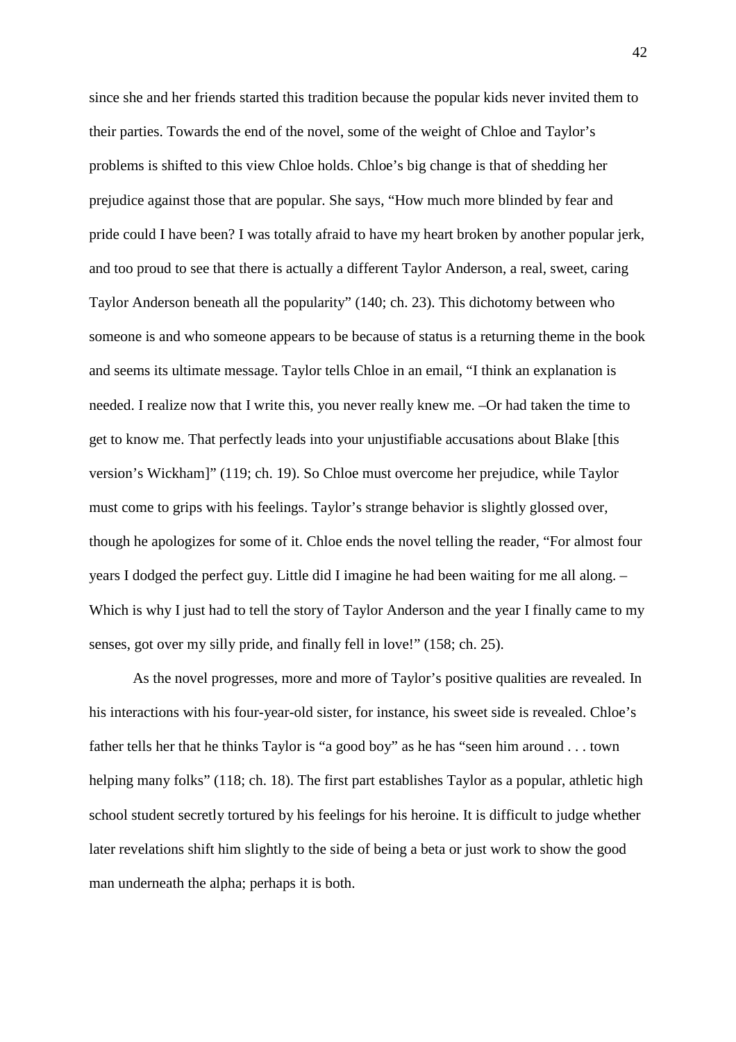since she and her friends started this tradition because the popular kids never invited them to their parties. Towards the end of the novel, some of the weight of Chloe and Taylor's problems is shifted to this view Chloe holds. Chloe's big change is that of shedding her prejudice against those that are popular. She says, "How much more blinded by fear and pride could I have been? I was totally afraid to have my heart broken by another popular jerk, and too proud to see that there is actually a different Taylor Anderson, a real, sweet, caring Taylor Anderson beneath all the popularity" (140; ch. 23). This dichotomy between who someone is and who someone appears to be because of status is a returning theme in the book and seems its ultimate message. Taylor tells Chloe in an email, "I think an explanation is needed. I realize now that I write this, you never really knew me. –Or had taken the time to get to know me. That perfectly leads into your unjustifiable accusations about Blake [this version's Wickham]" (119; ch. 19). So Chloe must overcome her prejudice, while Taylor must come to grips with his feelings. Taylor's strange behavior is slightly glossed over, though he apologizes for some of it. Chloe ends the novel telling the reader, "For almost four years I dodged the perfect guy. Little did I imagine he had been waiting for me all along. – Which is why I just had to tell the story of Taylor Anderson and the year I finally came to my senses, got over my silly pride, and finally fell in love!" (158; ch. 25).

As the novel progresses, more and more of Taylor's positive qualities are revealed. In his interactions with his four-year-old sister, for instance, his sweet side is revealed. Chloe's father tells her that he thinks Taylor is "a good boy" as he has "seen him around . . . town helping many folks" (118; ch. 18). The first part establishes Taylor as a popular, athletic high school student secretly tortured by his feelings for his heroine. It is difficult to judge whether later revelations shift him slightly to the side of being a beta or just work to show the good man underneath the alpha; perhaps it is both.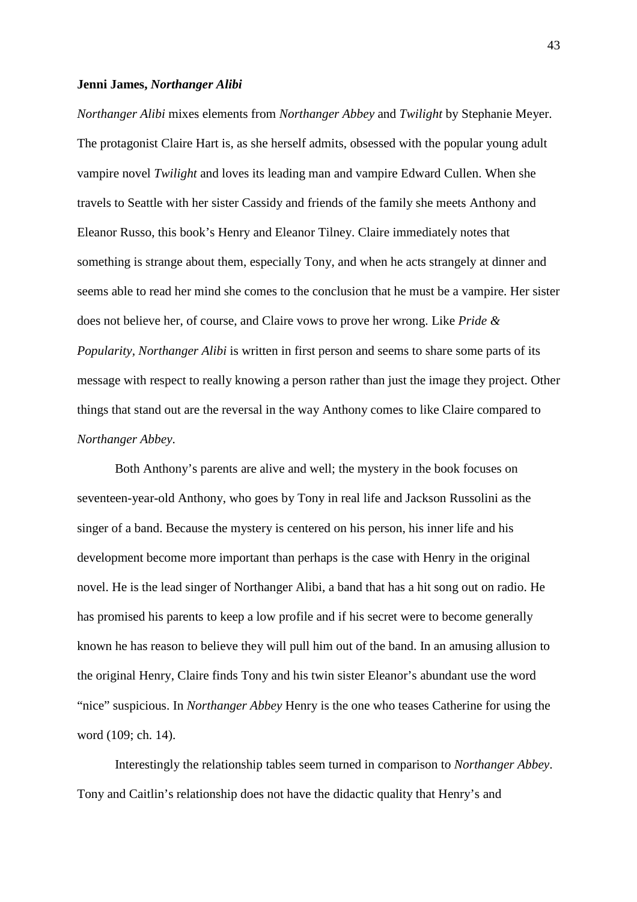**Jenni James, *Northanger Alibi***

*Northanger Alibi* mixes elements from *Northanger Abbey* and *Twilight* by Stephanie Meyer. The protagonist Claire Hart is, as she herself admits, obsessed with the popular young adult vampire novel *Twilight* and loves its leading man and vampire Edward Cullen. When she travels to Seattle with her sister Cassidy and friends of the family she meets Anthony and Eleanor Russo, this book's Henry and Eleanor Tilney. Claire immediately notes that something is strange about them, especially Tony, and when he acts strangely at dinner and seems able to read her mind she comes to the conclusion that he must be a vampire. Her sister does not believe her, of course, and Claire vows to prove her wrong. Like *Pride & Popularity*, *Northanger Alibi* is written in first person and seems to share some parts of its message with respect to really knowing a person rather than just the image they project. Other things that stand out are the reversal in the way Anthony comes to like Claire compared to *Northanger Abbey*.

Both Anthony's parents are alive and well; the mystery in the book focuses on seventeen-year-old Anthony, who goes by Tony in real life and Jackson Russolini as the singer of a band. Because the mystery is centered on his person, his inner life and his development become more important than perhaps is the case with Henry in the original novel. He is the lead singer of Northanger Alibi, a band that has a hit song out on radio. He has promised his parents to keep a low profile and if his secret were to become generally known he has reason to believe they will pull him out of the band. In an amusing allusion to the original Henry, Claire finds Tony and his twin sister Eleanor's abundant use the word "nice" suspicious. In *Northanger Abbey* Henry is the one who teases Catherine for using the word (109; ch. 14).

Interestingly the relationship tables seem turned in comparison to *Northanger Abbey*. Tony and Caitlin's relationship does not have the didactic quality that Henry's and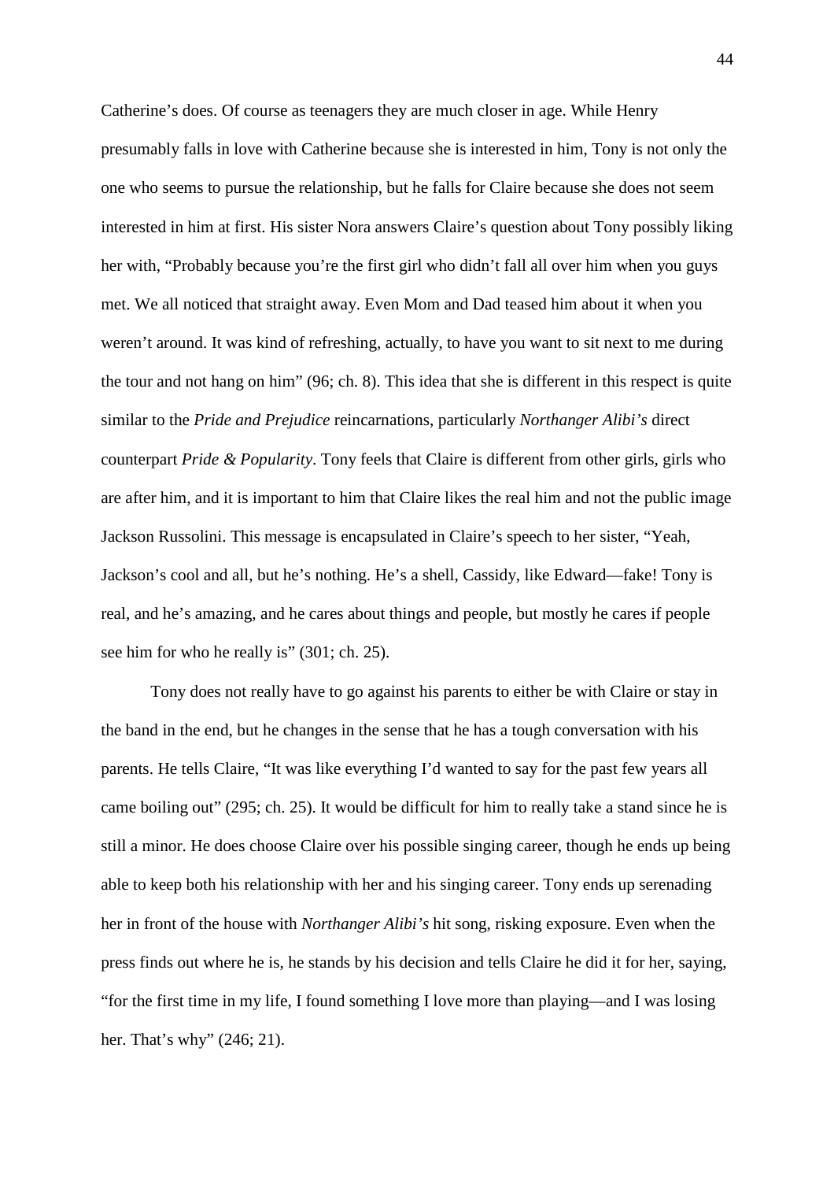Catherine's does. Of course as teenagers they are much closer in age. While Henry presumably falls in love with Catherine because she is interested in him, Tony is not only the one who seems to pursue the relationship, but he falls for Claire because she does not seem interested in him at first. His sister Nora answers Claire's question about Tony possibly liking her with, "Probably because you're the first girl who didn't fall all over him when you guys met. We all noticed that straight away. Even Mom and Dad teased him about it when you weren't around. It was kind of refreshing, actually, to have you want to sit next to me during the tour and not hang on him" (96; ch. 8). This idea that she is different in this respect is quite similar to the *Pride and Prejudice* reincarnations, particularly *Northanger Alibi's* direct counterpart *Pride & Popularity*. Tony feels that Claire is different from other girls, girls who are after him, and it is important to him that Claire likes the real him and not the public image Jackson Russolini. This message is encapsulated in Claire's speech to her sister, "Yeah, Jackson's cool and all, but he's nothing. He's a shell, Cassidy, like Edward—fake! Tony is real, and he's amazing, and he cares about things and people, but mostly he cares if people see him for who he really is" (301; ch. 25).

Tony does not really have to go against his parents to either be with Claire or stay in the band in the end, but he changes in the sense that he has a tough conversation with his parents. He tells Claire, "It was like everything I'd wanted to say for the past few years all came boiling out" (295; ch. 25). It would be difficult for him to really take a stand since he is still a minor. He does choose Claire over his possible singing career, though he ends up being able to keep both his relationship with her and his singing career. Tony ends up serenading her in front of the house with *Northanger Alibi's* hit song, risking exposure. Even when the press finds out where he is, he stands by his decision and tells Claire he did it for her, saying, "for the first time in my life, I found something I love more than playing—and I was losing her. That's why" (246; 21).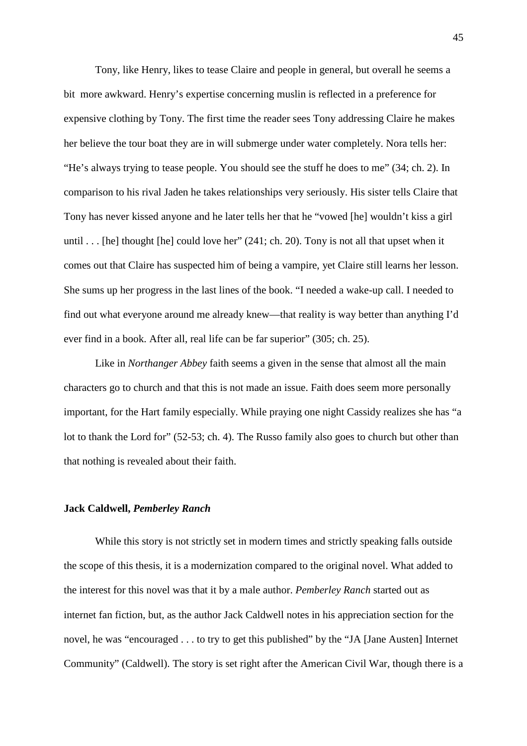Tony, like Henry, likes to tease Claire and people in general, but overall he seems a bit  more awkward. Henry's expertise concerning muslin is reflected in a preference for expensive clothing by Tony. The first time the reader sees Tony addressing Claire he makes her believe the tour boat they are in will submerge under water completely. Nora tells her: "He's always trying to tease people. You should see the stuff he does to me" (34; ch. 2). In comparison to his rival Jaden he takes relationships very seriously. His sister tells Claire that Tony has never kissed anyone and he later tells her that he "vowed [he] wouldn't kiss a girl until . . . [he] thought [he] could love her" (241; ch. 20). Tony is not all that upset when it comes out that Claire has suspected him of being a vampire, yet Claire still learns her lesson. She sums up her progress in the last lines of the book. "I needed a wake-up call. I needed to find out what everyone around me already knew—that reality is way better than anything I'd ever find in a book. After all, real life can be far superior" (305; ch. 25).

Like in *Northanger Abbey* faith seems a given in the sense that almost all the main characters go to church and that this is not made an issue. Faith does seem more personally important, for the Hart family especially. While praying one night Cassidy realizes she has "a lot to thank the Lord for" (52-53; ch. 4). The Russo family also goes to church but other than that nothing is revealed about their faith.

### Jack Caldwell, *Pemberley Ranch*

While this story is not strictly set in modern times and strictly speaking falls outside the scope of this thesis, it is a modernization compared to the original novel. What added to the interest for this novel was that it by a male author. *Pemberley Ranch* started out as internet fan fiction, but, as the author Jack Caldwell notes in his appreciation section for the novel, he was "encouraged . . . to try to get this published" by the "JA [Jane Austen] Internet Community" (Caldwell). The story is set right after the American Civil War, though there is a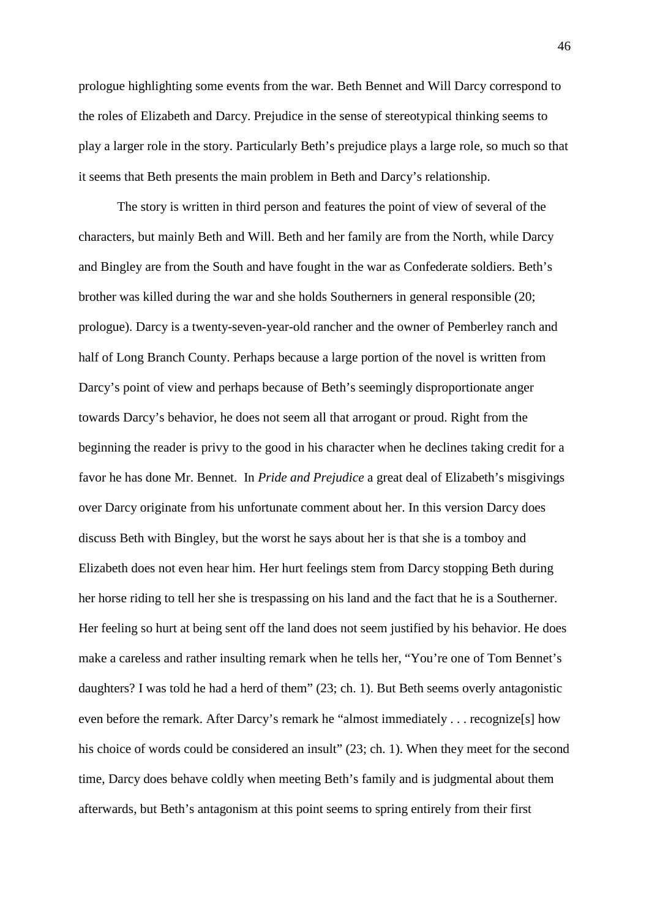prologue highlighting some events from the war. Beth Bennet and Will Darcy correspond to the roles of Elizabeth and Darcy. Prejudice in the sense of stereotypical thinking seems to play a larger role in the story. Particularly Beth's prejudice plays a large role, so much so that it seems that Beth presents the main problem in Beth and Darcy's relationship.

The story is written in third person and features the point of view of several of the characters, but mainly Beth and Will. Beth and her family are from the North, while Darcy and Bingley are from the South and have fought in the war as Confederate soldiers. Beth's brother was killed during the war and she holds Southerners in general responsible (20; prologue). Darcy is a twenty-seven-year-old rancher and the owner of Pemberley ranch and half of Long Branch County. Perhaps because a large portion of the novel is written from Darcy's point of view and perhaps because of Beth's seemingly disproportionate anger towards Darcy's behavior, he does not seem all that arrogant or proud. Right from the beginning the reader is privy to the good in his character when he declines taking credit for a favor he has done Mr. Bennet. In *Pride and Prejudice* a great deal of Elizabeth's misgivings over Darcy originate from his unfortunate comment about her. In this version Darcy does discuss Beth with Bingley, but the worst he says about her is that she is a tomboy and Elizabeth does not even hear him. Her hurt feelings stem from Darcy stopping Beth during her horse riding to tell her she is trespassing on his land and the fact that he is a Southerner. Her feeling so hurt at being sent off the land does not seem justified by his behavior. He does make a careless and rather insulting remark when he tells her, "You're one of Tom Bennet's daughters? I was told he had a herd of them" (23; ch. 1). But Beth seems overly antagonistic even before the remark. After Darcy's remark he "almost immediately . . . recognize[s] how his choice of words could be considered an insult" (23; ch. 1). When they meet for the second time, Darcy does behave coldly when meeting Beth's family and is judgmental about them afterwards, but Beth's antagonism at this point seems to spring entirely from their first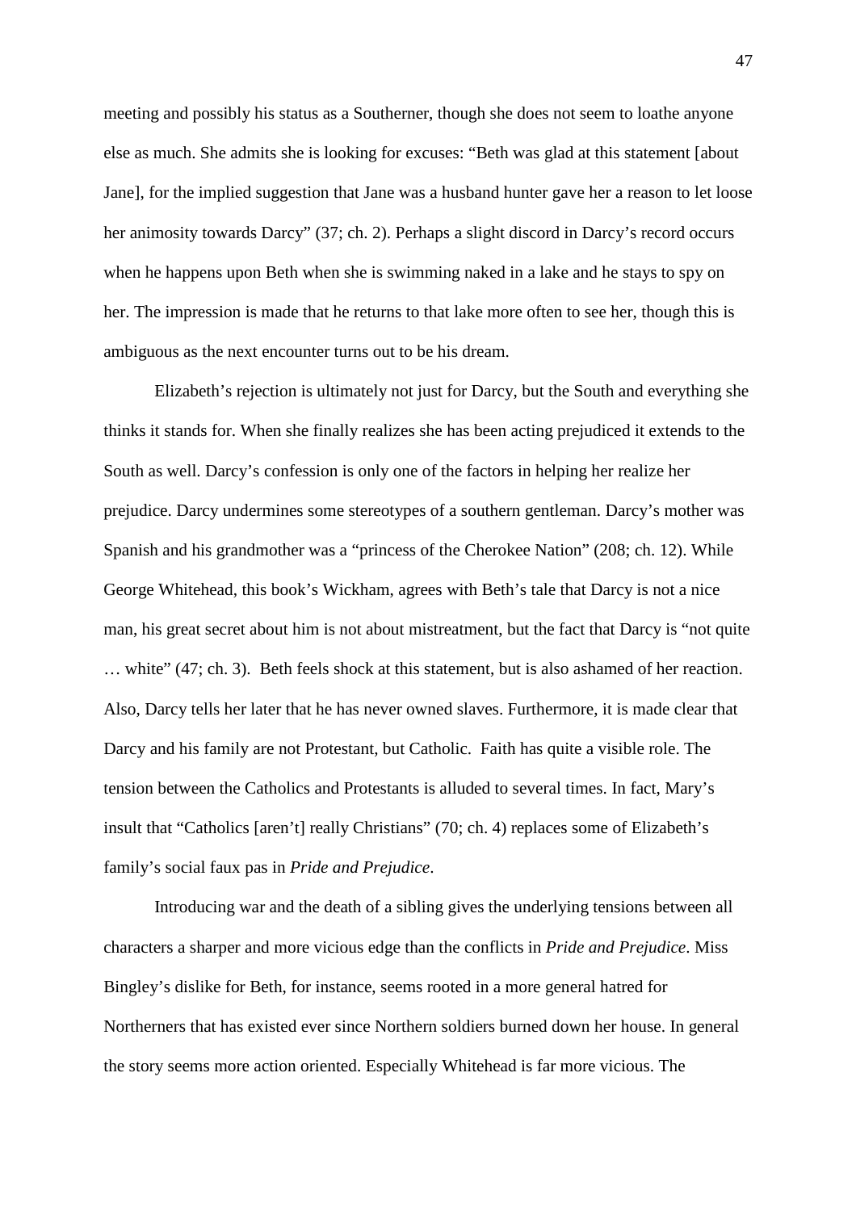meeting and possibly his status as a Southerner, though she does not seem to loathe anyone else as much. She admits she is looking for excuses: "Beth was glad at this statement [about Jane], for the implied suggestion that Jane was a husband hunter gave her a reason to let loose her animosity towards Darcy" (37; ch. 2). Perhaps a slight discord in Darcy's record occurs when he happens upon Beth when she is swimming naked in a lake and he stays to spy on her. The impression is made that he returns to that lake more often to see her, though this is ambiguous as the next encounter turns out to be his dream.

Elizabeth's rejection is ultimately not just for Darcy, but the South and everything she thinks it stands for. When she finally realizes she has been acting prejudiced it extends to the South as well. Darcy's confession is only one of the factors in helping her realize her prejudice. Darcy undermines some stereotypes of a southern gentleman. Darcy's mother was Spanish and his grandmother was a "princess of the Cherokee Nation" (208; ch. 12). While George Whitehead, this book's Wickham, agrees with Beth's tale that Darcy is not a nice man, his great secret about him is not about mistreatment, but the fact that Darcy is "not quite … white" (47; ch. 3). Beth feels shock at this statement, but is also ashamed of her reaction. Also, Darcy tells her later that he has never owned slaves. Furthermore, it is made clear that Darcy and his family are not Protestant, but Catholic. Faith has quite a visible role. The tension between the Catholics and Protestants is alluded to several times. In fact, Mary's insult that "Catholics [aren't] really Christians" (70; ch. 4) replaces some of Elizabeth's family's social faux pas in *Pride and Prejudice*.

Introducing war and the death of a sibling gives the underlying tensions between all characters a sharper and more vicious edge than the conflicts in *Pride and Prejudice*. Miss Bingley's dislike for Beth, for instance, seems rooted in a more general hatred for Northerners that has existed ever since Northern soldiers burned down her house. In general the story seems more action oriented. Especially Whitehead is far more vicious. The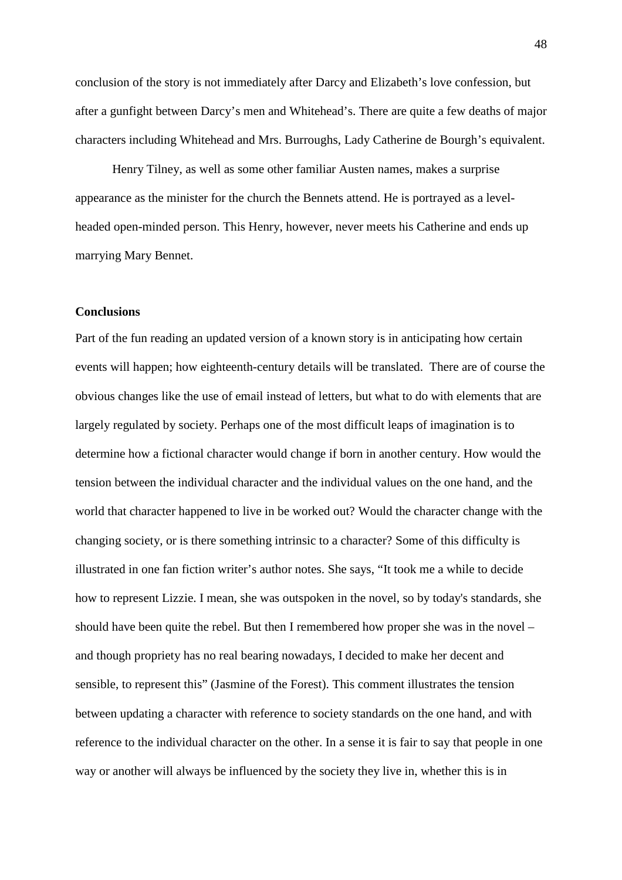conclusion of the story is not immediately after Darcy and Elizabeth's love confession, but after a gunfight between Darcy's men and Whitehead's. There are quite a few deaths of major characters including Whitehead and Mrs. Burroughs, Lady Catherine de Bourgh's equivalent.

Henry Tilney, as well as some other familiar Austen names, makes a surprise appearance as the minister for the church the Bennets attend. He is portrayed as a level-headed open-minded person. This Henry, however, never meets his Catherine and ends up marrying Mary Bennet.

**Conclusions**

Part of the fun reading an updated version of a known story is in anticipating how certain events will happen; how eighteenth-century details will be translated. There are of course the obvious changes like the use of email instead of letters, but what to do with elements that are largely regulated by society. Perhaps one of the most difficult leaps of imagination is to determine how a fictional character would change if born in another century. How would the tension between the individual character and the individual values on the one hand, and the world that character happened to live in be worked out? Would the character change with the changing society, or is there something intrinsic to a character? Some of this difficulty is illustrated in one fan fiction writer's author notes. She says, "It took me a while to decide how to represent Lizzie. I mean, she was outspoken in the novel, so by today's standards, she should have been quite the rebel. But then I remembered how proper she was in the novel – and though propriety has no real bearing nowadays, I decided to make her decent and sensible, to represent this" (Jasmine of the Forest). This comment illustrates the tension between updating a character with reference to society standards on the one hand, and with reference to the individual character on the other. In a sense it is fair to say that people in one way or another will always be influenced by the society they live in, whether this is in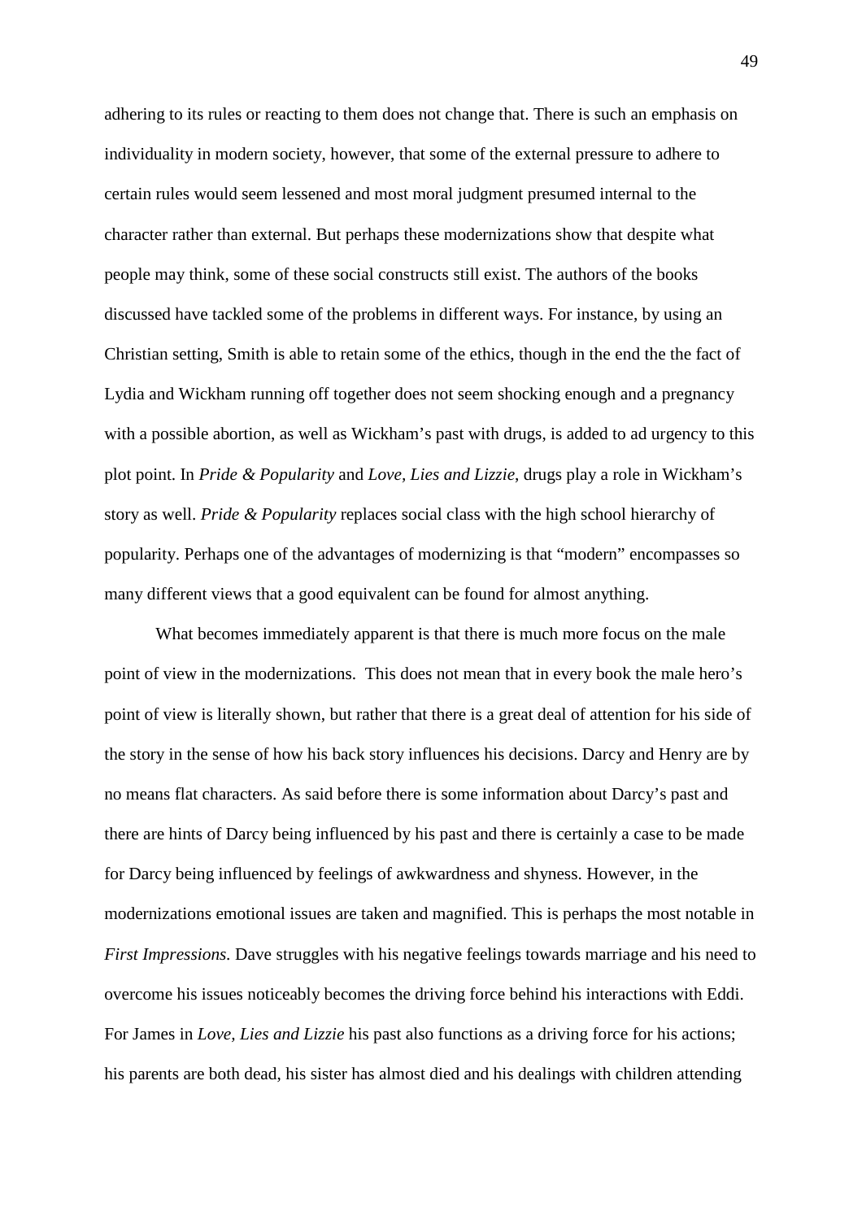adhering to its rules or reacting to them does not change that. There is such an emphasis on individuality in modern society, however, that some of the external pressure to adhere to certain rules would seem lessened and most moral judgment presumed internal to the character rather than external. But perhaps these modernizations show that despite what people may think, some of these social constructs still exist. The authors of the books discussed have tackled some of the problems in different ways. For instance, by using an Christian setting, Smith is able to retain some of the ethics, though in the end the the fact of Lydia and Wickham running off together does not seem shocking enough and a pregnancy with a possible abortion, as well as Wickham's past with drugs, is added to ad urgency to this plot point. In *Pride & Popularity* and *Love, Lies and Lizzie*, drugs play a role in Wickham's story as well. *Pride & Popularity* replaces social class with the high school hierarchy of popularity. Perhaps one of the advantages of modernizing is that "modern" encompasses so many different views that a good equivalent can be found for almost anything.

What becomes immediately apparent is that there is much more focus on the male point of view in the modernizations. This does not mean that in every book the male hero's point of view is literally shown, but rather that there is a great deal of attention for his side of the story in the sense of how his back story influences his decisions. Darcy and Henry are by no means flat characters. As said before there is some information about Darcy's past and there are hints of Darcy being influenced by his past and there is certainly a case to be made for Darcy being influenced by feelings of awkwardness and shyness. However, in the modernizations emotional issues are taken and magnified. This is perhaps the most notable in *First Impressions.* Dave struggles with his negative feelings towards marriage and his need to overcome his issues noticeably becomes the driving force behind his interactions with Eddi. For James in *Love, Lies and Lizzie* his past also functions as a driving force for his actions; his parents are both dead, his sister has almost died and his dealings with children attending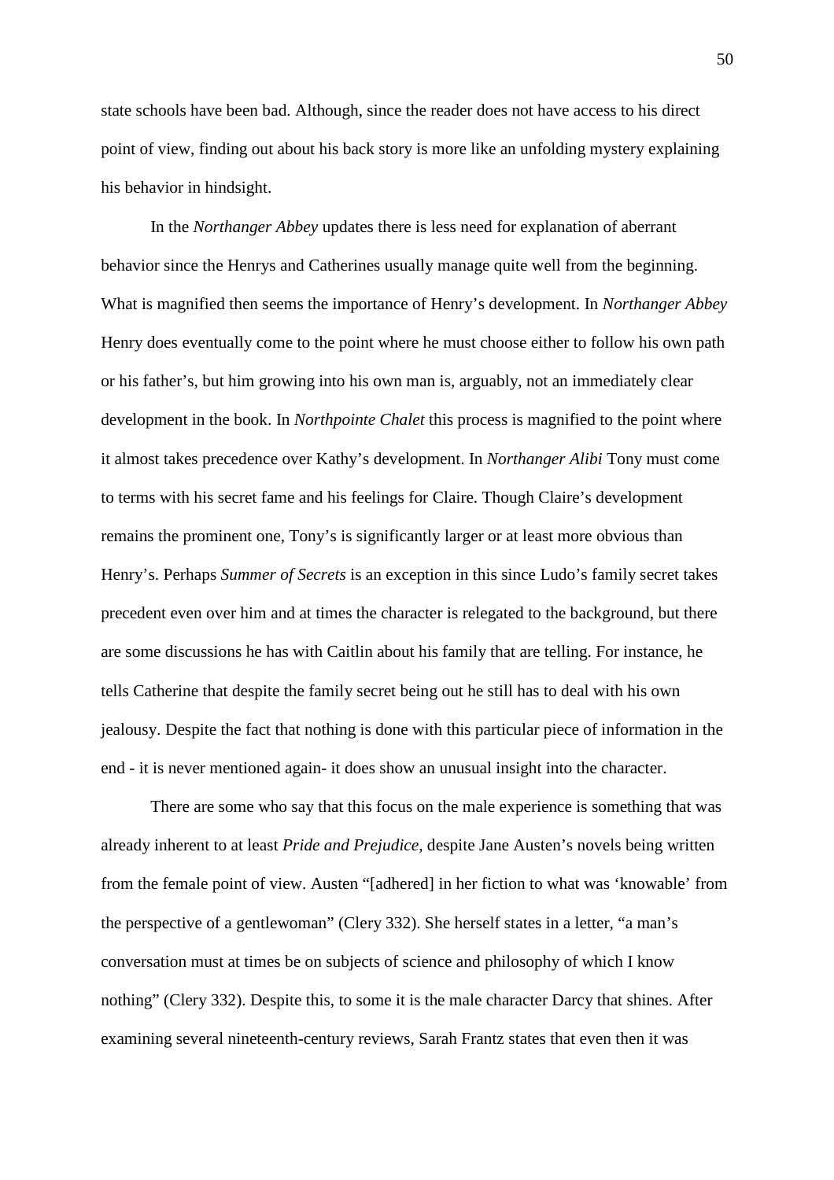state schools have been bad. Although, since the reader does not have access to his direct point of view, finding out about his back story is more like an unfolding mystery explaining his behavior in hindsight.

In the *Northanger Abbey* updates there is less need for explanation of aberrant behavior since the Henrys and Catherines usually manage quite well from the beginning. What is magnified then seems the importance of Henry's development. In *Northanger Abbey* Henry does eventually come to the point where he must choose either to follow his own path or his father's, but him growing into his own man is, arguably, not an immediately clear development in the book. In *Northpointe Chalet* this process is magnified to the point where it almost takes precedence over Kathy's development. In *Northanger Alibi* Tony must come to terms with his secret fame and his feelings for Claire. Though Claire's development remains the prominent one, Tony's is significantly larger or at least more obvious than Henry's. Perhaps *Summer of Secrets* is an exception in this since Ludo's family secret takes precedent even over him and at times the character is relegated to the background, but there are some discussions he has with Caitlin about his family that are telling. For instance, he tells Catherine that despite the family secret being out he still has to deal with his own jealousy. Despite the fact that nothing is done with this particular piece of information in the end - it is never mentioned again- it does show an unusual insight into the character.

There are some who say that this focus on the male experience is something that was already inherent to at least *Pride and Prejudice,* despite Jane Austen's novels being written from the female point of view. Austen "[adhered] in her fiction to what was 'knowable' from the perspective of a gentlewoman" (Clery 332). She herself states in a letter, "a man's conversation must at times be on subjects of science and philosophy of which I know nothing" (Clery 332). Despite this, to some it is the male character Darcy that shines. After examining several nineteenth-century reviews, Sarah Frantz states that even then it was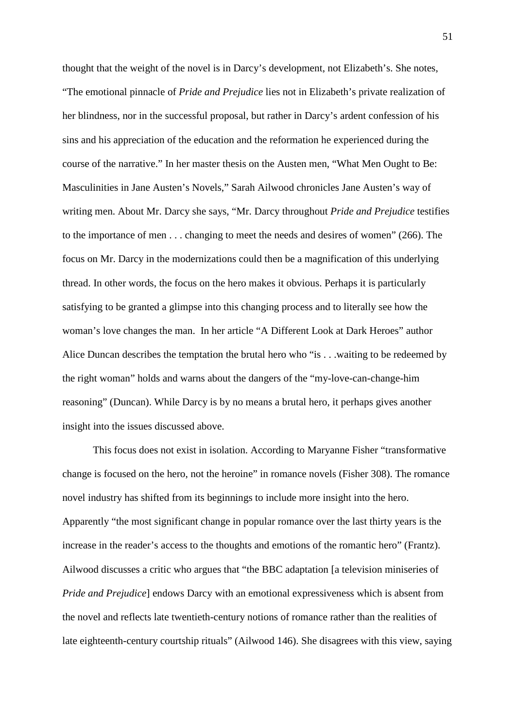thought that the weight of the novel is in Darcy's development, not Elizabeth's. She notes, "The emotional pinnacle of *Pride and Prejudice* lies not in Elizabeth's private realization of her blindness, nor in the successful proposal, but rather in Darcy's ardent confession of his sins and his appreciation of the education and the reformation he experienced during the course of the narrative." In her master thesis on the Austen men, "What Men Ought to Be: Masculinities in Jane Austen's Novels," Sarah Ailwood chronicles Jane Austen's way of writing men. About Mr. Darcy she says, "Mr. Darcy throughout *Pride and Prejudice* testifies to the importance of men . . . changing to meet the needs and desires of women" (266). The focus on Mr. Darcy in the modernizations could then be a magnification of this underlying thread. In other words, the focus on the hero makes it obvious. Perhaps it is particularly satisfying to be granted a glimpse into this changing process and to literally see how the woman's love changes the man. In her article "A Different Look at Dark Heroes" author Alice Duncan describes the temptation the brutal hero who "is . . .waiting to be redeemed by the right woman" holds and warns about the dangers of the "my-love-can-change-him reasoning" (Duncan). While Darcy is by no means a brutal hero, it perhaps gives another insight into the issues discussed above.

This focus does not exist in isolation. According to Maryanne Fisher "transformative change is focused on the hero, not the heroine" in romance novels (Fisher 308). The romance novel industry has shifted from its beginnings to include more insight into the hero. Apparently "the most significant change in popular romance over the last thirty years is the increase in the reader's access to the thoughts and emotions of the romantic hero" (Frantz). Ailwood discusses a critic who argues that "the BBC adaptation [a television miniseries of *Pride and Prejudice*] endows Darcy with an emotional expressiveness which is absent from the novel and reflects late twentieth-century notions of romance rather than the realities of late eighteenth-century courtship rituals" (Ailwood 146). She disagrees with this view, saying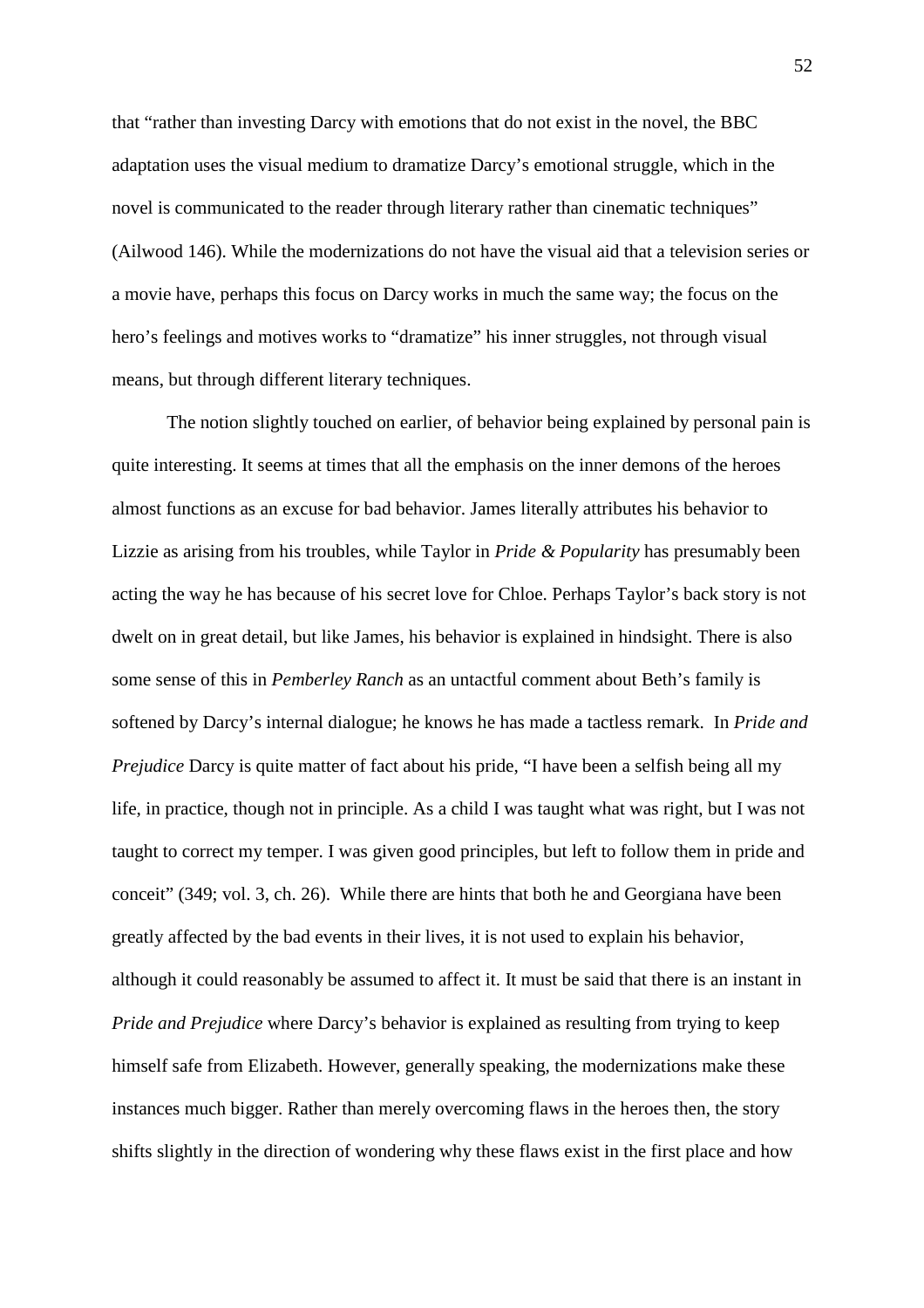that "rather than investing Darcy with emotions that do not exist in the novel, the BBC adaptation uses the visual medium to dramatize Darcy's emotional struggle, which in the novel is communicated to the reader through literary rather than cinematic techniques" (Ailwood 146). While the modernizations do not have the visual aid that a television series or a movie have, perhaps this focus on Darcy works in much the same way; the focus on the hero's feelings and motives works to "dramatize" his inner struggles, not through visual means, but through different literary techniques.

The notion slightly touched on earlier, of behavior being explained by personal pain is quite interesting. It seems at times that all the emphasis on the inner demons of the heroes almost functions as an excuse for bad behavior. James literally attributes his behavior to Lizzie as arising from his troubles, while Taylor in *Pride & Popularity* has presumably been acting the way he has because of his secret love for Chloe. Perhaps Taylor's back story is not dwelt on in great detail, but like James, his behavior is explained in hindsight. There is also some sense of this in *Pemberley Ranch* as an untactful comment about Beth's family is softened by Darcy's internal dialogue; he knows he has made a tactless remark. In *Pride and Prejudice* Darcy is quite matter of fact about his pride, "I have been a selfish being all my life, in practice, though not in principle. As a child I was taught what was right, but I was not taught to correct my temper. I was given good principles, but left to follow them in pride and conceit" (349; vol. 3, ch. 26). While there are hints that both he and Georgiana have been greatly affected by the bad events in their lives, it is not used to explain his behavior, although it could reasonably be assumed to affect it. It must be said that there is an instant in *Pride and Prejudice* where Darcy's behavior is explained as resulting from trying to keep himself safe from Elizabeth. However, generally speaking, the modernizations make these instances much bigger. Rather than merely overcoming flaws in the heroes then, the story shifts slightly in the direction of wondering why these flaws exist in the first place and how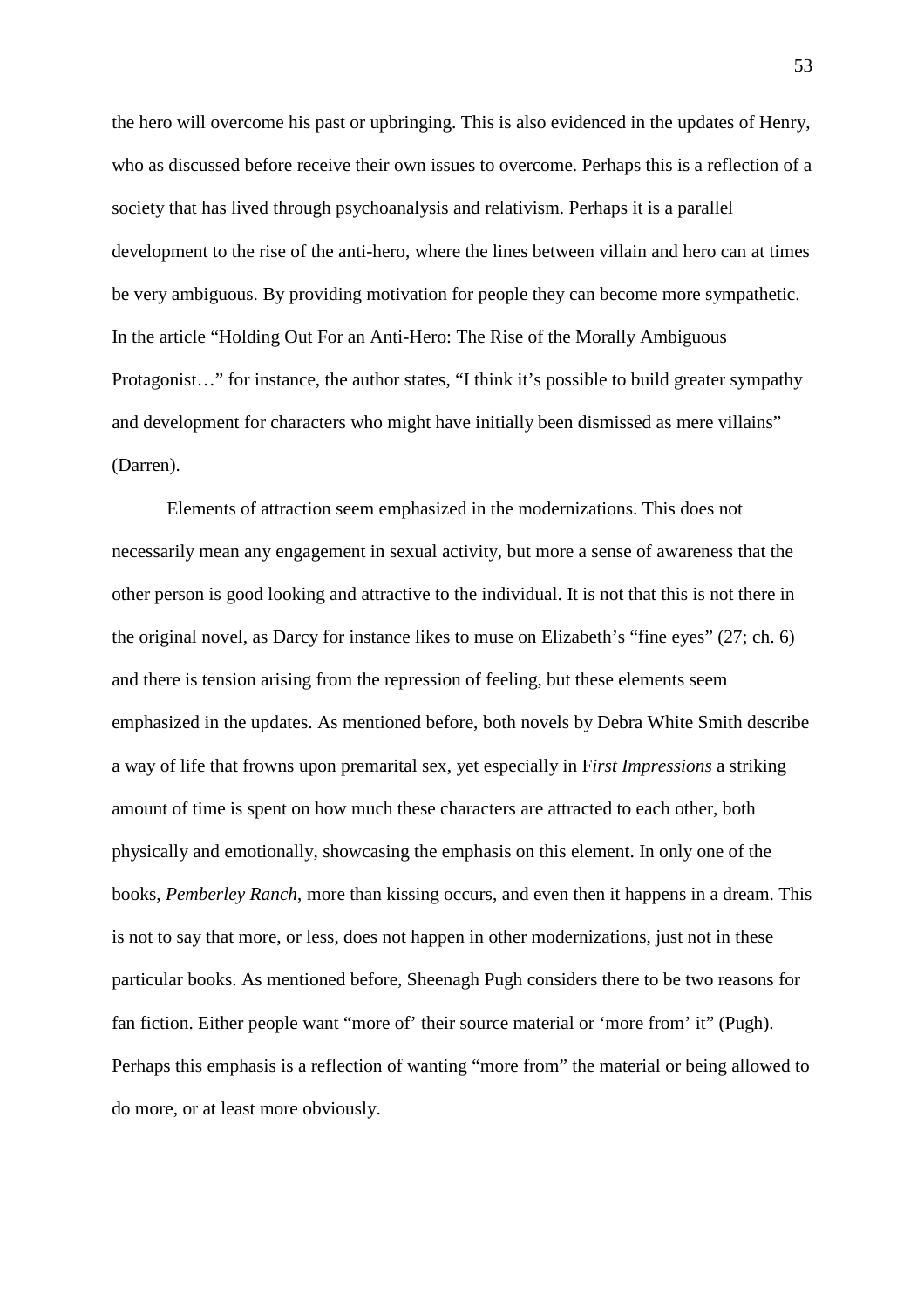the hero will overcome his past or upbringing. This is also evidenced in the updates of Henry, who as discussed before receive their own issues to overcome. Perhaps this is a reflection of a society that has lived through psychoanalysis and relativism. Perhaps it is a parallel development to the rise of the anti-hero, where the lines between villain and hero can at times be very ambiguous. By providing motivation for people they can become more sympathetic. In the article "Holding Out For an Anti-Hero: The Rise of the Morally Ambiguous Protagonist…" for instance, the author states, "I think it's possible to build greater sympathy and development for characters who might have initially been dismissed as mere villains" (Darren).

Elements of attraction seem emphasized in the modernizations. This does not necessarily mean any engagement in sexual activity, but more a sense of awareness that the other person is good looking and attractive to the individual. It is not that this is not there in the original novel, as Darcy for instance likes to muse on Elizabeth's "fine eyes" (27; ch. 6) and there is tension arising from the repression of feeling, but these elements seem emphasized in the updates. As mentioned before, both novels by Debra White Smith describe a way of life that frowns upon premarital sex, yet especially in F*irst Impressions* a striking amount of time is spent on how much these characters are attracted to each other, both physically and emotionally, showcasing the emphasis on this element. In only one of the books, *Pemberley Ranch*, more than kissing occurs, and even then it happens in a dream. This is not to say that more, or less, does not happen in other modernizations, just not in these particular books. As mentioned before, Sheenagh Pugh considers there to be two reasons for fan fiction. Either people want "more of' their source material or 'more from' it" (Pugh). Perhaps this emphasis is a reflection of wanting "more from" the material or being allowed to do more, or at least more obviously.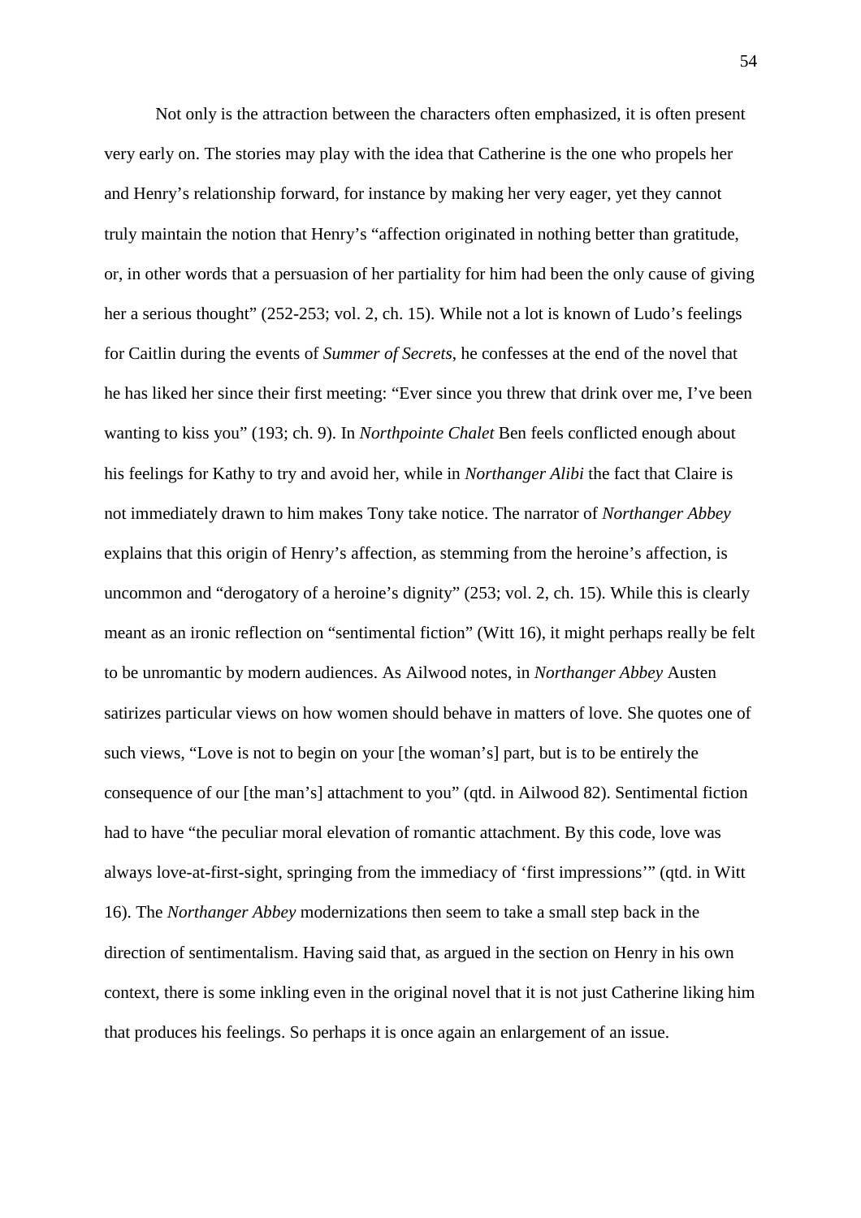Not only is the attraction between the characters often emphasized, it is often present very early on. The stories may play with the idea that Catherine is the one who propels her and Henry's relationship forward, for instance by making her very eager, yet they cannot truly maintain the notion that Henry's "affection originated in nothing better than gratitude, or, in other words that a persuasion of her partiality for him had been the only cause of giving her a serious thought" (252-253; vol. 2, ch. 15). While not a lot is known of Ludo's feelings for Caitlin during the events of *Summer of Secrets*, he confesses at the end of the novel that he has liked her since their first meeting: "Ever since you threw that drink over me, I've been wanting to kiss you" (193; ch. 9). In *Northpointe Chalet* Ben feels conflicted enough about his feelings for Kathy to try and avoid her, while in *Northanger Alibi* the fact that Claire is not immediately drawn to him makes Tony take notice. The narrator of *Northanger Abbey* explains that this origin of Henry's affection, as stemming from the heroine's affection, is uncommon and "derogatory of a heroine's dignity" (253; vol. 2, ch. 15). While this is clearly meant as an ironic reflection on "sentimental fiction" (Witt 16), it might perhaps really be felt to be unromantic by modern audiences. As Ailwood notes, in *Northanger Abbey* Austen satirizes particular views on how women should behave in matters of love. She quotes one of such views, "Love is not to begin on your [the woman's] part, but is to be entirely the consequence of our [the man's] attachment to you" (qtd. in Ailwood 82). Sentimental fiction had to have "the peculiar moral elevation of romantic attachment. By this code, love was always love-at-first-sight, springing from the immediacy of 'first impressions'" (qtd. in Witt 16). The *Northanger Abbey* modernizations then seem to take a small step back in the direction of sentimentalism. Having said that, as argued in the section on Henry in his own context, there is some inkling even in the original novel that it is not just Catherine liking him that produces his feelings. So perhaps it is once again an enlargement of an issue.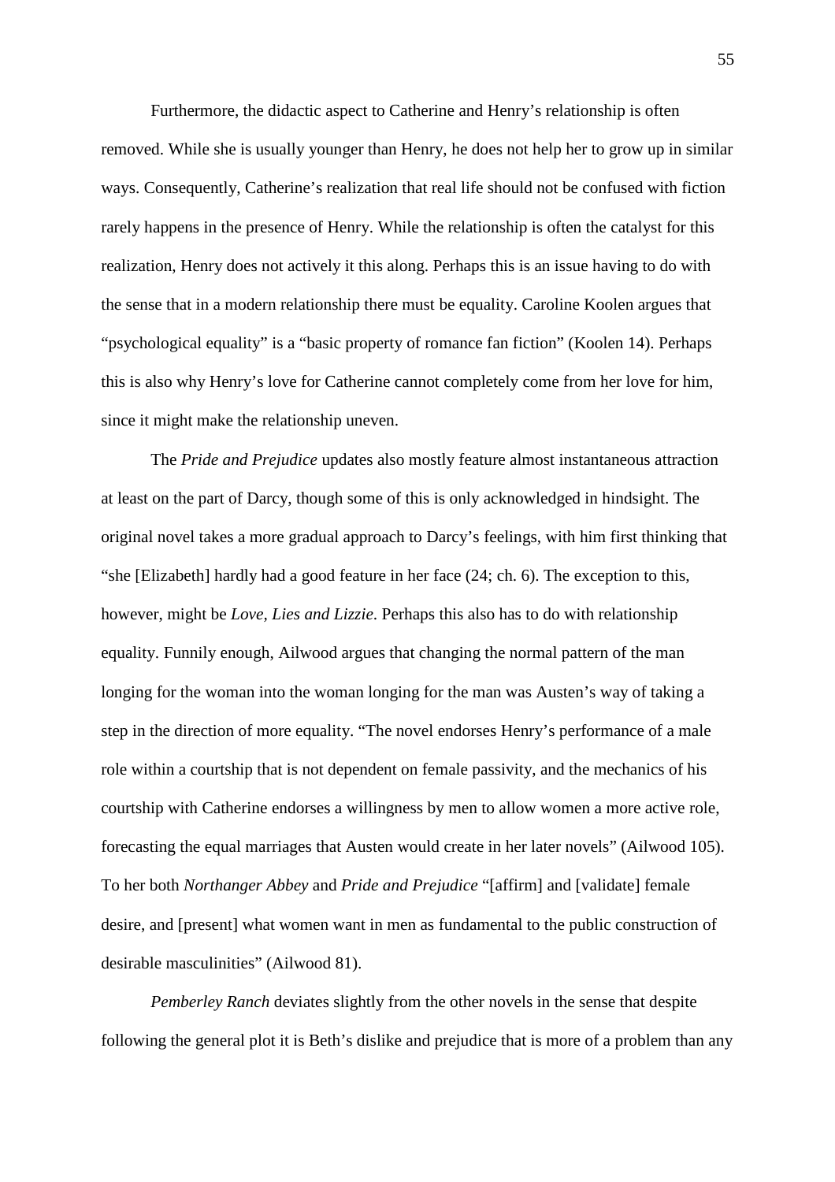Furthermore, the didactic aspect to Catherine and Henry's relationship is often removed. While she is usually younger than Henry, he does not help her to grow up in similar ways. Consequently, Catherine's realization that real life should not be confused with fiction rarely happens in the presence of Henry. While the relationship is often the catalyst for this realization, Henry does not actively it this along. Perhaps this is an issue having to do with the sense that in a modern relationship there must be equality. Caroline Koolen argues that "psychological equality" is a "basic property of romance fan fiction" (Koolen 14). Perhaps this is also why Henry's love for Catherine cannot completely come from her love for him, since it might make the relationship uneven.

The *Pride and Prejudice* updates also mostly feature almost instantaneous attraction at least on the part of Darcy, though some of this is only acknowledged in hindsight. The original novel takes a more gradual approach to Darcy's feelings, with him first thinking that "she [Elizabeth] hardly had a good feature in her face (24; ch. 6). The exception to this, however, might be *Love, Lies and Lizzie*. Perhaps this also has to do with relationship equality. Funnily enough, Ailwood argues that changing the normal pattern of the man longing for the woman into the woman longing for the man was Austen's way of taking a step in the direction of more equality. "The novel endorses Henry's performance of a male role within a courtship that is not dependent on female passivity, and the mechanics of his courtship with Catherine endorses a willingness by men to allow women a more active role, forecasting the equal marriages that Austen would create in her later novels" (Ailwood 105). To her both *Northanger Abbey* and *Pride and Prejudice* "[affirm] and [validate] female desire, and [present] what women want in men as fundamental to the public construction of desirable masculinities" (Ailwood 81).

*Pemberley Ranch* deviates slightly from the other novels in the sense that despite following the general plot it is Beth's dislike and prejudice that is more of a problem than any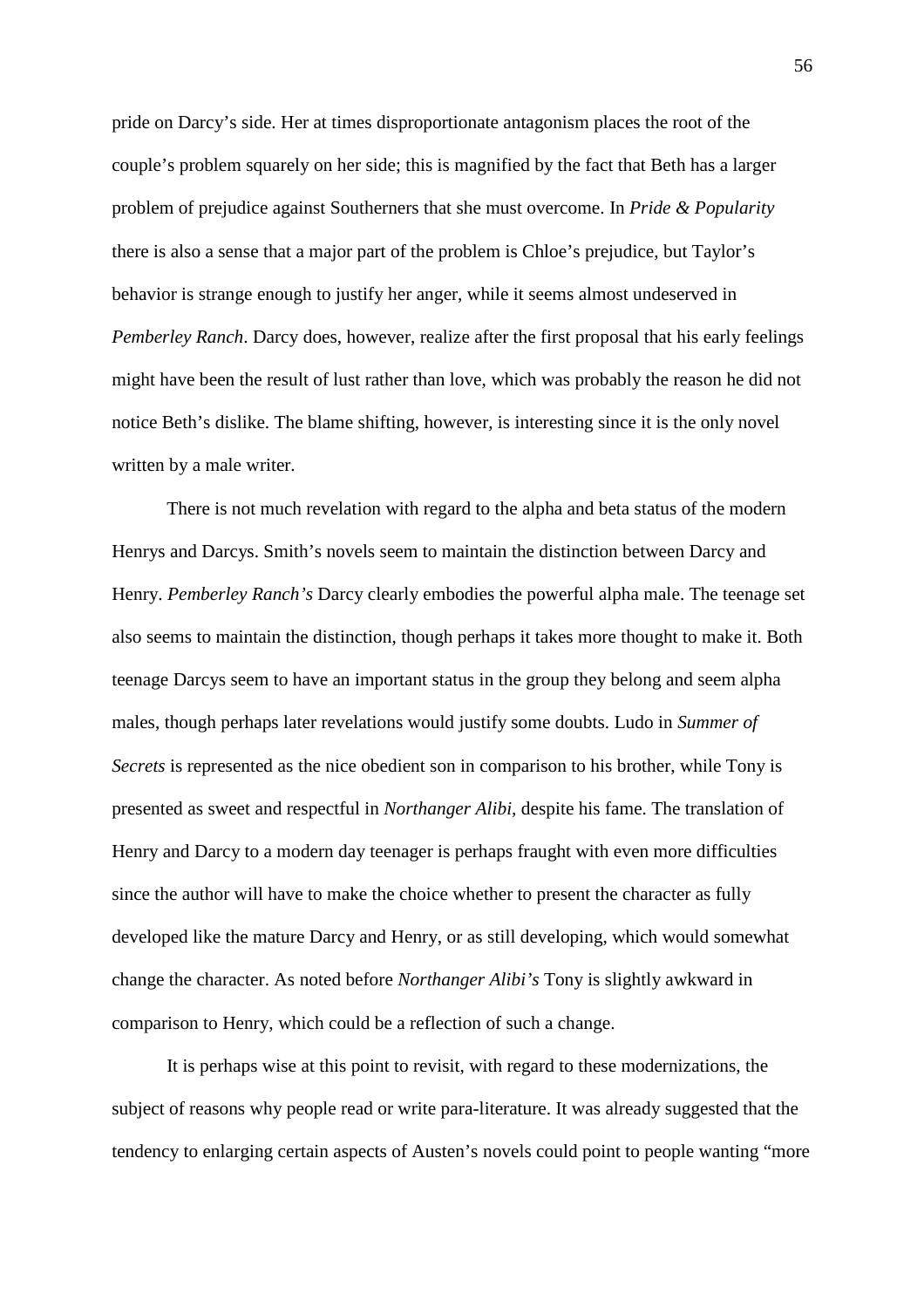pride on Darcy's side. Her at times disproportionate antagonism places the root of the couple's problem squarely on her side; this is magnified by the fact that Beth has a larger problem of prejudice against Southerners that she must overcome. In *Pride & Popularity* there is also a sense that a major part of the problem is Chloe's prejudice, but Taylor's behavior is strange enough to justify her anger, while it seems almost undeserved in *Pemberley Ranch*. Darcy does, however, realize after the first proposal that his early feelings might have been the result of lust rather than love, which was probably the reason he did not notice Beth's dislike. The blame shifting, however, is interesting since it is the only novel written by a male writer.

There is not much revelation with regard to the alpha and beta status of the modern Henrys and Darcys. Smith's novels seem to maintain the distinction between Darcy and Henry. *Pemberley Ranch's* Darcy clearly embodies the powerful alpha male. The teenage set also seems to maintain the distinction, though perhaps it takes more thought to make it. Both teenage Darcys seem to have an important status in the group they belong and seem alpha males, though perhaps later revelations would justify some doubts. Ludo in *Summer of Secrets* is represented as the nice obedient son in comparison to his brother, while Tony is presented as sweet and respectful in *Northanger Alibi*, despite his fame. The translation of Henry and Darcy to a modern day teenager is perhaps fraught with even more difficulties since the author will have to make the choice whether to present the character as fully developed like the mature Darcy and Henry, or as still developing, which would somewhat change the character. As noted before *Northanger Alibi's* Tony is slightly awkward in comparison to Henry, which could be a reflection of such a change.

It is perhaps wise at this point to revisit, with regard to these modernizations, the subject of reasons why people read or write para-literature. It was already suggested that the tendency to enlarging certain aspects of Austen's novels could point to people wanting "more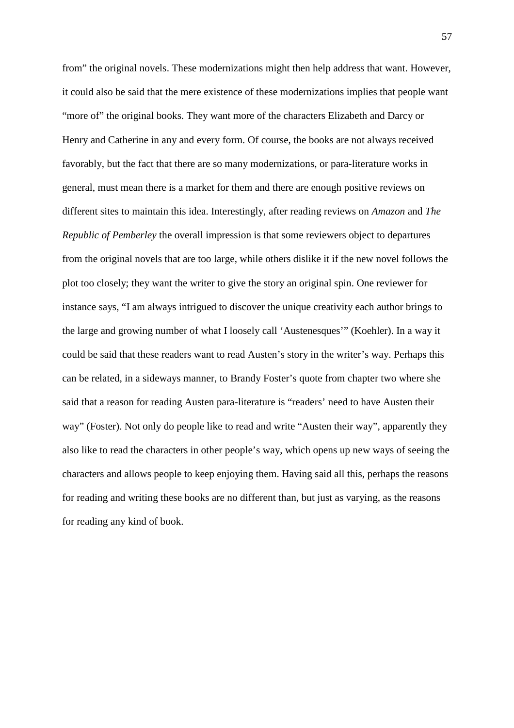from" the original novels. These modernizations might then help address that want. However, it could also be said that the mere existence of these modernizations implies that people want "more of" the original books. They want more of the characters Elizabeth and Darcy or Henry and Catherine in any and every form. Of course, the books are not always received favorably, but the fact that there are so many modernizations, or para-literature works in general, must mean there is a market for them and there are enough positive reviews on different sites to maintain this idea. Interestingly, after reading reviews on *Amazon* and *The Republic of Pemberley* the overall impression is that some reviewers object to departures from the original novels that are too large, while others dislike it if the new novel follows the plot too closely; they want the writer to give the story an original spin. One reviewer for instance says, "I am always intrigued to discover the unique creativity each author brings to the large and growing number of what I loosely call 'Austenesques'" (Koehler). In a way it could be said that these readers want to read Austen's story in the writer's way. Perhaps this can be related, in a sideways manner, to Brandy Foster's quote from chapter two where she said that a reason for reading Austen para-literature is "readers' need to have Austen their way" (Foster). Not only do people like to read and write "Austen their way", apparently they also like to read the characters in other people's way, which opens up new ways of seeing the characters and allows people to keep enjoying them. Having said all this, perhaps the reasons for reading and writing these books are no different than, but just as varying, as the reasons for reading any kind of book.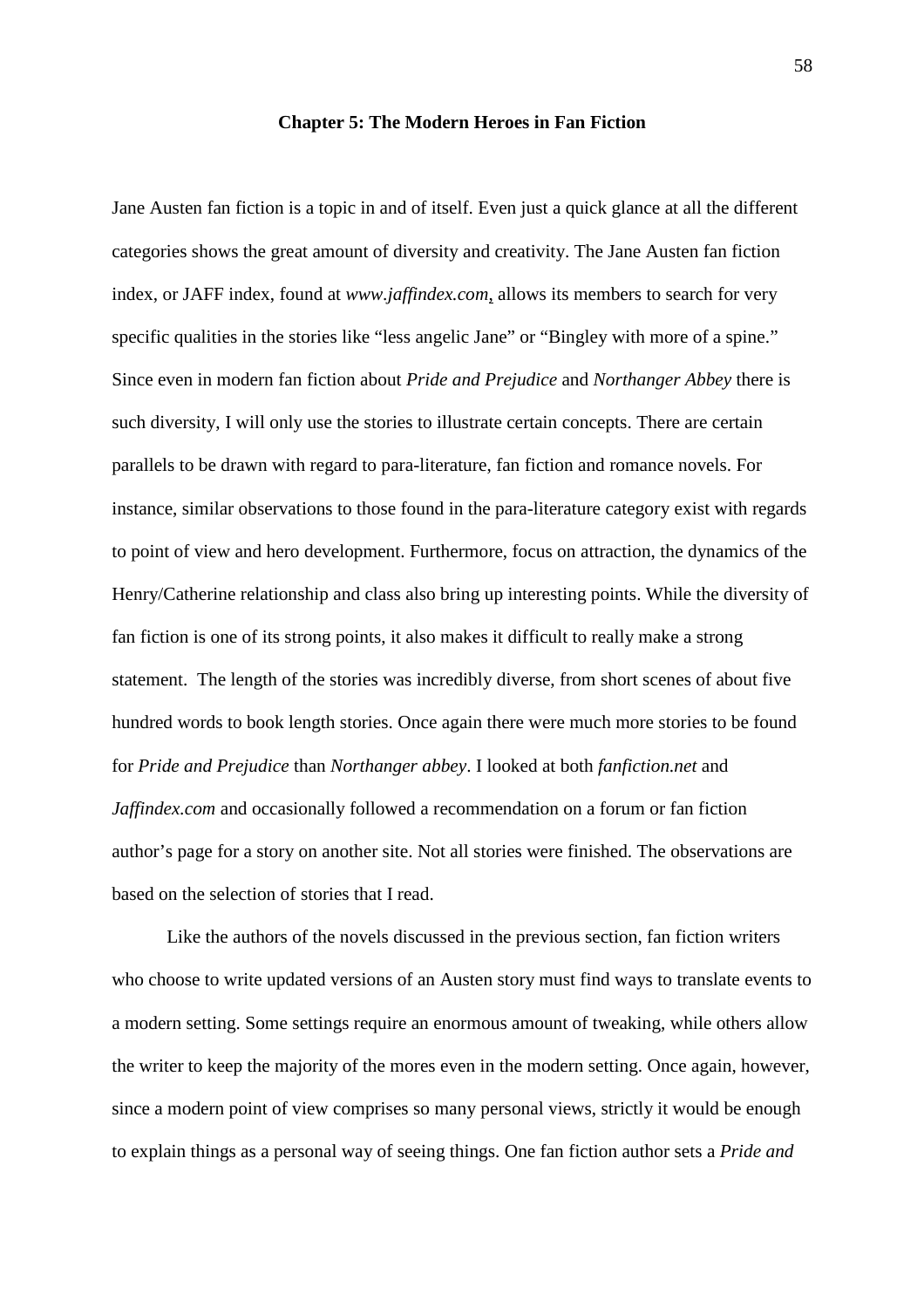## Chapter 5: The Modern Heroes in Fan Fiction

Jane Austen fan fiction is a topic in and of itself. Even just a quick glance at all the different categories shows the great amount of diversity and creativity. The Jane Austen fan fiction index, or JAFF index, found at *www.jaffindex.com*, allows its members to search for very specific qualities in the stories like "less angelic Jane" or "Bingley with more of a spine." Since even in modern fan fiction about *Pride and Prejudice* and *Northanger Abbey* there is such diversity, I will only use the stories to illustrate certain concepts. There are certain parallels to be drawn with regard to para-literature, fan fiction and romance novels. For instance, similar observations to those found in the para-literature category exist with regards to point of view and hero development. Furthermore, focus on attraction, the dynamics of the Henry/Catherine relationship and class also bring up interesting points. While the diversity of fan fiction is one of its strong points, it also makes it difficult to really make a strong statement. The length of the stories was incredibly diverse, from short scenes of about five hundred words to book length stories. Once again there were much more stories to be found for *Pride and Prejudice* than *Northanger abbey*. I looked at both *fanfiction.net* and *Jaffindex.com* and occasionally followed a recommendation on a forum or fan fiction author's page for a story on another site. Not all stories were finished. The observations are based on the selection of stories that I read.

Like the authors of the novels discussed in the previous section, fan fiction writers who choose to write updated versions of an Austen story must find ways to translate events to a modern setting. Some settings require an enormous amount of tweaking, while others allow the writer to keep the majority of the mores even in the modern setting. Once again, however, since a modern point of view comprises so many personal views, strictly it would be enough to explain things as a personal way of seeing things. One fan fiction author sets a *Pride and*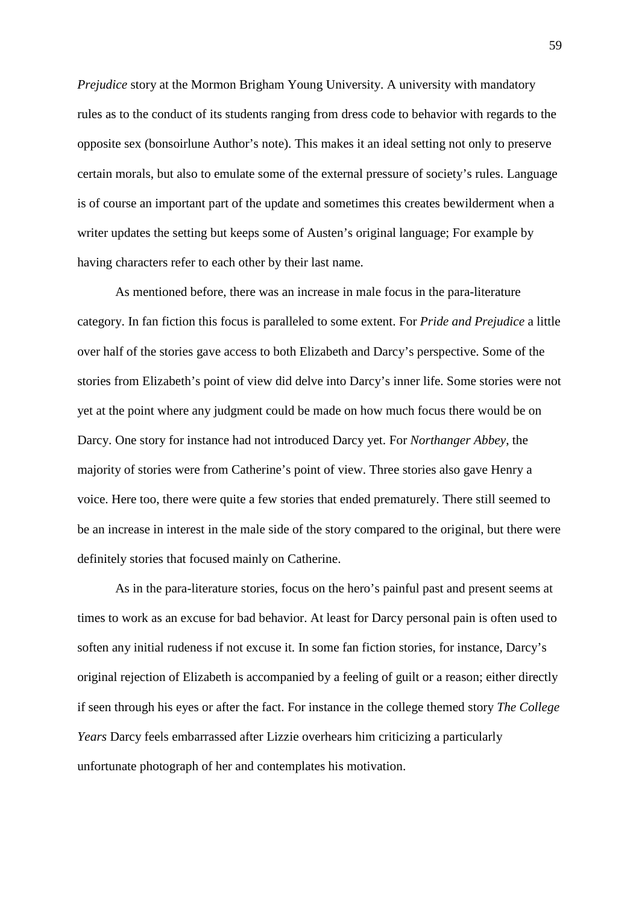*Prejudice* story at the Mormon Brigham Young University. A university with mandatory rules as to the conduct of its students ranging from dress code to behavior with regards to the opposite sex (bonsoirlune Author's note). This makes it an ideal setting not only to preserve certain morals, but also to emulate some of the external pressure of society's rules. Language is of course an important part of the update and sometimes this creates bewilderment when a writer updates the setting but keeps some of Austen's original language; For example by having characters refer to each other by their last name.

As mentioned before, there was an increase in male focus in the para-literature category. In fan fiction this focus is paralleled to some extent. For *Pride and Prejudice* a little over half of the stories gave access to both Elizabeth and Darcy's perspective. Some of the stories from Elizabeth's point of view did delve into Darcy's inner life. Some stories were not yet at the point where any judgment could be made on how much focus there would be on Darcy. One story for instance had not introduced Darcy yet. For *Northanger Abbey*, the majority of stories were from Catherine's point of view. Three stories also gave Henry a voice. Here too, there were quite a few stories that ended prematurely. There still seemed to be an increase in interest in the male side of the story compared to the original, but there were definitely stories that focused mainly on Catherine.

As in the para-literature stories, focus on the hero's painful past and present seems at times to work as an excuse for bad behavior. At least for Darcy personal pain is often used to soften any initial rudeness if not excuse it. In some fan fiction stories, for instance, Darcy's original rejection of Elizabeth is accompanied by a feeling of guilt or a reason; either directly if seen through his eyes or after the fact. For instance in the college themed story *The College Years* Darcy feels embarrassed after Lizzie overhears him criticizing a particularly unfortunate photograph of her and contemplates his motivation.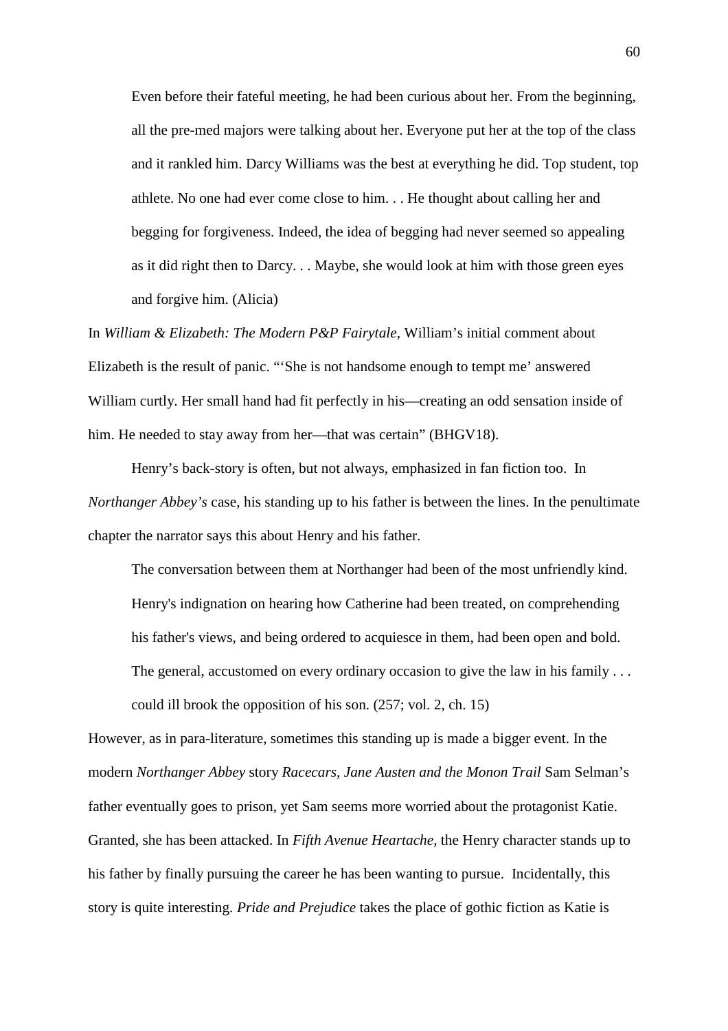> Even before their fateful meeting, he had been curious about her. From the beginning, all the pre-med majors were talking about her. Everyone put her at the top of the class and it rankled him. Darcy Williams was the best at everything he did. Top student, top athlete. No one had ever come close to him. . . He thought about calling her and begging for forgiveness. Indeed, the idea of begging had never seemed so appealing as it did right then to Darcy. . . Maybe, she would look at him with those green eyes and forgive him. (Alicia)

In *William & Elizabeth: The Modern P&P Fairytale*, William's initial comment about Elizabeth is the result of panic. "'She is not handsome enough to tempt me' answered William curtly. Her small hand had fit perfectly in his—creating an odd sensation inside of him. He needed to stay away from her—that was certain" (BHGV18).

Henry's back-story is often, but not always, emphasized in fan fiction too. In *Northanger Abbey's* case, his standing up to his father is between the lines. In the penultimate chapter the narrator says this about Henry and his father.

> The conversation between them at Northanger had been of the most unfriendly kind. Henry's indignation on hearing how Catherine had been treated, on comprehending his father's views, and being ordered to acquiesce in them, had been open and bold. The general, accustomed on every ordinary occasion to give the law in his family . . . could ill brook the opposition of his son. (257; vol. 2, ch. 15)

However, as in para-literature, sometimes this standing up is made a bigger event. In the modern *Northanger Abbey* story *Racecars, Jane Austen and the Monon Trail* Sam Selman's father eventually goes to prison, yet Sam seems more worried about the protagonist Katie. Granted, she has been attacked. In *Fifth Avenue Heartache*, the Henry character stands up to his father by finally pursuing the career he has been wanting to pursue. Incidentally, this story is quite interesting. *Pride and Prejudice* takes the place of gothic fiction as Katie is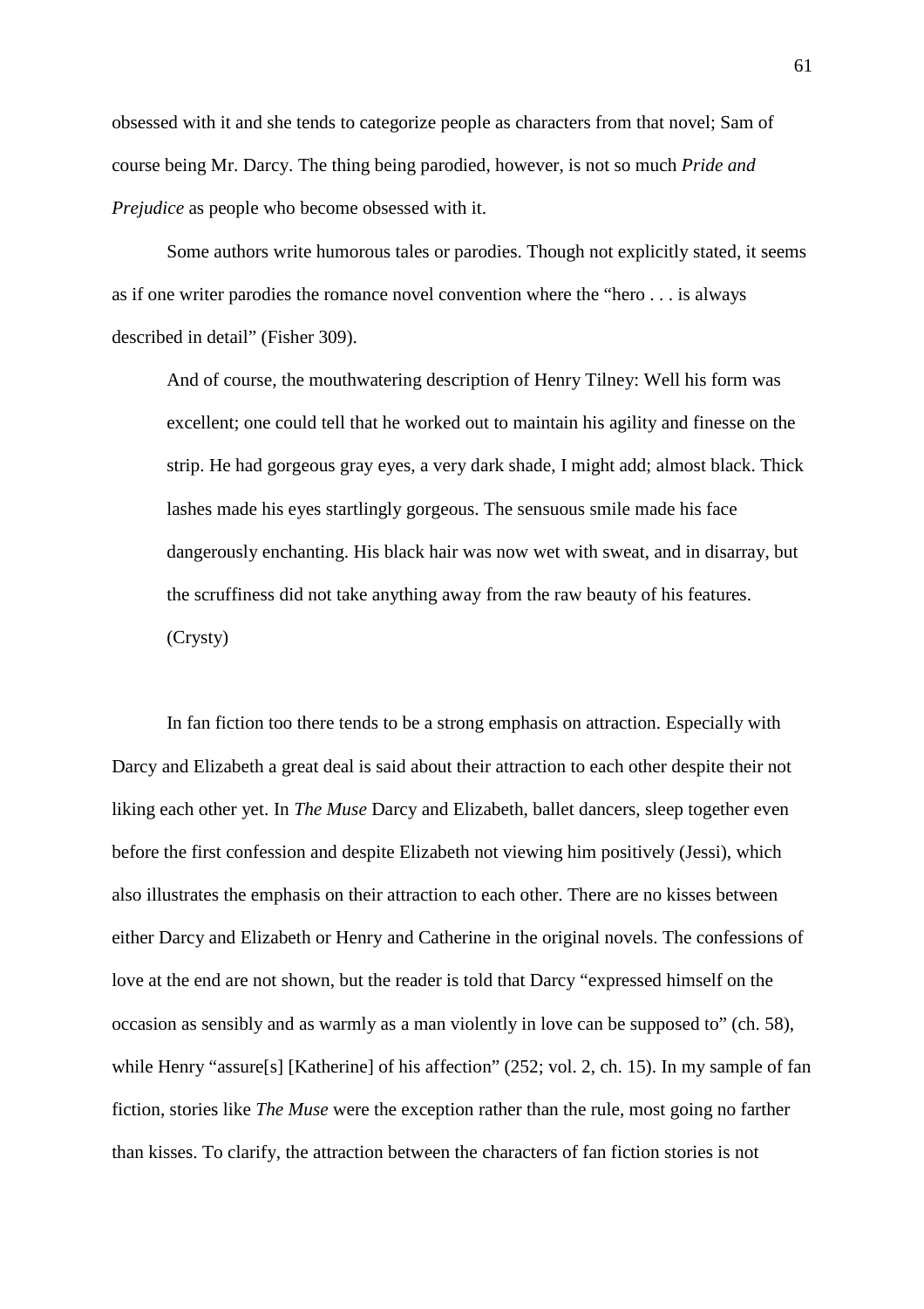obsessed with it and she tends to categorize people as characters from that novel; Sam of course being Mr. Darcy. The thing being parodied, however, is not so much *Pride and Prejudice* as people who become obsessed with it.

Some authors write humorous tales or parodies. Though not explicitly stated, it seems as if one writer parodies the romance novel convention where the "hero . . . is always described in detail" (Fisher 309).

> And of course, the mouthwatering description of Henry Tilney: Well his form was excellent; one could tell that he worked out to maintain his agility and finesse on the strip. He had gorgeous gray eyes, a very dark shade, I might add; almost black. Thick lashes made his eyes startlingly gorgeous. The sensuous smile made his face dangerously enchanting. His black hair was now wet with sweat, and in disarray, but the scruffiness did not take anything away from the raw beauty of his features. (Crysty)

In fan fiction too there tends to be a strong emphasis on attraction. Especially with Darcy and Elizabeth a great deal is said about their attraction to each other despite their not liking each other yet. In *The Muse* Darcy and Elizabeth, ballet dancers, sleep together even before the first confession and despite Elizabeth not viewing him positively (Jessi), which also illustrates the emphasis on their attraction to each other. There are no kisses between either Darcy and Elizabeth or Henry and Catherine in the original novels. The confessions of love at the end are not shown, but the reader is told that Darcy "expressed himself on the occasion as sensibly and as warmly as a man violently in love can be supposed to" (ch. 58), while Henry "assure[s] [Katherine] of his affection" (252; vol. 2, ch. 15). In my sample of fan fiction, stories like *The Muse* were the exception rather than the rule, most going no farther than kisses. To clarify, the attraction between the characters of fan fiction stories is not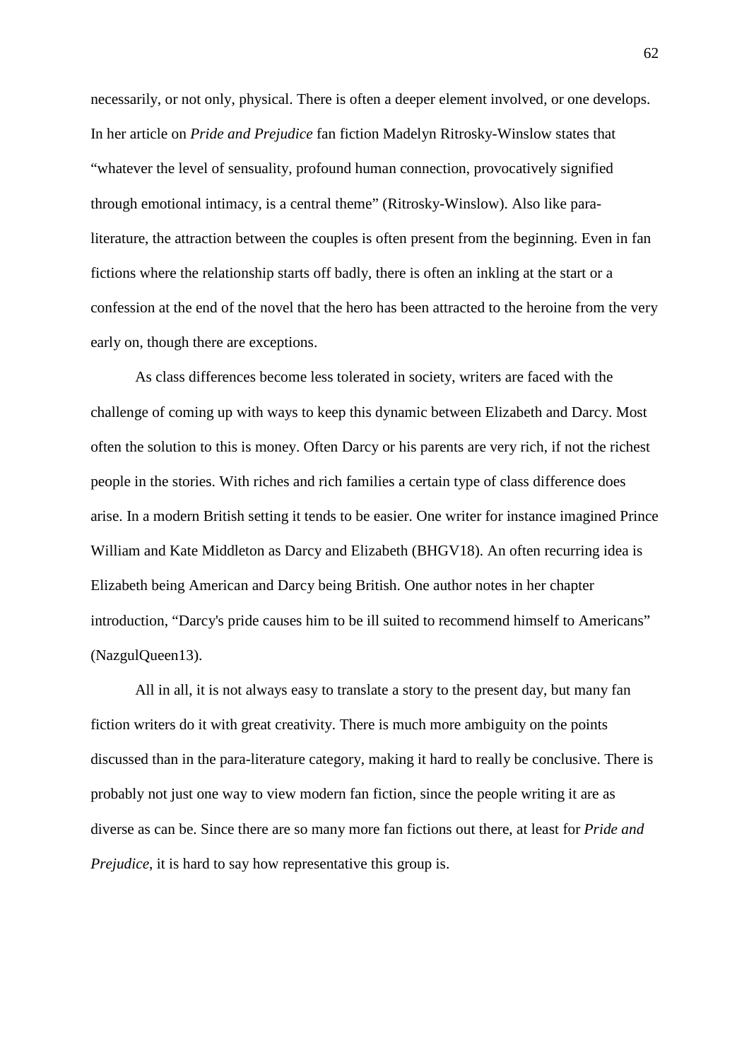necessarily, or not only, physical. There is often a deeper element involved, or one develops. In her article on *Pride and Prejudice* fan fiction Madelyn Ritrosky-Winslow states that "whatever the level of sensuality, profound human connection, provocatively signified through emotional intimacy, is a central theme" (Ritrosky-Winslow). Also like para-literature, the attraction between the couples is often present from the beginning. Even in fan fictions where the relationship starts off badly, there is often an inkling at the start or a confession at the end of the novel that the hero has been attracted to the heroine from the very early on, though there are exceptions.

As class differences become less tolerated in society, writers are faced with the challenge of coming up with ways to keep this dynamic between Elizabeth and Darcy. Most often the solution to this is money. Often Darcy or his parents are very rich, if not the richest people in the stories. With riches and rich families a certain type of class difference does arise. In a modern British setting it tends to be easier. One writer for instance imagined Prince William and Kate Middleton as Darcy and Elizabeth (BHGV18). An often recurring idea is Elizabeth being American and Darcy being British. One author notes in her chapter introduction, "Darcy's pride causes him to be ill suited to recommend himself to Americans" (NazgulQueen13).

All in all, it is not always easy to translate a story to the present day, but many fan fiction writers do it with great creativity. There is much more ambiguity on the points discussed than in the para-literature category, making it hard to really be conclusive. There is probably not just one way to view modern fan fiction, since the people writing it are as diverse as can be. Since there are so many more fan fictions out there, at least for *Pride and Prejudice*, it is hard to say how representative this group is.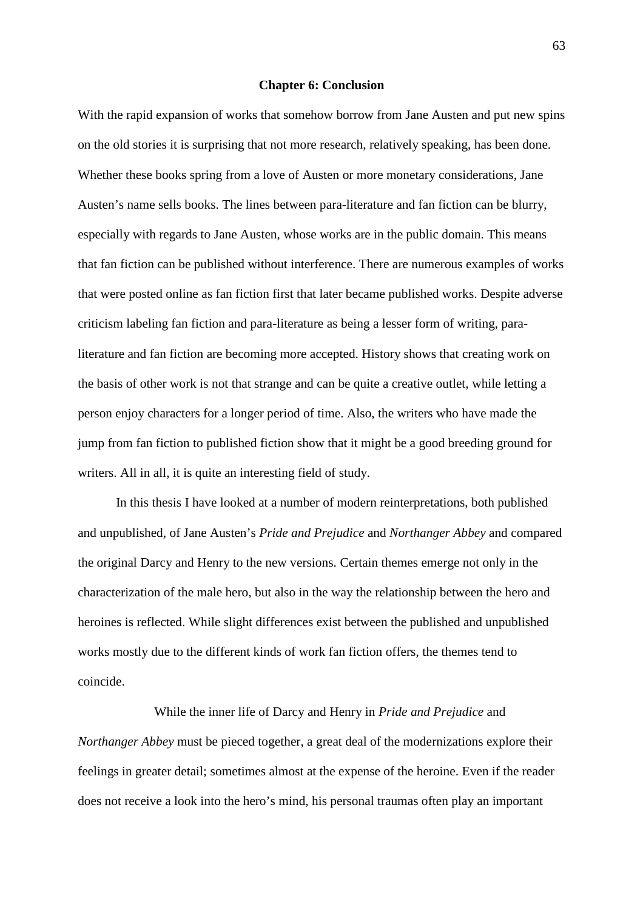## Chapter 6: Conclusion

With the rapid expansion of works that somehow borrow from Jane Austen and put new spins on the old stories it is surprising that not more research, relatively speaking, has been done. Whether these books spring from a love of Austen or more monetary considerations, Jane Austen's name sells books. The lines between para-literature and fan fiction can be blurry, especially with regards to Jane Austen, whose works are in the public domain. This means that fan fiction can be published without interference. There are numerous examples of works that were posted online as fan fiction first that later became published works. Despite adverse criticism labeling fan fiction and para-literature as being a lesser form of writing, para-literature and fan fiction are becoming more accepted. History shows that creating work on the basis of other work is not that strange and can be quite a creative outlet, while letting a person enjoy characters for a longer period of time. Also, the writers who have made the jump from fan fiction to published fiction show that it might be a good breeding ground for writers. All in all, it is quite an interesting field of study.

In this thesis I have looked at a number of modern reinterpretations, both published and unpublished, of Jane Austen's *Pride and Prejudice* and *Northanger Abbey* and compared the original Darcy and Henry to the new versions. Certain themes emerge not only in the characterization of the male hero, but also in the way the relationship between the hero and heroines is reflected. While slight differences exist between the published and unpublished works mostly due to the different kinds of work fan fiction offers, the themes tend to coincide.

While the inner life of Darcy and Henry in *Pride and Prejudice* and *Northanger Abbey* must be pieced together, a great deal of the modernizations explore their feelings in greater detail; sometimes almost at the expense of the heroine. Even if the reader does not receive a look into the hero's mind, his personal traumas often play an important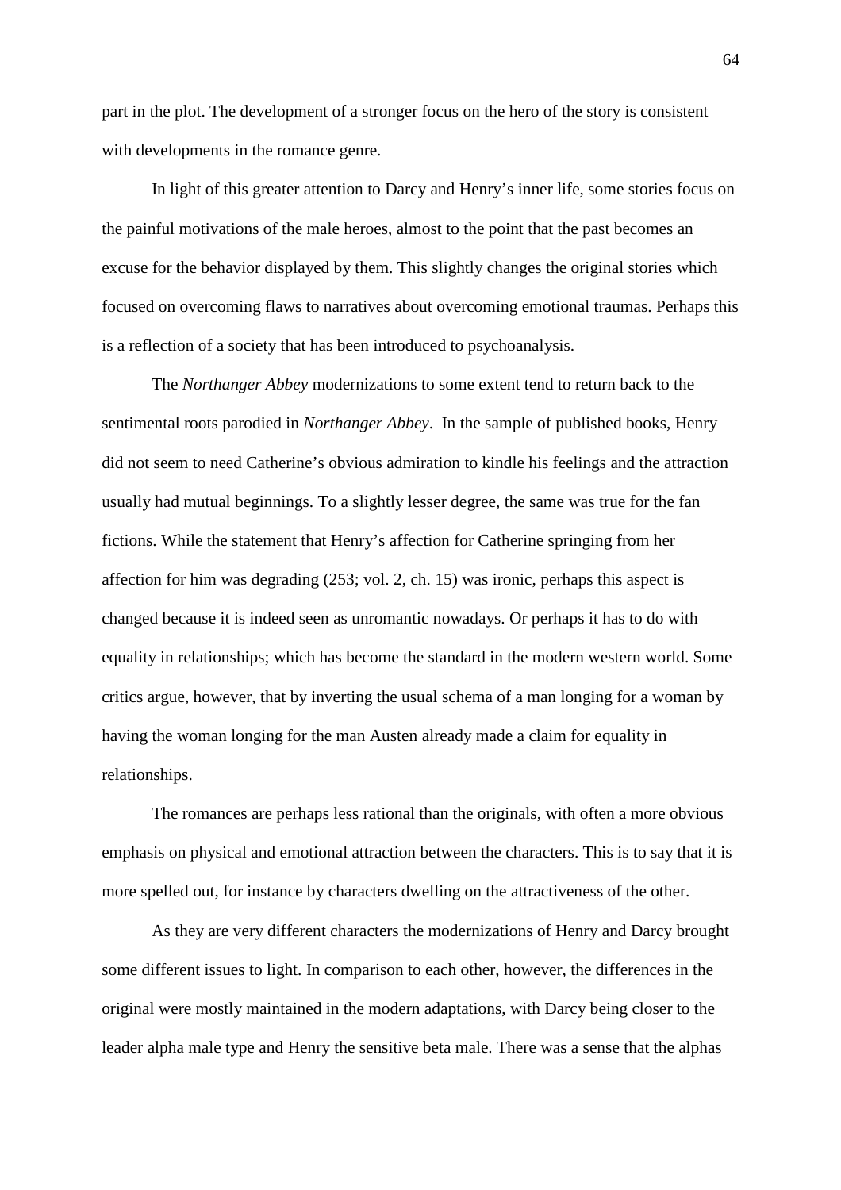part in the plot. The development of a stronger focus on the hero of the story is consistent with developments in the romance genre.

In light of this greater attention to Darcy and Henry's inner life, some stories focus on the painful motivations of the male heroes, almost to the point that the past becomes an excuse for the behavior displayed by them. This slightly changes the original stories which focused on overcoming flaws to narratives about overcoming emotional traumas. Perhaps this is a reflection of a society that has been introduced to psychoanalysis.

The *Northanger Abbey* modernizations to some extent tend to return back to the sentimental roots parodied in *Northanger Abbey*. In the sample of published books, Henry did not seem to need Catherine's obvious admiration to kindle his feelings and the attraction usually had mutual beginnings. To a slightly lesser degree, the same was true for the fan fictions. While the statement that Henry's affection for Catherine springing from her affection for him was degrading (253; vol. 2, ch. 15) was ironic, perhaps this aspect is changed because it is indeed seen as unromantic nowadays. Or perhaps it has to do with equality in relationships; which has become the standard in the modern western world. Some critics argue, however, that by inverting the usual schema of a man longing for a woman by having the woman longing for the man Austen already made a claim for equality in relationships.

The romances are perhaps less rational than the originals, with often a more obvious emphasis on physical and emotional attraction between the characters. This is to say that it is more spelled out, for instance by characters dwelling on the attractiveness of the other.

As they are very different characters the modernizations of Henry and Darcy brought some different issues to light. In comparison to each other, however, the differences in the original were mostly maintained in the modern adaptations, with Darcy being closer to the leader alpha male type and Henry the sensitive beta male. There was a sense that the alphas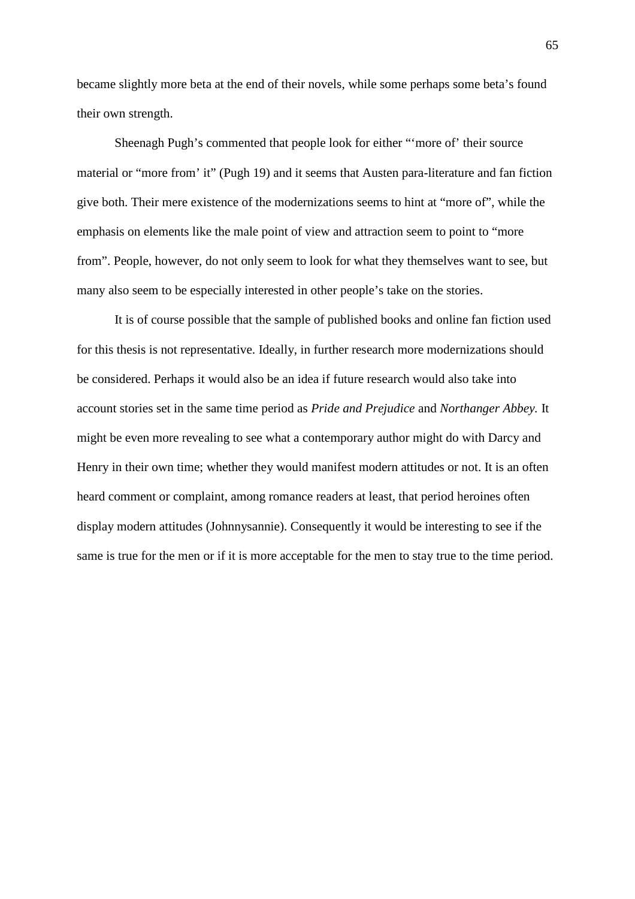became slightly more beta at the end of their novels, while some perhaps some beta's found their own strength.

Sheenagh Pugh's commented that people look for either "'more of' their source material or "more from' it" (Pugh 19) and it seems that Austen para-literature and fan fiction give both. Their mere existence of the modernizations seems to hint at "more of", while the emphasis on elements like the male point of view and attraction seem to point to "more from". People, however, do not only seem to look for what they themselves want to see, but many also seem to be especially interested in other people's take on the stories.

It is of course possible that the sample of published books and online fan fiction used for this thesis is not representative. Ideally, in further research more modernizations should be considered. Perhaps it would also be an idea if future research would also take into account stories set in the same time period as *Pride and Prejudice* and *Northanger Abbey.* It might be even more revealing to see what a contemporary author might do with Darcy and Henry in their own time; whether they would manifest modern attitudes or not. It is an often heard comment or complaint, among romance readers at least, that period heroines often display modern attitudes (Johnnysannie). Consequently it would be interesting to see if the same is true for the men or if it is more acceptable for the men to stay true to the time period.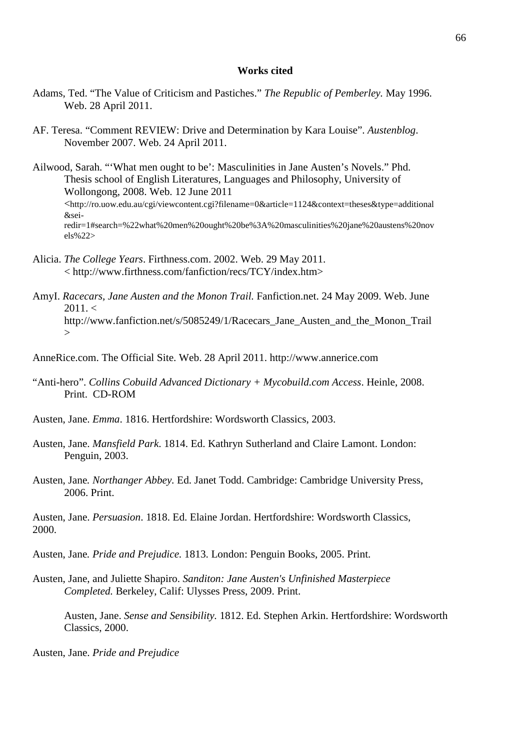**Works cited**

Adams, Ted. "The Value of Criticism and Pastiches." *The Republic of Pemberley.* May 1996. Web. 28 April 2011.

AF. Teresa. "Comment REVIEW: Drive and Determination by Kara Louise". *Austenblog*. November 2007. Web. 24 April 2011.

Ailwood, Sarah. "'What men ought to be': Masculinities in Jane Austen's Novels." Phd. Thesis school of English Literatures, Languages and Philosophy, University of Wollongong, 2008. Web. 12 June 2011 <http://ro.uow.edu.au/cgi/viewcontent.cgi?filename=0&article=1124&context=theses&type=additional&sei-redir=1#search=%22what%20men%20ought%20be%3A%20masculinities%20jane%20austens%20novels%22>

Alicia. *The College Years*. Firthness.com. 2002. Web. 29 May 2011. < http://www.firthness.com/fanfiction/recs/TCY/index.htm>

AmyI. *Racecars, Jane Austen and the Monon Trail.* Fanfiction.net. 24 May 2009. Web. June 2011. < http://www.fanfiction.net/s/5085249/1/Racecars_Jane_Austen_and_the_Monon_Trail >

AnneRice.com. The Official Site. Web. 28 April 2011. http://www.annerice.com

"Anti-hero". *Collins Cobuild Advanced Dictionary + Mycobuild.com Access*. Heinle, 2008. Print. CD-ROM

Austen, Jane. *Emma*. 1816. Hertfordshire: Wordsworth Classics, 2003.

Austen, Jane. *Mansfield Park.* 1814. Ed. Kathryn Sutherland and Claire Lamont. London: Penguin, 2003.

Austen, Jane*. Northanger Abbey*. Ed. Janet Todd. Cambridge: Cambridge University Press, 2006. Print.

Austen, Jane. *Persuasion*. 1818. Ed. Elaine Jordan. Hertfordshire: Wordsworth Classics, 2000.

Austen, Jane*. Pride and Prejudice.* 1813. London: Penguin Books, 2005. Print.

Austen, Jane, and Juliette Shapiro. *Sanditon: Jane Austen's Unfinished Masterpiece Completed.* Berkeley, Calif: Ulysses Press, 2009. Print.

Austen, Jane. *Sense and Sensibility*. 1812. Ed. Stephen Arkin. Hertfordshire: Wordsworth Classics, 2000.

Austen, Jane. *Pride and Prejudice*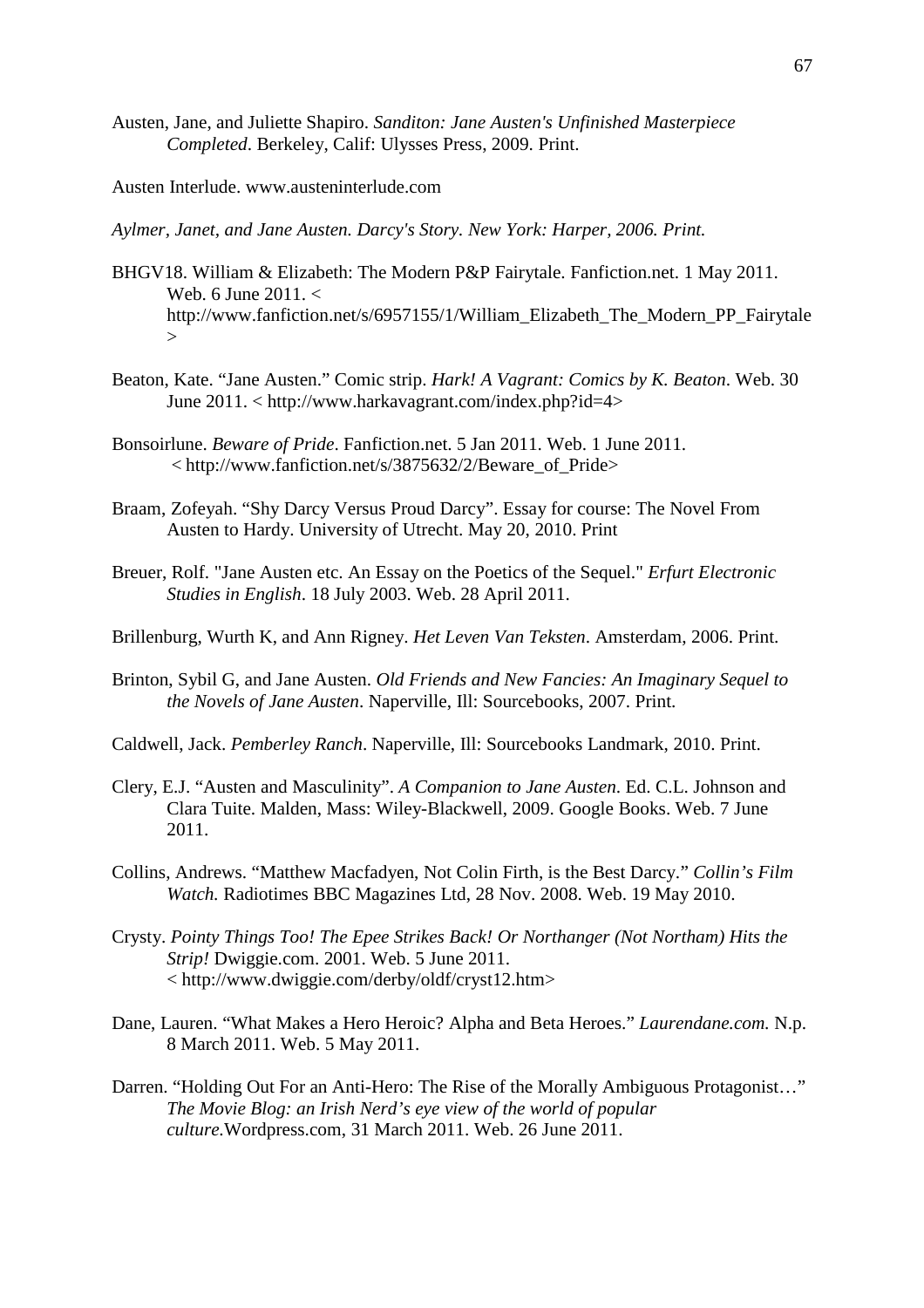Austen, Jane, and Juliette Shapiro. *Sanditon: Jane Austen's Unfinished Masterpiece Completed*. Berkeley, Calif: Ulysses Press, 2009. Print.

Austen Interlude. www.austeninterlude.com

*Aylmer, Janet, and Jane Austen. Darcy's Story. New York: Harper, 2006. Print.*

BHGV18. William & Elizabeth: The Modern P&P Fairytale. Fanfiction.net. 1 May 2011. Web. 6 June 2011. < http://www.fanfiction.net/s/6957155/1/William_Elizabeth_The_Modern_PP_Fairytale >

Beaton, Kate. "Jane Austen." Comic strip. *Hark! A Vagrant: Comics by K. Beaton*. Web. 30 June 2011. < http://www.harkavagrant.com/index.php?id=4>

Bonsoirlune. *Beware of Pride*. Fanfiction.net. 5 Jan 2011. Web. 1 June 2011. < http://www.fanfiction.net/s/3875632/2/Beware_of_Pride>

Braam, Zofeyah. "Shy Darcy Versus Proud Darcy". Essay for course: The Novel From Austen to Hardy. University of Utrecht. May 20, 2010. Print

Breuer, Rolf. "Jane Austen etc. An Essay on the Poetics of the Sequel." *Erfurt Electronic Studies in English*. 18 July 2003. Web. 28 April 2011.

Brillenburg, Wurth K, and Ann Rigney. *Het Leven Van Teksten*. Amsterdam, 2006. Print.

Brinton, Sybil G, and Jane Austen. *Old Friends and New Fancies: An Imaginary Sequel to the Novels of Jane Austen*. Naperville, Ill: Sourcebooks, 2007. Print.

Caldwell, Jack. *Pemberley Ranch*. Naperville, Ill: Sourcebooks Landmark, 2010. Print.

Clery, E.J. "Austen and Masculinity". *A Companion to Jane Austen*. Ed. C.L. Johnson and Clara Tuite. Malden, Mass: Wiley-Blackwell, 2009. Google Books. Web. 7 June 2011.

Collins, Andrews. "Matthew Macfadyen, Not Colin Firth, is the Best Darcy." *Collin's Film Watch.* Radiotimes BBC Magazines Ltd, 28 Nov. 2008. Web. 19 May 2010.

Crysty. *Pointy Things Too! The Epee Strikes Back! Or Northanger (Not Northam) Hits the Strip!* Dwiggie.com. 2001. Web. 5 June 2011. < http://www.dwiggie.com/derby/oldf/cryst12.htm>

Dane, Lauren. "What Makes a Hero Heroic? Alpha and Beta Heroes." *Laurendane.com.* N.p. 8 March 2011. Web. 5 May 2011.

Darren. "Holding Out For an Anti-Hero: The Rise of the Morally Ambiguous Protagonist…" *The Movie Blog: an Irish Nerd's eye view of the world of popular culture.*Wordpress.com, 31 March 2011. Web. 26 June 2011.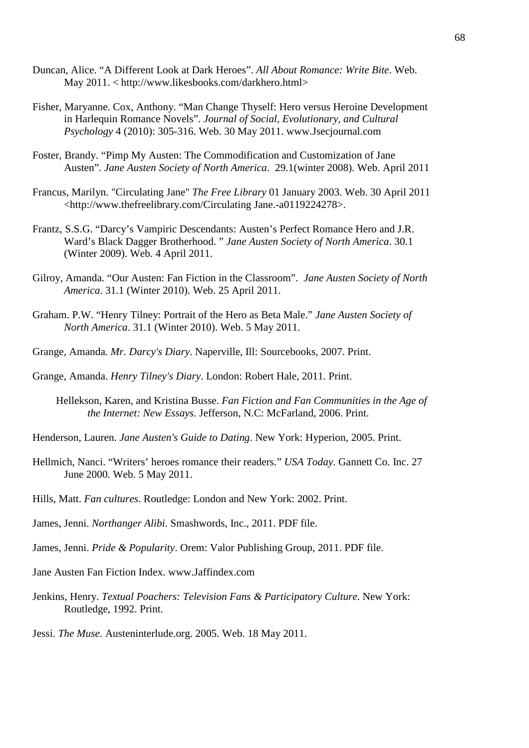Duncan, Alice. "A Different Look at Dark Heroes". *All About Romance: Write Bite*. Web. May 2011. < http://www.likesbooks.com/darkhero.html>

Fisher, Maryanne. Cox, Anthony. "Man Change Thyself: Hero versus Heroine Development in Harlequin Romance Novels". *Journal of Social, Evolutionary, and Cultural Psychology* 4 (2010): 305-316. Web. 30 May 2011. www.Jsecjournal.com

Foster, Brandy. "Pimp My Austen: The Commodification and Customization of Jane Austen". *Jane Austen Society of North America*. 29.1(winter 2008). Web. April 2011

Francus, Marilyn. "Circulating Jane" *The Free Library* 01 January 2003. Web. 30 April 2011 <http://www.thefreelibrary.com/Circulating Jane.-a0119224278>.

Frantz, S.S.G. "Darcy's Vampiric Descendants: Austen's Perfect Romance Hero and J.R. Ward's Black Dagger Brotherhood. " *Jane Austen Society of North America*. 30.1 (Winter 2009). Web. 4 April 2011.

Gilroy, Amanda. "Our Austen: Fan Fiction in the Classroom". *Jane Austen Society of North America*. 31.1 (Winter 2010). Web. 25 April 2011.

Graham. P.W. "Henry Tilney: Portrait of the Hero as Beta Male." *Jane Austen Society of North America*. 31.1 (Winter 2010). Web. 5 May 2011.

Grange, Amanda. *Mr. Darcy's Diary*. Naperville, Ill: Sourcebooks, 2007. Print.

Grange, Amanda. *Henry Tilney's Diary*. London: Robert Hale, 2011. Print.

Hellekson, Karen, and Kristina Busse. *Fan Fiction and Fan Communities in the Age of the Internet: New Essays*. Jefferson, N.C: McFarland, 2006. Print.

Henderson, Lauren. *Jane Austen's Guide to Dating*. New York: Hyperion, 2005. Print.

Hellmich, Nanci. "Writers' heroes romance their readers." *USA Today*. Gannett Co. Inc. 27 June 2000. Web. 5 May 2011.

Hills, Matt. *Fan cultures*. Routledge: London and New York: 2002. Print.

James, Jenni. *Northanger Alibi*. Smashwords, Inc., 2011. PDF file.

James, Jenni. *Pride & Popularity*. Orem: Valor Publishing Group, 2011. PDF file.

Jane Austen Fan Fiction Index. www.Jaffindex.com

Jenkins, Henry. *Textual Poachers: Television Fans & Participatory Culture*. New York: Routledge, 1992. Print.

Jessi. *The Muse.* Austeninterlude.org. 2005. Web. 18 May 2011.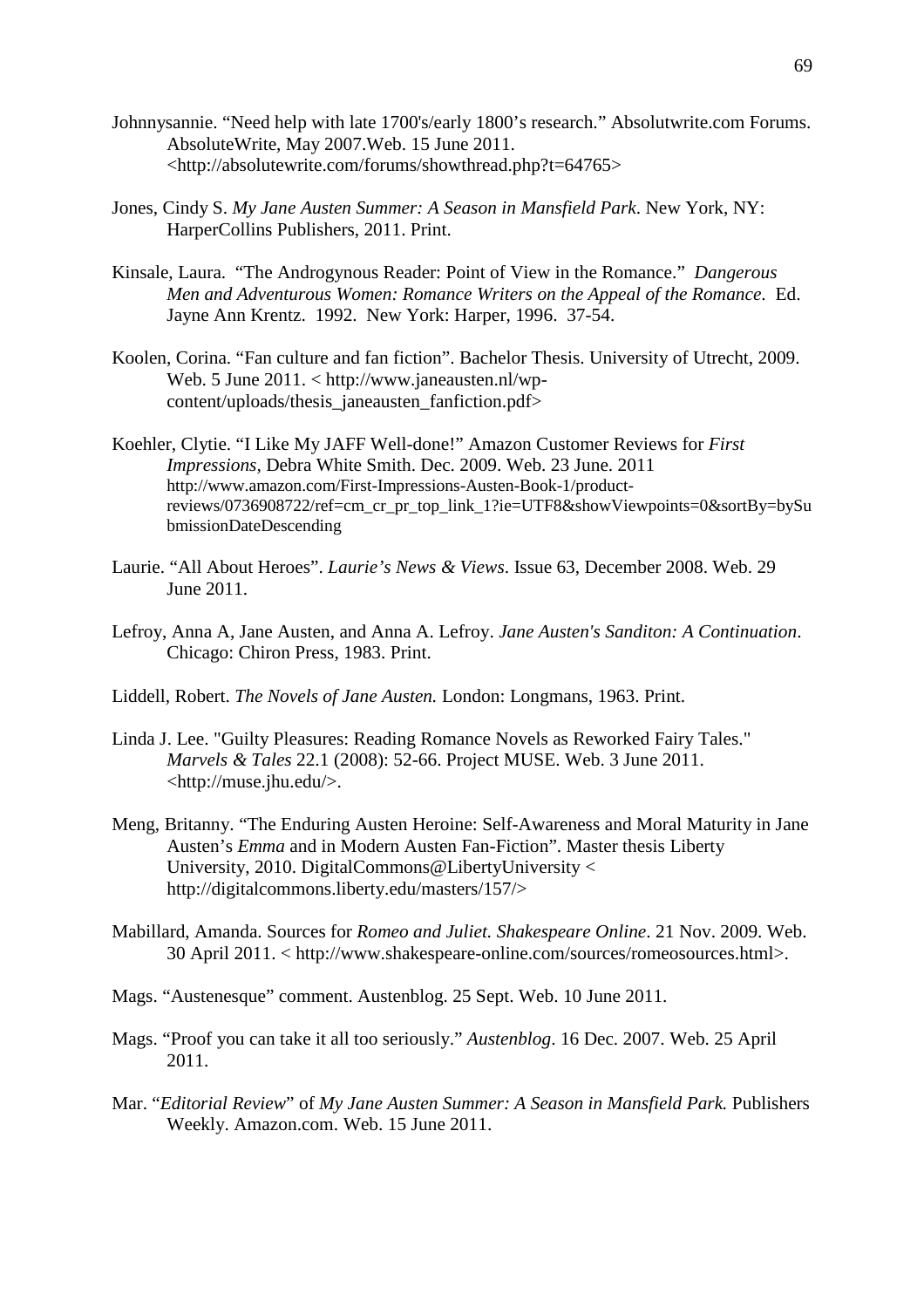Johnnysannie. "Need help with late 1700's/early 1800's research." Absolutwrite.com Forums. AbsoluteWrite, May 2007.Web. 15 June 2011. <http://absolutewrite.com/forums/showthread.php?t=64765>

Jones, Cindy S. *My Jane Austen Summer: A Season in Mansfield Park*. New York, NY: HarperCollins Publishers, 2011. Print.

Kinsale, Laura. "The Androgynous Reader: Point of View in the Romance." *Dangerous Men and Adventurous Women: Romance Writers on the Appeal of the Romance*. Ed. Jayne Ann Krentz. 1992. New York: Harper, 1996. 37-54.

Koolen, Corina. "Fan culture and fan fiction". Bachelor Thesis. University of Utrecht, 2009. Web. 5 June 2011. < http://www.janeausten.nl/wp-content/uploads/thesis_janeausten_fanfiction.pdf>

Koehler, Clytie. "I Like My JAFF Well-done!" Amazon Customer Reviews for *First Impressions*, Debra White Smith. Dec. 2009. Web. 23 June. 2011 http://www.amazon.com/First-Impressions-Austen-Book-1/product-reviews/0736908722/ref=cm_cr_pr_top_link_1?ie=UTF8&showViewpoints=0&sortBy=bySubmissionDateDescending

Laurie. "All About Heroes". *Laurie's News & Views*. Issue 63, December 2008. Web. 29 June 2011.

Lefroy, Anna A, Jane Austen, and Anna A. Lefroy. *Jane Austen's Sanditon: A Continuation*. Chicago: Chiron Press, 1983. Print.

Liddell, Robert. *The Novels of Jane Austen.* London: Longmans, 1963. Print.

Linda J. Lee. "Guilty Pleasures: Reading Romance Novels as Reworked Fairy Tales." *Marvels & Tales* 22.1 (2008): 52-66. Project MUSE. Web. 3 June 2011. <http://muse.jhu.edu/>.

Meng, Britanny. "The Enduring Austen Heroine: Self-Awareness and Moral Maturity in Jane Austen's *Emma* and in Modern Austen Fan-Fiction". Master thesis Liberty University, 2010. DigitalCommons@LibertyUniversity < http://digitalcommons.liberty.edu/masters/157/>

Mabillard, Amanda. Sources for *Romeo and Juliet. Shakespeare Online*. 21 Nov. 2009. Web. 30 April 2011. < http://www.shakespeare-online.com/sources/romeosources.html>.

Mags. "Austenesque" comment. Austenblog. 25 Sept. Web. 10 June 2011.

Mags. "Proof you can take it all too seriously." *Austenblog*. 16 Dec. 2007. Web. 25 April 2011.

Mar. "*Editorial Review*" of *My Jane Austen Summer: A Season in Mansfield Park.* Publishers Weekly. Amazon.com. Web. 15 June 2011.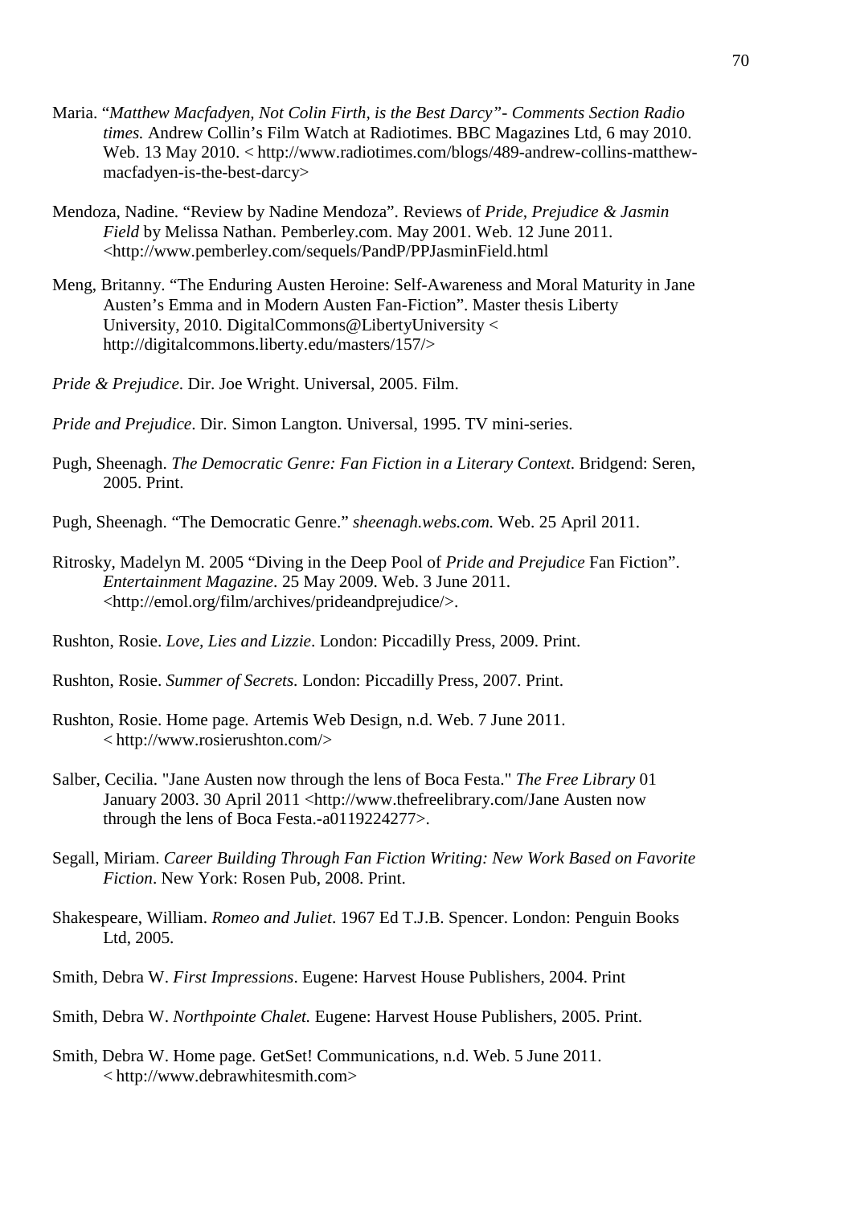Maria. "*Matthew Macfadyen, Not Colin Firth, is the Best Darcy"- Comments Section Radio times.* Andrew Collin's Film Watch at Radiotimes. BBC Magazines Ltd, 6 may 2010. Web. 13 May 2010. < http://www.radiotimes.com/blogs/489-andrew-collins-matthew-macfadyen-is-the-best-darcy>

Mendoza, Nadine. "Review by Nadine Mendoza". Reviews of *Pride, Prejudice & Jasmin Field* by Melissa Nathan. Pemberley.com. May 2001. Web. 12 June 2011. <http://www.pemberley.com/sequels/PandP/PPJasminField.html

Meng, Britanny. "The Enduring Austen Heroine: Self-Awareness and Moral Maturity in Jane Austen's Emma and in Modern Austen Fan-Fiction". Master thesis Liberty University, 2010. DigitalCommons@LibertyUniversity < http://digitalcommons.liberty.edu/masters/157/>

*Pride & Prejudice*. Dir. Joe Wright. Universal, 2005. Film.

*Pride and Prejudice*. Dir. Simon Langton. Universal, 1995. TV mini-series.

Pugh, Sheenagh. *The Democratic Genre: Fan Fiction in a Literary Context*. Bridgend: Seren, 2005. Print.

Pugh, Sheenagh. "The Democratic Genre." *sheenagh.webs.com.* Web. 25 April 2011.

Ritrosky, Madelyn M. 2005 "Diving in the Deep Pool of *Pride and Prejudice* Fan Fiction". *Entertainment Magazine*. 25 May 2009. Web. 3 June 2011. <http://emol.org/film/archives/prideandprejudice/>.

Rushton, Rosie. *Love, Lies and Lizzie*. London: Piccadilly Press, 2009. Print.

Rushton, Rosie. *Summer of Secrets.* London: Piccadilly Press, 2007. Print.

Rushton, Rosie. Home page. Artemis Web Design, n.d. Web. 7 June 2011. < http://www.rosierushton.com/>

Salber, Cecilia. "Jane Austen now through the lens of Boca Festa." *The Free Library* 01 January 2003. 30 April 2011 <http://www.thefreelibrary.com/Jane Austen now through the lens of Boca Festa.-a0119224277>.

Segall, Miriam. *Career Building Through Fan Fiction Writing: New Work Based on Favorite Fiction*. New York: Rosen Pub, 2008. Print.

Shakespeare, William. *Romeo and Juliet*. 1967 Ed T.J.B. Spencer. London: Penguin Books Ltd, 2005.

Smith, Debra W. *First Impressions*. Eugene: Harvest House Publishers, 2004. Print

Smith, Debra W. *Northpointe Chalet.* Eugene: Harvest House Publishers, 2005. Print.

Smith, Debra W. Home page. GetSet! Communications, n.d. Web. 5 June 2011. < http://www.debrawhitesmith.com>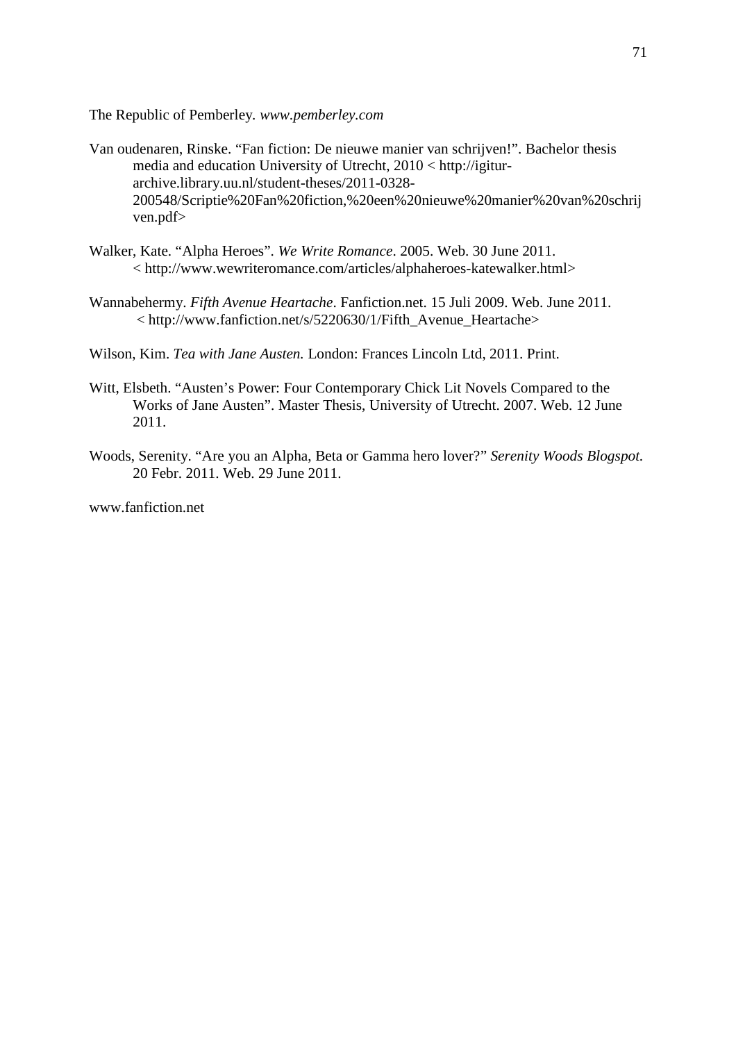The Republic of Pemberley. *www.pemberley.com*

Van oudenaren, Rinske. "Fan fiction: De nieuwe manier van schrijven!". Bachelor thesis media and education University of Utrecht, 2010 < http://igitur-archive.library.uu.nl/student-theses/2011-0328-200548/Scriptie%20Fan%20fiction,%20een%20nieuwe%20manier%20van%20schrijven.pdf>

Walker, Kate. "Alpha Heroes". *We Write Romance*. 2005. Web. 30 June 2011. < http://www.wewriteromance.com/articles/alphaheroes-katewalker.html>

Wannabehermy. *Fifth Avenue Heartache*. Fanfiction.net. 15 Juli 2009. Web. June 2011. < http://www.fanfiction.net/s/5220630/1/Fifth_Avenue_Heartache>

Wilson, Kim. *Tea with Jane Austen.* London: Frances Lincoln Ltd, 2011. Print.

Witt, Elsbeth. "Austen's Power: Four Contemporary Chick Lit Novels Compared to the Works of Jane Austen". Master Thesis, University of Utrecht. 2007. Web. 12 June 2011.

Woods, Serenity. "Are you an Alpha, Beta or Gamma hero lover?" *Serenity Woods Blogspot.* 20 Febr. 2011. Web. 29 June 2011.

www.fanfiction.net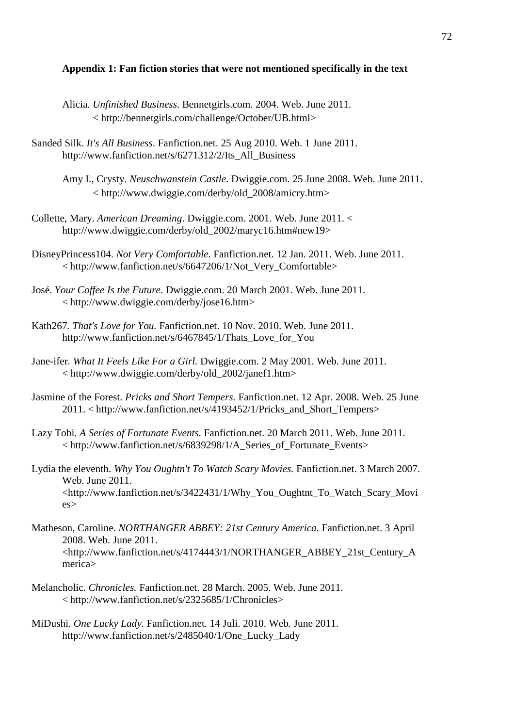**Appendix 1: Fan fiction stories that were not mentioned specifically in the text**

Alicia. *Unfinished Business*. Bennetgirls.com. 2004. Web. June 2011. < http://bennetgirls.com/challenge/October/UB.html>

Sanded Silk. *It's All Business*. Fanfiction.net. 25 Aug 2010. Web. 1 June 2011. http://www.fanfiction.net/s/6271312/2/Its_All_Business

Amy I., Crysty. *Neuschwanstein Castle*. Dwiggie.com. 25 June 2008. Web. June 2011. < http://www.dwiggie.com/derby/old_2008/amicry.htm>

Collette, Mary. *American Dreaming*. Dwiggie.com. 2001. Web. June 2011. < http://www.dwiggie.com/derby/old_2002/maryc16.htm#new19>

DisneyPrincess104. *Not Very Comfortable.* Fanfiction.net. 12 Jan. 2011. Web. June 2011. < http://www.fanfiction.net/s/6647206/1/Not_Very_Comfortable>

José. *Your Coffee Is the Future*. Dwiggie.com. 20 March 2001. Web. June 2011. < http://www.dwiggie.com/derby/jose16.htm>

Kath267. *That's Love for You.* Fanfiction.net. 10 Nov. 2010. Web. June 2011. http://www.fanfiction.net/s/6467845/1/Thats_Love_for_You

Jane-ifer. *What It Feels Like For a Girl.* Dwiggie.com. 2 May 2001. Web. June 2011. < http://www.dwiggie.com/derby/old_2002/janef1.htm>

Jasmine of the Forest. *Pricks and Short Tempers.* Fanfiction.net. 12 Apr. 2008. Web. 25 June 2011. < http://www.fanfiction.net/s/4193452/1/Pricks_and_Short_Tempers>

Lazy Tobi. *A Series of Fortunate Events.* Fanfiction.net. 20 March 2011. Web. June 2011. < http://www.fanfiction.net/s/6839298/1/A_Series_of_Fortunate_Events>

Lydia the eleventh. *Why You Oughtn't To Watch Scary Movies.* Fanfiction.net. 3 March 2007. Web. June 2011. <http://www.fanfiction.net/s/3422431/1/Why_You_Oughtnt_To_Watch_Scary_Movies>

Matheson, Caroline. *NORTHANGER ABBEY: 21st Century America.* Fanfiction.net. 3 April 2008. Web. June 2011. <http://www.fanfiction.net/s/4174443/1/NORTHANGER_ABBEY_21st_Century_America>

Melancholic. *Chronicles.* Fanfiction.net. 28 March. 2005. Web. June 2011. < http://www.fanfiction.net/s/2325685/1/Chronicles>

MiDushi. *One Lucky Lady.* Fanfiction.net. 14 Juli. 2010. Web. June 2011. http://www.fanfiction.net/s/2485040/1/One_Lucky_Lady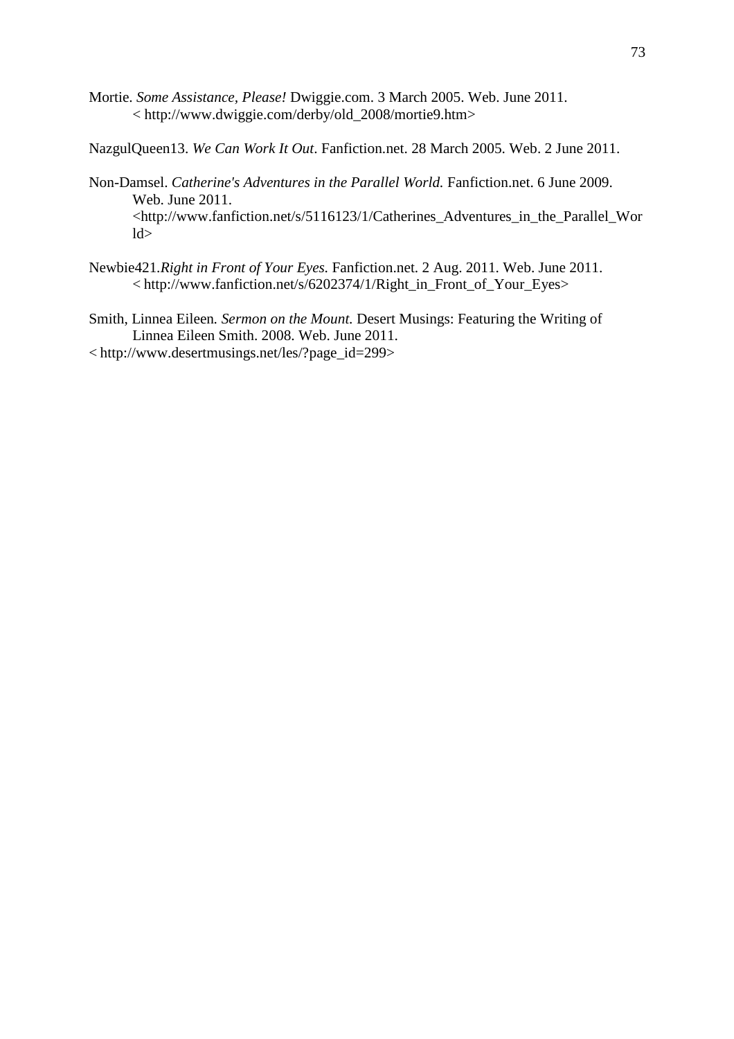Mortie. *Some Assistance, Please!* Dwiggie.com. 3 March 2005. Web. June 2011. < http://www.dwiggie.com/derby/old_2008/mortie9.htm>

NazgulQueen13. *We Can Work It Out*. Fanfiction.net. 28 March 2005. Web. 2 June 2011.

Non-Damsel. *Catherine's Adventures in the Parallel World.* Fanfiction.net. 6 June 2009. Web. June 2011. <http://www.fanfiction.net/s/5116123/1/Catherines_Adventures_in_the_Parallel_World>

Newbie421.*Right in Front of Your Eyes.* Fanfiction.net. 2 Aug. 2011. Web. June 2011. < http://www.fanfiction.net/s/6202374/1/Right_in_Front_of_Your_Eyes>

Smith, Linnea Eileen. *Sermon on the Mount.* Desert Musings: Featuring the Writing of Linnea Eileen Smith. 2008. Web. June 2011. < http://www.desertmusings.net/les/?page_id=299>